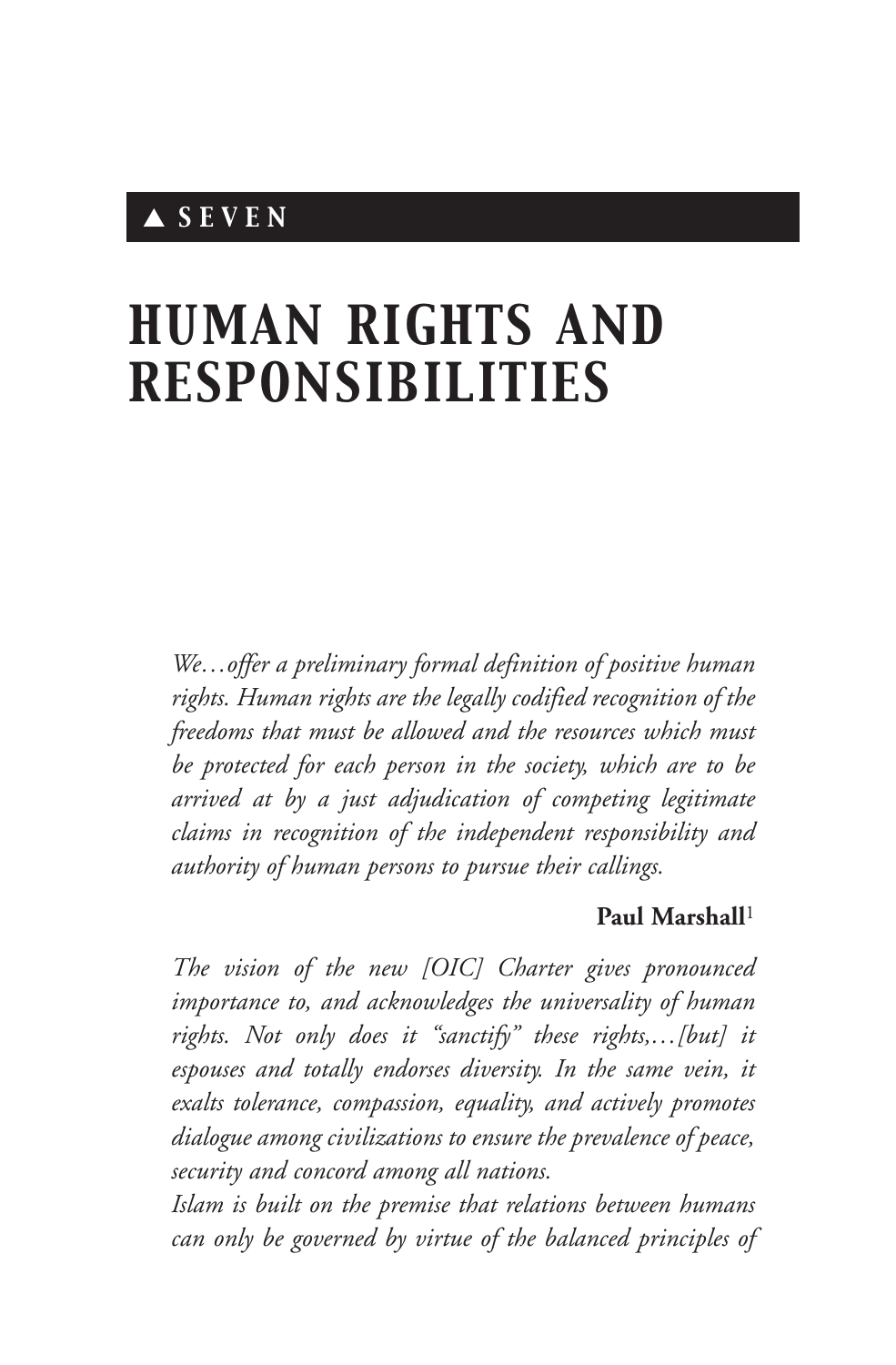▲ SEVEN

# HUMAN RIGHTS AND RESPONSIBILITIES

*We…offer a preliminary formal definition of positive human rights. Human rights are the legally codified recognition of the freedoms that must be allowed and the resources which must be protected for each person in the society, which are to be arrived at by a just adjudication of competing legitimate claims in recognition of the independent responsibility and authority of human persons to pursue their callings.*

**Paul Marshall**[1]

*The vision of the new [OIC] Charter gives pronounced importance to, and acknowledges the universality of human rights. Not only does it "sanctify" these rights,…[but] it espouses and totally endorses diversity. In the same vein, it exalts tolerance, compassion, equality, and actively promotes dialogue among civilizations to ensure the prevalence of peace, security and concord among all nations.*

*Islam is built on the premise that relations between humans can only be governed by virtue of the balanced principles of*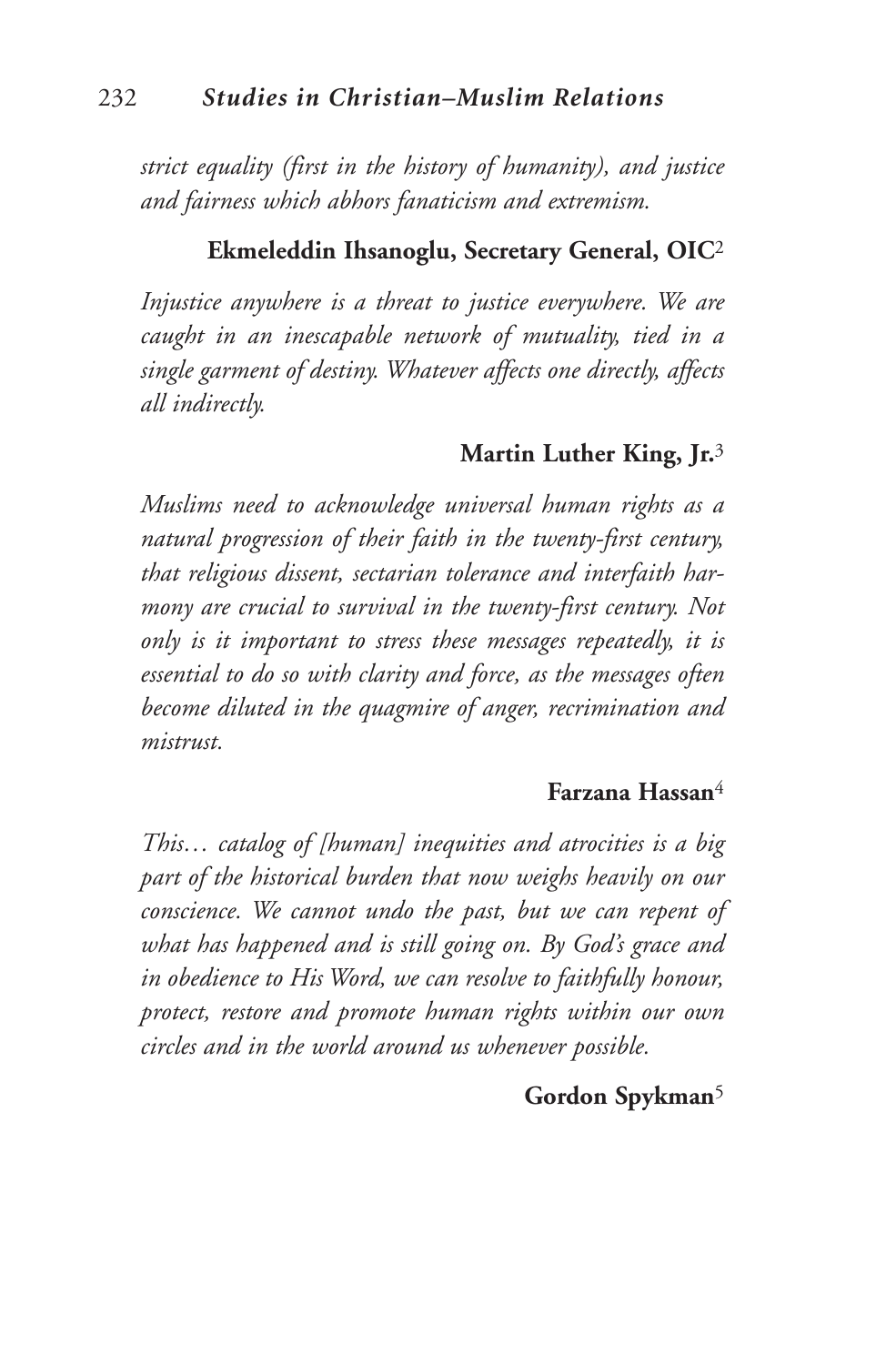*strict equality (first in the history of humanity), and justice and fairness which abhors fanaticism and extremism.*

**Ekmeleddin Ihsanoglu, Secretary General, OIC**[2]

*Injustice anywhere is a threat to justice everywhere. We are caught in an inescapable network of mutuality, tied in a single garment of destiny. Whatever affects one directly, affects all indirectly.*

**Martin Luther King, Jr.**[3]

*Muslims need to acknowledge universal human rights as a natural progression of their faith in the twenty-first century, that religious dissent, sectarian tolerance and interfaith harmony are crucial to survival in the twenty-first century. Not only is it important to stress these messages repeatedly, it is essential to do so with clarity and force, as the messages often become diluted in the quagmire of anger, recrimination and mistrust.*

**Farzana Hassan**[4]

*This… catalog of [human] inequities and atrocities is a big part of the historical burden that now weighs heavily on our conscience. We cannot undo the past, but we can repent of what has happened and is still going on. By God's grace and in obedience to His Word, we can resolve to faithfully honour, protect, restore and promote human rights within our own circles and in the world around us whenever possible.*

**Gordon Spykman**[5]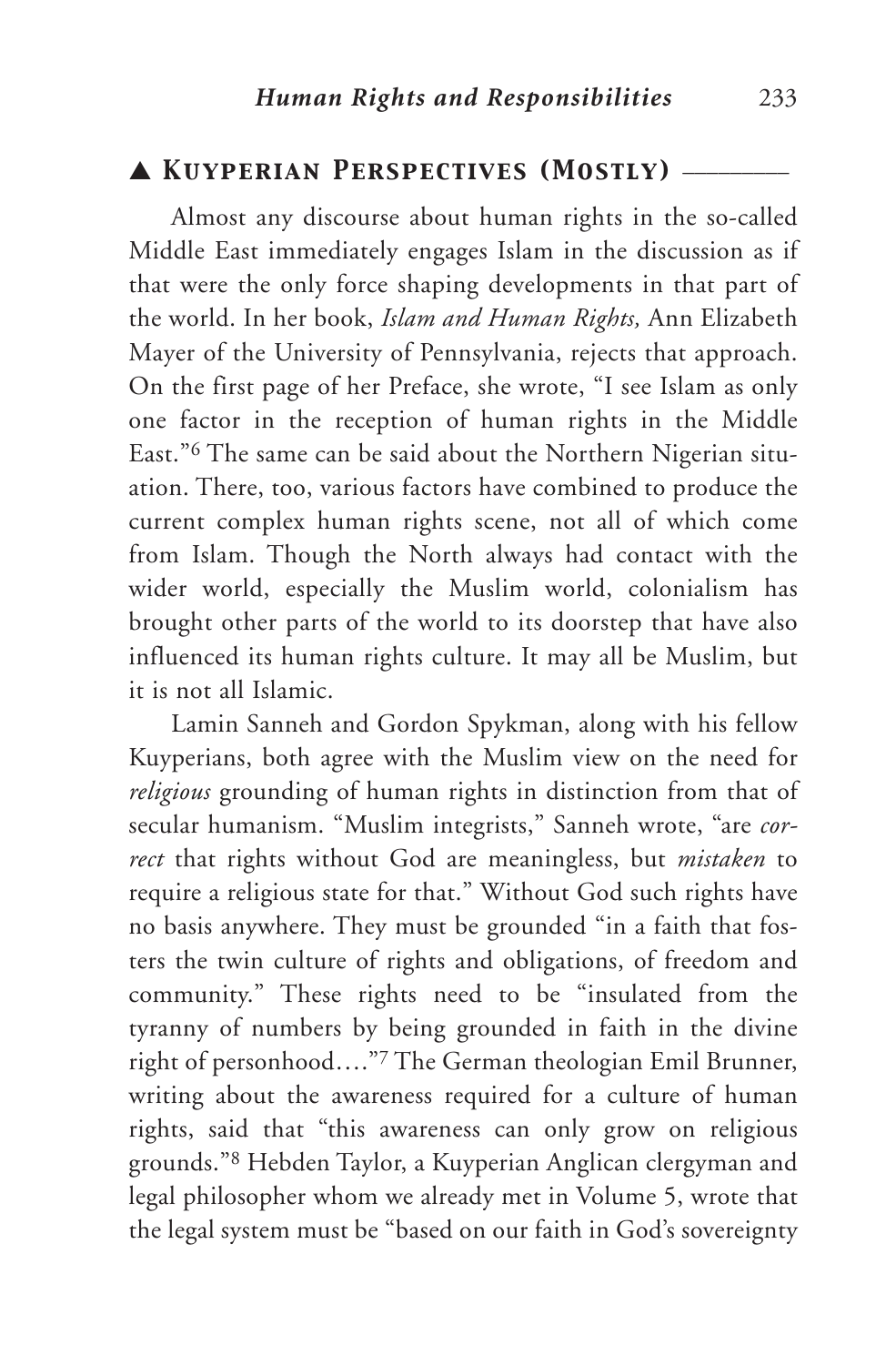## ▲ Kuyperian Perspectives (Mostly)

Almost any discourse about human rights in the so-called Middle East immediately engages Islam in the discussion as if that were the only force shaping developments in that part of the world. In her book, *Islam and Human Rights,* Ann Elizabeth Mayer of the University of Pennsylvania, rejects that approach. On the first page of her Preface, she wrote, "I see Islam as only one factor in the reception of human rights in the Middle East."[6] The same can be said about the Northern Nigerian situation. There, too, various factors have combined to produce the current complex human rights scene, not all of which come from Islam. Though the North always had contact with the wider world, especially the Muslim world, colonialism has brought other parts of the world to its doorstep that have also influenced its human rights culture. It may all be Muslim, but it is not all Islamic.

Lamin Sanneh and Gordon Spykman, along with his fellow Kuyperians, both agree with the Muslim view on the need for *religious* grounding of human rights in distinction from that of secular humanism. "Muslim integrists," Sanneh wrote, "are *correct* that rights without God are meaningless, but *mistaken* to require a religious state for that." Without God such rights have no basis anywhere. They must be grounded "in a faith that fosters the twin culture of rights and obligations, of freedom and community." These rights need to be "insulated from the tyranny of numbers by being grounded in faith in the divine right of personhood…."[7] The German theologian Emil Brunner, writing about the awareness required for a culture of human rights, said that "this awareness can only grow on religious grounds."[8] Hebden Taylor, a Kuyperian Anglican clergyman and legal philosopher whom we already met in Volume 5, wrote that the legal system must be "based on our faith in God's sovereignty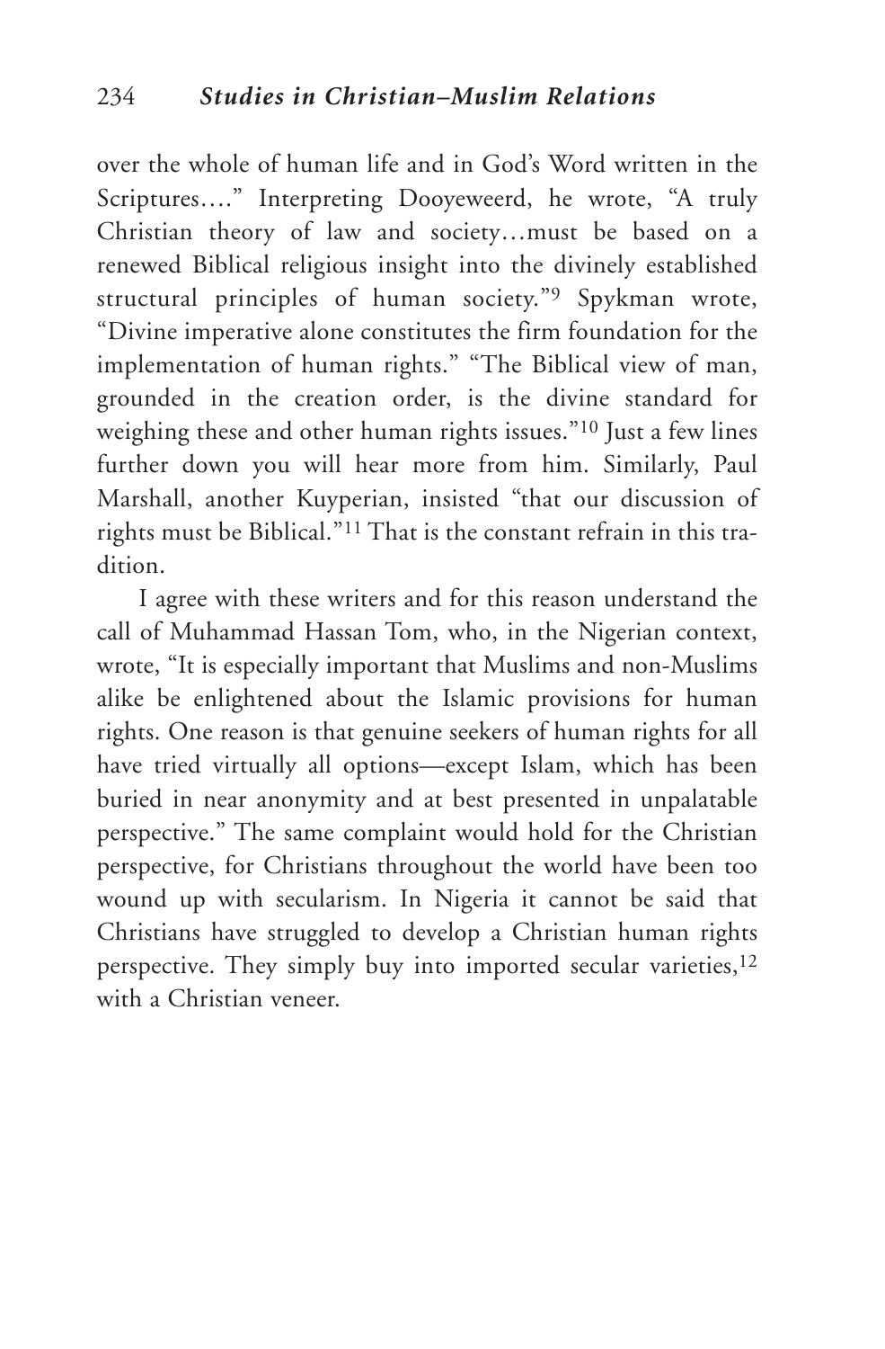over the whole of human life and in God's Word written in the Scriptures…." Interpreting Dooyeweerd, he wrote, "A truly Christian theory of law and society…must be based on a renewed Biblical religious insight into the divinely established structural principles of human society."[9] Spykman wrote, "Divine imperative alone constitutes the firm foundation for the implementation of human rights." "The Biblical view of man, grounded in the creation order, is the divine standard for weighing these and other human rights issues."[10] Just a few lines further down you will hear more from him. Similarly, Paul Marshall, another Kuyperian, insisted "that our discussion of rights must be Biblical."[11] That is the constant refrain in this tradition.

I agree with these writers and for this reason understand the call of Muhammad Hassan Tom, who, in the Nigerian context, wrote, "It is especially important that Muslims and non-Muslims alike be enlightened about the Islamic provisions for human rights. One reason is that genuine seekers of human rights for all have tried virtually all options—except Islam, which has been buried in near anonymity and at best presented in unpalatable perspective." The same complaint would hold for the Christian perspective, for Christians throughout the world have been too wound up with secularism. In Nigeria it cannot be said that Christians have struggled to develop a Christian human rights perspective. They simply buy into imported secular varieties,[12] with a Christian veneer.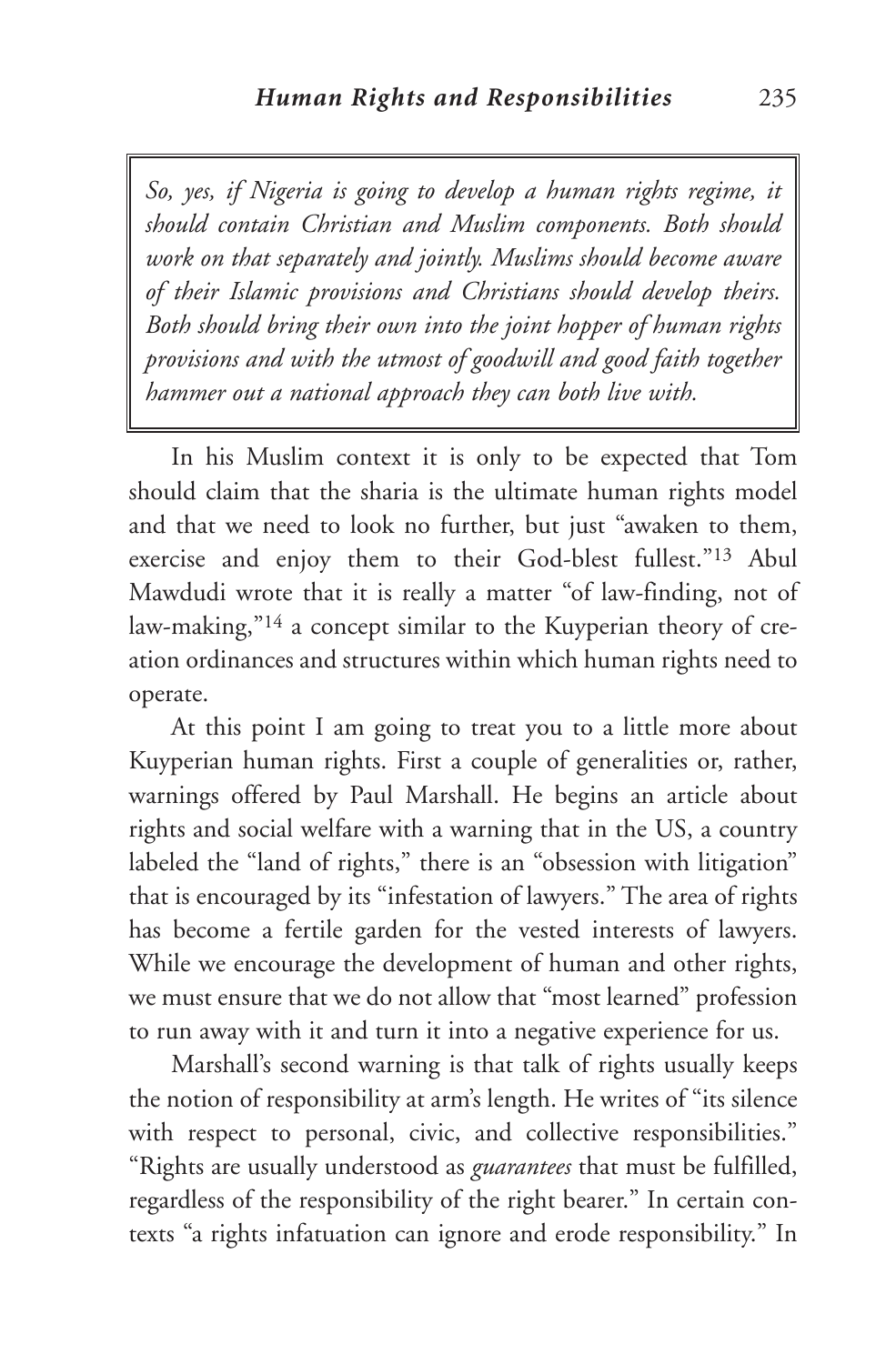> *So, yes, if Nigeria is going to develop a human rights regime, it should contain Christian and Muslim components. Both should work on that separately and jointly. Muslims should become aware of their Islamic provisions and Christians should develop theirs. Both should bring their own into the joint hopper of human rights provisions and with the utmost of goodwill and good faith together hammer out a national approach they can both live with.*

In his Muslim context it is only to be expected that Tom should claim that the sharia is the ultimate human rights model and that we need to look no further, but just "awaken to them, exercise and enjoy them to their God-blest fullest."[13] Abul Mawdudi wrote that it is really a matter "of law-finding, not of law-making,"[14] a concept similar to the Kuyperian theory of creation ordinances and structures within which human rights need to operate.

At this point I am going to treat you to a little more about Kuyperian human rights. First a couple of generalities or, rather, warnings offered by Paul Marshall. He begins an article about rights and social welfare with a warning that in the US, a country labeled the "land of rights," there is an "obsession with litigation" that is encouraged by its "infestation of lawyers." The area of rights has become a fertile garden for the vested interests of lawyers. While we encourage the development of human and other rights, we must ensure that we do not allow that "most learned" profession to run away with it and turn it into a negative experience for us.

Marshall's second warning is that talk of rights usually keeps the notion of responsibility at arm's length. He writes of "its silence with respect to personal, civic, and collective responsibilities." "Rights are usually understood as *guarantees* that must be fulfilled, regardless of the responsibility of the right bearer." In certain contexts "a rights infatuation can ignore and erode responsibility." In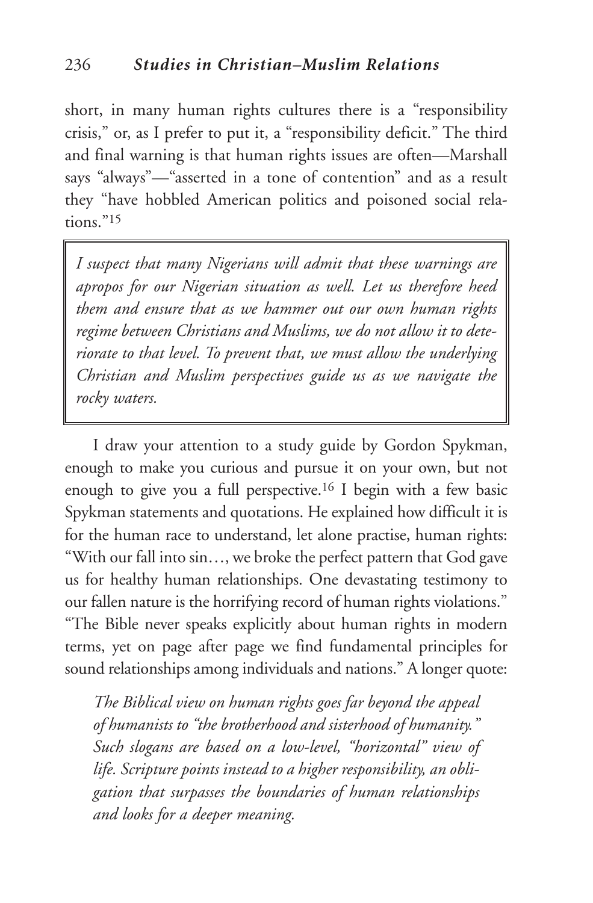short, in many human rights cultures there is a "responsibility crisis," or, as I prefer to put it, a "responsibility deficit." The third and final warning is that human rights issues are often—Marshall says "always"—"asserted in a tone of contention" and as a result they "have hobbled American politics and poisoned social relations."[15]

> *I suspect that many Nigerians will admit that these warnings are apropos for our Nigerian situation as well. Let us therefore heed them and ensure that as we hammer out our own human rights regime between Christians and Muslims, we do not allow it to deteriorate to that level. To prevent that, we must allow the underlying Christian and Muslim perspectives guide us as we navigate the rocky waters.*

I draw your attention to a study guide by Gordon Spykman, enough to make you curious and pursue it on your own, but not enough to give you a full perspective.[16] I begin with a few basic Spykman statements and quotations. He explained how difficult it is for the human race to understand, let alone practise, human rights: "With our fall into sin…, we broke the perfect pattern that God gave us for healthy human relationships. One devastating testimony to our fallen nature is the horrifying record of human rights violations." "The Bible never speaks explicitly about human rights in modern terms, yet on page after page we find fundamental principles for sound relationships among individuals and nations." A longer quote:

> *The Biblical view on human rights goes far beyond the appeal of humanists to "the brotherhood and sisterhood of humanity." Such slogans are based on a low-level, "horizontal" view of life. Scripture points instead to a higher responsibility, an obligation that surpasses the boundaries of human relationships and looks for a deeper meaning.*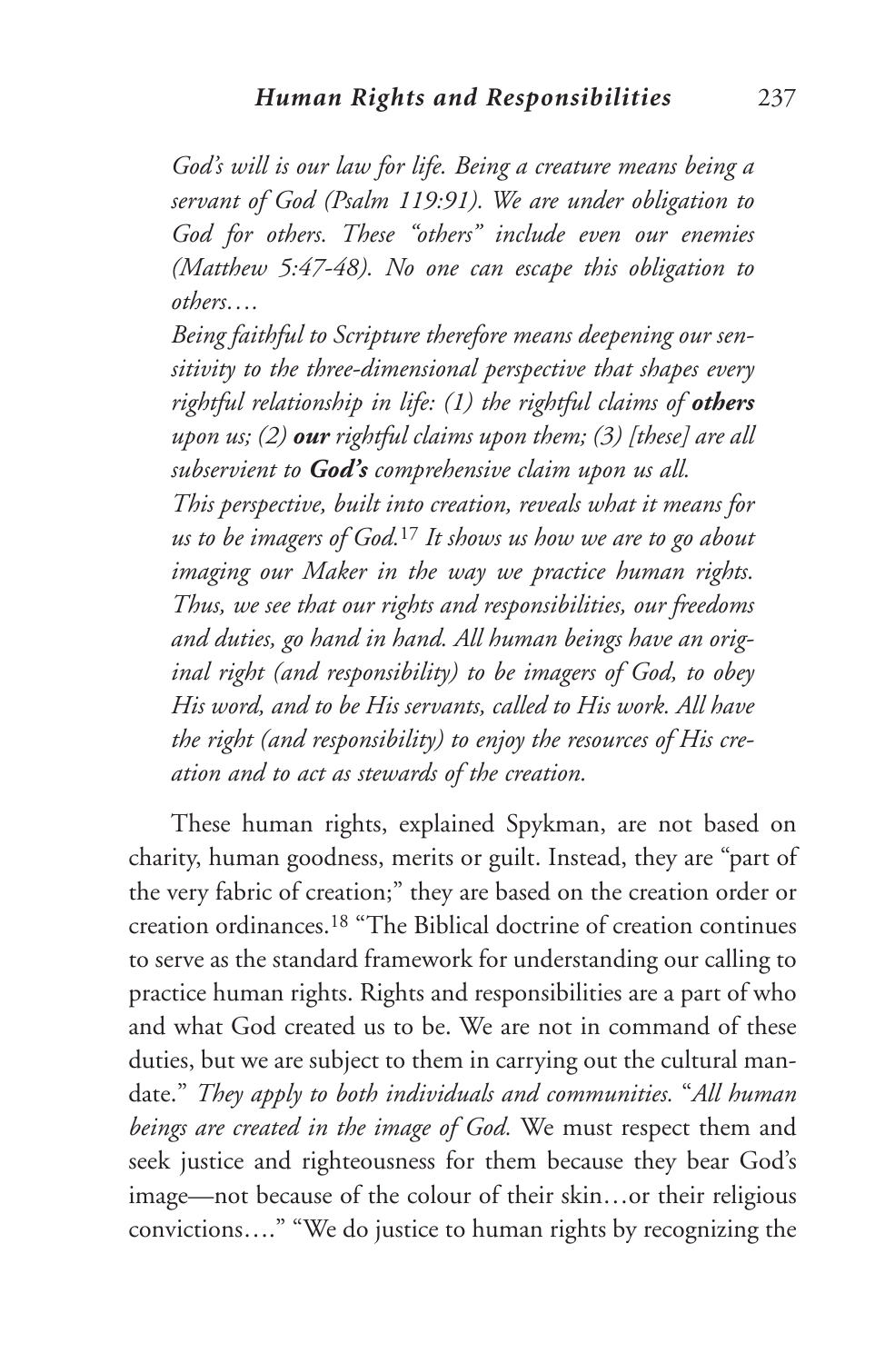*God's will is our law for life. Being a creature means being a servant of God (Psalm 119:91). We are under obligation to God for others. These "others" include even our enemies (Matthew 5:47-48). No one can escape this obligation to others….*

*Being faithful to Scripture therefore means deepening our sensitivity to the three-dimensional perspective that shapes every rightful relationship in life: (1) the rightful claims of* ***others*** *upon us; (2)* ***our*** *rightful claims upon them; (3) [these] are all subservient to* ***God's*** *comprehensive claim upon us all.*

*This perspective, built into creation, reveals what it means for us to be imagers of God.*[17] *It shows us how we are to go about imaging our Maker in the way we practice human rights. Thus, we see that our rights and responsibilities, our freedoms and duties, go hand in hand. All human beings have an original right (and responsibility) to be imagers of God, to obey His word, and to be His servants, called to His work. All have the right (and responsibility) to enjoy the resources of His creation and to act as stewards of the creation.*

These human rights, explained Spykman, are not based on charity, human goodness, merits or guilt. Instead, they are "part of the very fabric of creation;" they are based on the creation order or creation ordinances.[18] "The Biblical doctrine of creation continues to serve as the standard framework for understanding our calling to practice human rights. Rights and responsibilities are a part of who and what God created us to be. We are not in command of these duties, but we are subject to them in carrying out the cultural mandate." *They apply to both individuals and communities.* "*All human beings are created in the image of God.* We must respect them and seek justice and righteousness for them because they bear God's image—not because of the colour of their skin…or their religious convictions…." "We do justice to human rights by recognizing the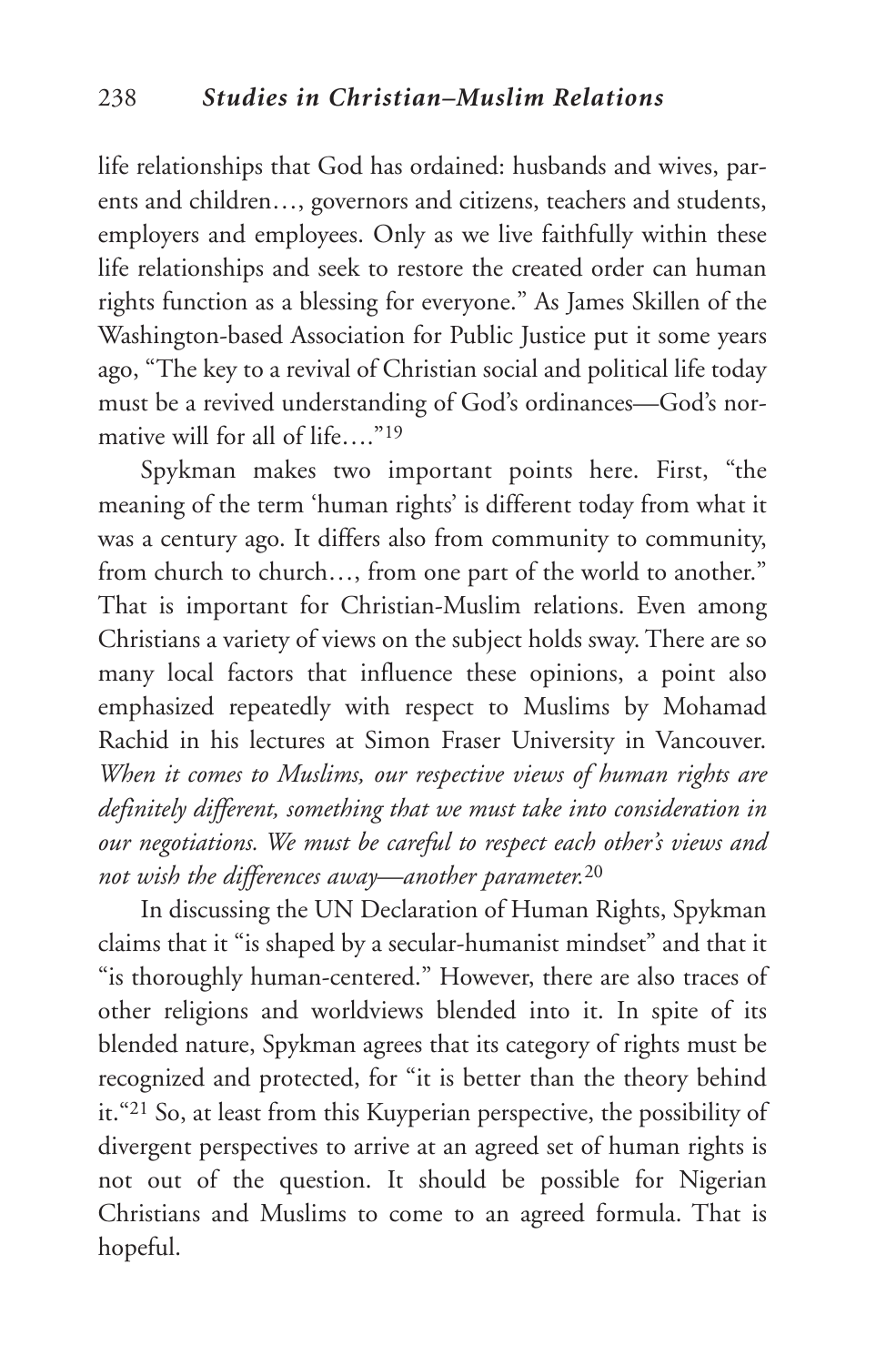life relationships that God has ordained: husbands and wives, parents and children…, governors and citizens, teachers and students, employers and employees. Only as we live faithfully within these life relationships and seek to restore the created order can human rights function as a blessing for everyone." As James Skillen of the Washington-based Association for Public Justice put it some years ago, "The key to a revival of Christian social and political life today must be a revived understanding of God's ordinances—God's normative will for all of life…."[19]

Spykman makes two important points here. First, "the meaning of the term 'human rights' is different today from what it was a century ago. It differs also from community to community, from church to church…, from one part of the world to another." That is important for Christian-Muslim relations. Even among Christians a variety of views on the subject holds sway. There are so many local factors that influence these opinions, a point also emphasized repeatedly with respect to Muslims by Mohamad Rachid in his lectures at Simon Fraser University in Vancouver. *When it comes to Muslims, our respective views of human rights are definitely different, something that we must take into consideration in our negotiations. We must be careful to respect each other's views and not wish the differences away—another parameter.*[20]

In discussing the UN Declaration of Human Rights, Spykman claims that it "is shaped by a secular-humanist mindset" and that it "is thoroughly human-centered." However, there are also traces of other religions and worldviews blended into it. In spite of its blended nature, Spykman agrees that its category of rights must be recognized and protected, for "it is better than the theory behind it."[21] So, at least from this Kuyperian perspective, the possibility of divergent perspectives to arrive at an agreed set of human rights is not out of the question. It should be possible for Nigerian Christians and Muslims to come to an agreed formula. That is hopeful.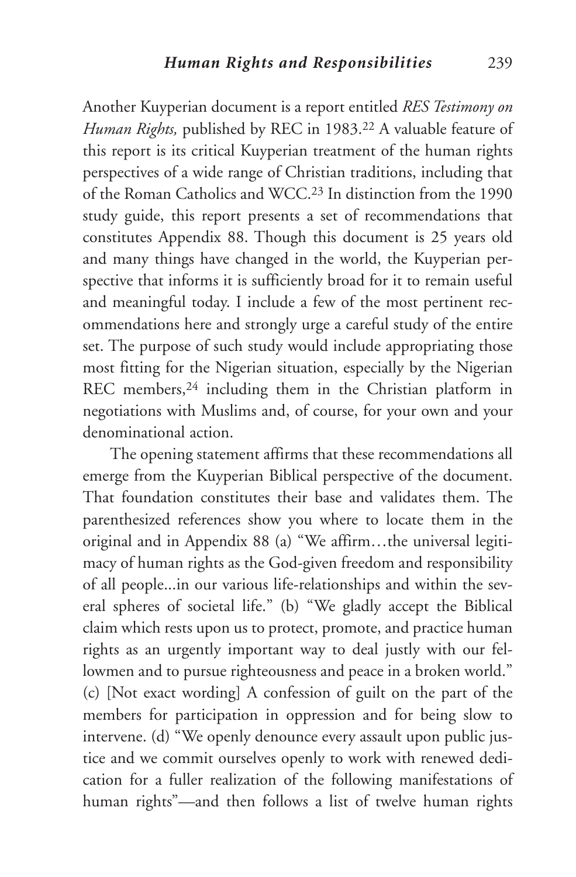Another Kuyperian document is a report entitled *RES Testimony on Human Rights,* published by REC in 1983.[22] A valuable feature of this report is its critical Kuyperian treatment of the human rights perspectives of a wide range of Christian traditions, including that of the Roman Catholics and WCC.[23] In distinction from the 1990 study guide, this report presents a set of recommendations that constitutes Appendix 88. Though this document is 25 years old and many things have changed in the world, the Kuyperian perspective that informs it is sufficiently broad for it to remain useful and meaningful today. I include a few of the most pertinent recommendations here and strongly urge a careful study of the entire set. The purpose of such study would include appropriating those most fitting for the Nigerian situation, especially by the Nigerian REC members,[24] including them in the Christian platform in negotiations with Muslims and, of course, for your own and your denominational action.

The opening statement affirms that these recommendations all emerge from the Kuyperian Biblical perspective of the document. That foundation constitutes their base and validates them. The parenthesized references show you where to locate them in the original and in Appendix 88 (a) "We affirm…the universal legitimacy of human rights as the God-given freedom and responsibility of all people...in our various life-relationships and within the several spheres of societal life." (b) "We gladly accept the Biblical claim which rests upon us to protect, promote, and practice human rights as an urgently important way to deal justly with our fellowmen and to pursue righteousness and peace in a broken world." (c) [Not exact wording] A confession of guilt on the part of the members for participation in oppression and for being slow to intervene. (d) "We openly denounce every assault upon public justice and we commit ourselves openly to work with renewed dedication for a fuller realization of the following manifestations of human rights"—and then follows a list of twelve human rights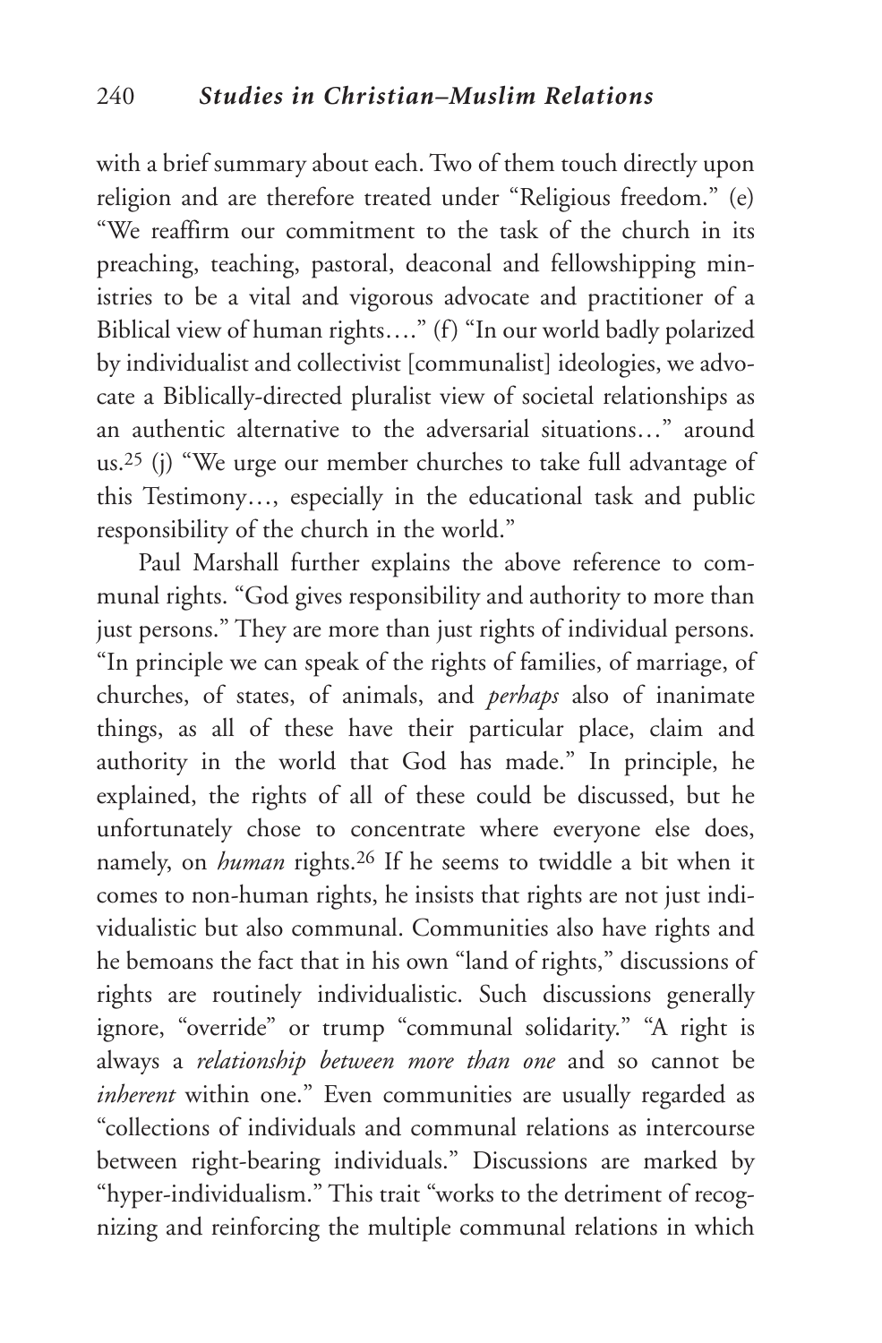with a brief summary about each. Two of them touch directly upon religion and are therefore treated under "Religious freedom." (e) "We reaffirm our commitment to the task of the church in its preaching, teaching, pastoral, deaconal and fellowshipping ministries to be a vital and vigorous advocate and practitioner of a Biblical view of human rights…." (f) "In our world badly polarized by individualist and collectivist [communalist] ideologies, we advocate a Biblically-directed pluralist view of societal relationships as an authentic alternative to the adversarial situations…" around us.[25] (j) "We urge our member churches to take full advantage of this Testimony…, especially in the educational task and public responsibility of the church in the world."

Paul Marshall further explains the above reference to communal rights. "God gives responsibility and authority to more than just persons." They are more than just rights of individual persons. "In principle we can speak of the rights of families, of marriage, of churches, of states, of animals, and *perhaps* also of inanimate things, as all of these have their particular place, claim and authority in the world that God has made." In principle, he explained, the rights of all of these could be discussed, but he unfortunately chose to concentrate where everyone else does, namely, on *human* rights.[26] If he seems to twiddle a bit when it comes to non-human rights, he insists that rights are not just individualistic but also communal. Communities also have rights and he bemoans the fact that in his own "land of rights," discussions of rights are routinely individualistic. Such discussions generally ignore, "override" or trump "communal solidarity." "A right is always a *relationship between more than one* and so cannot be *inherent* within one." Even communities are usually regarded as "collections of individuals and communal relations as intercourse between right-bearing individuals." Discussions are marked by "hyper-individualism." This trait "works to the detriment of recognizing and reinforcing the multiple communal relations in which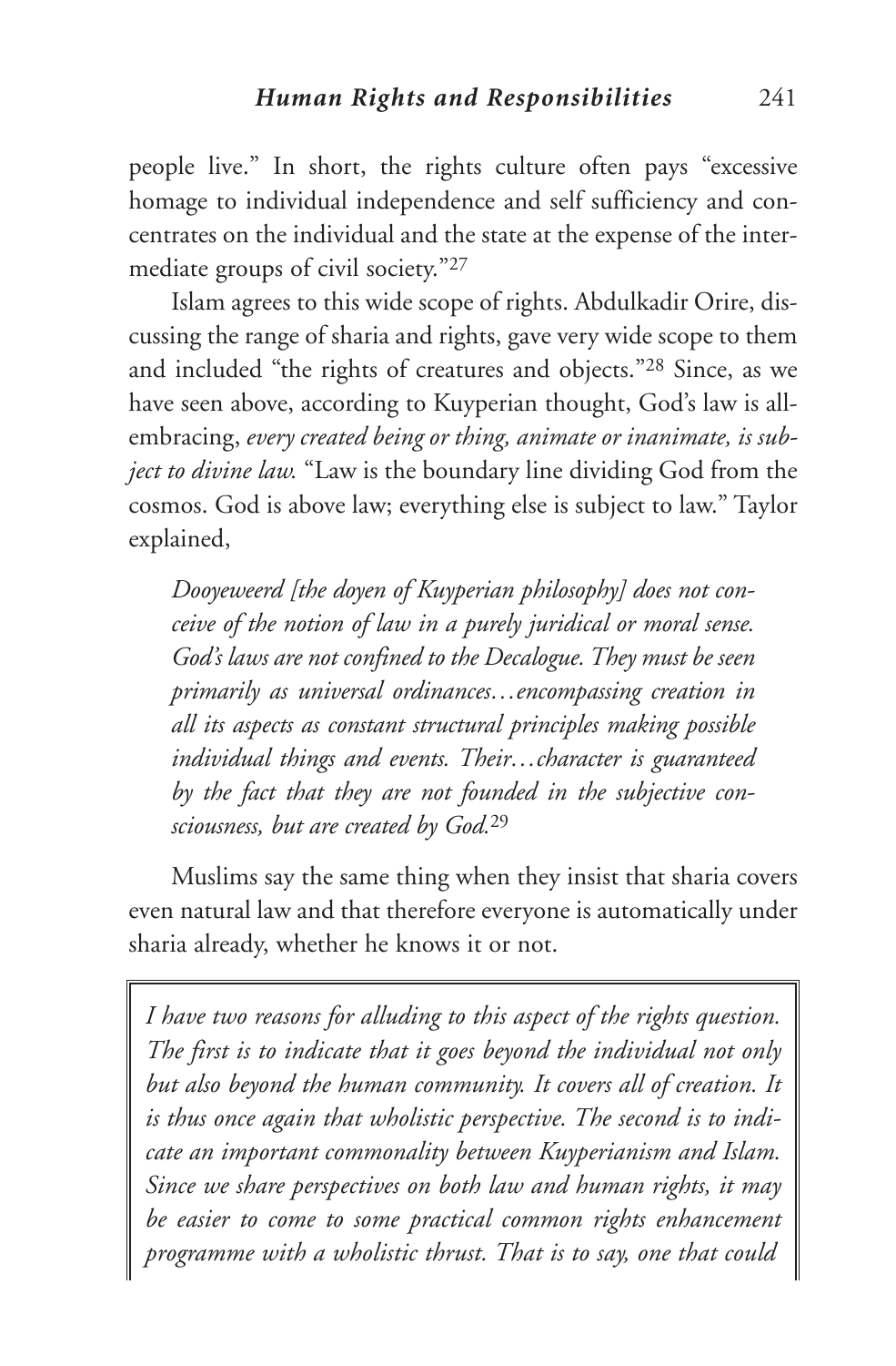people live." In short, the rights culture often pays "excessive homage to individual independence and self sufficiency and concentrates on the individual and the state at the expense of the intermediate groups of civil society."[27]

Islam agrees to this wide scope of rights. Abdulkadir Orire, discussing the range of sharia and rights, gave very wide scope to them and included "the rights of creatures and objects."[28] Since, as we have seen above, according to Kuyperian thought, God's law is all-embracing, *every created being or thing, animate or inanimate, is subject to divine law.* "Law is the boundary line dividing God from the cosmos. God is above law; everything else is subject to law." Taylor explained,

> *Dooyeweerd [the doyen of Kuyperian philosophy] does not conceive of the notion of law in a purely juridical or moral sense. God's laws are not confined to the Decalogue. They must be seen primarily as universal ordinances…encompassing creation in all its aspects as constant structural principles making possible individual things and events. Their…character is guaranteed by the fact that they are not founded in the subjective consciousness, but are created by God.*[29]

Muslims say the same thing when they insist that sharia covers even natural law and that therefore everyone is automatically under sharia already, whether he knows it or not.

*I have two reasons for alluding to this aspect of the rights question. The first is to indicate that it goes beyond the individual not only but also beyond the human community. It covers all of creation. It is thus once again that wholistic perspective. The second is to indicate an important commonality between Kuyperianism and Islam. Since we share perspectives on both law and human rights, it may be easier to come to some practical common rights enhancement programme with a wholistic thrust. That is to say, one that could*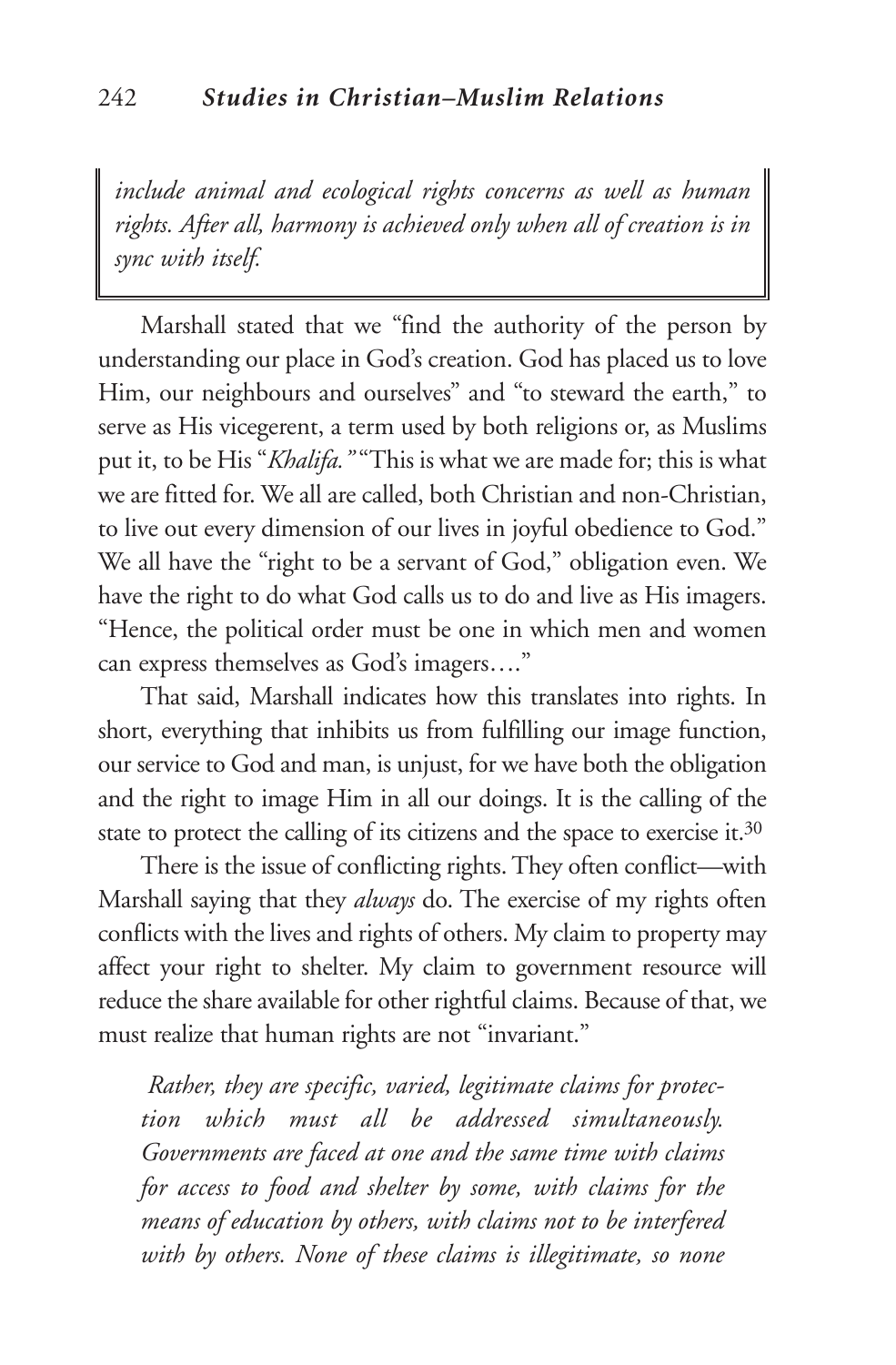*include animal and ecological rights concerns as well as human rights. After all, harmony is achieved only when all of creation is in sync with itself.*

Marshall stated that we "find the authority of the person by understanding our place in God's creation. God has placed us to love Him, our neighbours and ourselves" and "to steward the earth," to serve as His vicegerent, a term used by both religions or, as Muslims put it, to be His "*Khalifa.*" "This is what we are made for; this is what we are fitted for. We all are called, both Christian and non-Christian, to live out every dimension of our lives in joyful obedience to God." We all have the "right to be a servant of God," obligation even. We have the right to do what God calls us to do and live as His imagers. "Hence, the political order must be one in which men and women can express themselves as God's imagers…."

That said, Marshall indicates how this translates into rights. In short, everything that inhibits us from fulfilling our image function, our service to God and man, is unjust, for we have both the obligation and the right to image Him in all our doings. It is the calling of the state to protect the calling of its citizens and the space to exercise it.[30]

There is the issue of conflicting rights. They often conflict—with Marshall saying that they *always* do. The exercise of my rights often conflicts with the lives and rights of others. My claim to property may affect your right to shelter. My claim to government resource will reduce the share available for other rightful claims. Because of that, we must realize that human rights are not "invariant."

> *Rather, they are specific, varied, legitimate claims for protection which must all be addressed simultaneously. Governments are faced at one and the same time with claims for access to food and shelter by some, with claims for the means of education by others, with claims not to be interfered with by others. None of these claims is illegitimate, so none*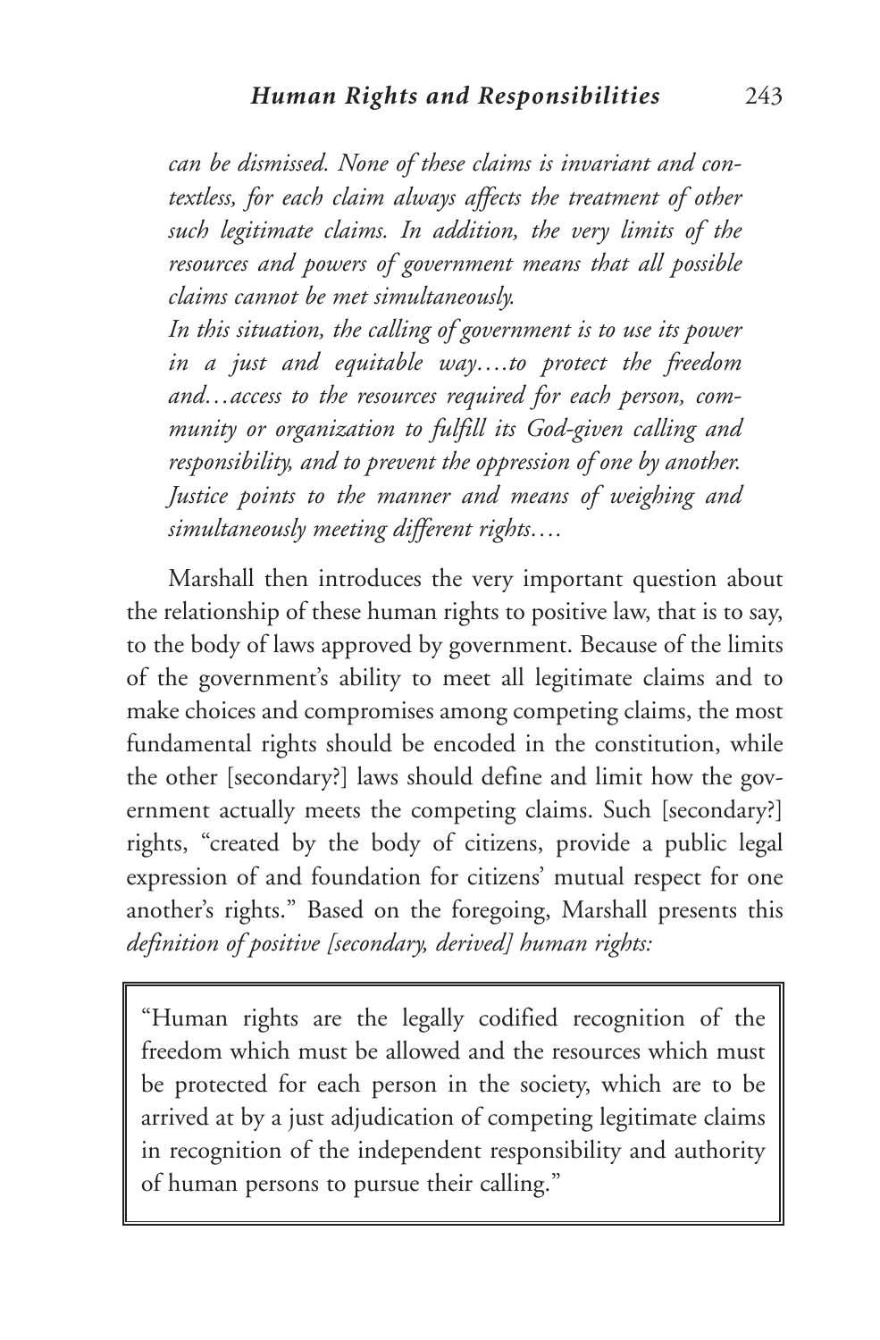*can be dismissed. None of these claims is invariant and contextless, for each claim always affects the treatment of other such legitimate claims. In addition, the very limits of the resources and powers of government means that all possible claims cannot be met simultaneously.*

*In this situation, the calling of government is to use its power in a just and equitable way….to protect the freedom and…access to the resources required for each person, community or organization to fulfill its God-given calling and responsibility, and to prevent the oppression of one by another. Justice points to the manner and means of weighing and simultaneously meeting different rights….*

Marshall then introduces the very important question about the relationship of these human rights to positive law, that is to say, to the body of laws approved by government. Because of the limits of the government's ability to meet all legitimate claims and to make choices and compromises among competing claims, the most fundamental rights should be encoded in the constitution, while the other [secondary?] laws should define and limit how the government actually meets the competing claims. Such [secondary?] rights, "created by the body of citizens, provide a public legal expression of and foundation for citizens' mutual respect for one another's rights." Based on the foregoing, Marshall presents this *definition of positive [secondary, derived] human rights:*

> "Human rights are the legally codified recognition of the freedom which must be allowed and the resources which must be protected for each person in the society, which are to be arrived at by a just adjudication of competing legitimate claims in recognition of the independent responsibility and authority of human persons to pursue their calling."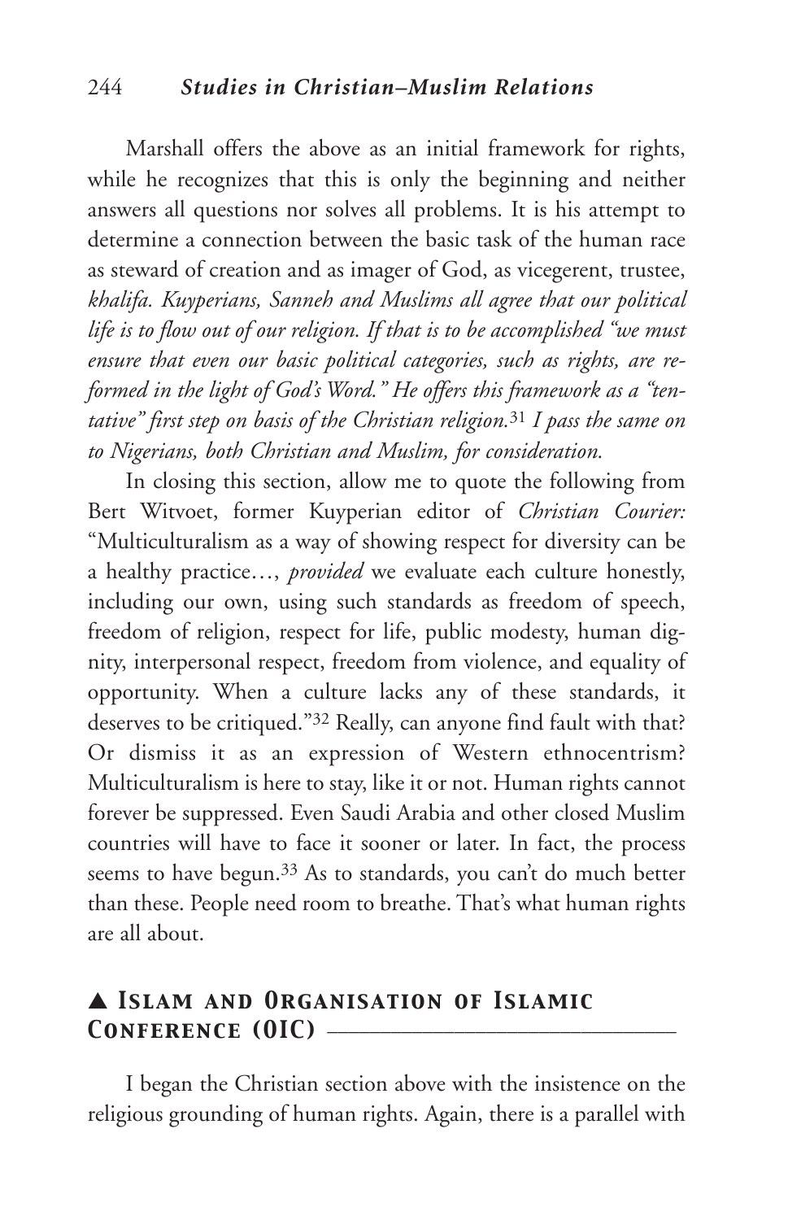Marshall offers the above as an initial framework for rights, while he recognizes that this is only the beginning and neither answers all questions nor solves all problems. It is his attempt to determine a connection between the basic task of the human race as steward of creation and as imager of God, as vicegerent, trustee, *khalifa. Kuyperians, Sanneh and Muslims all agree that our political life is to flow out of our religion. If that is to be accomplished "we must ensure that even our basic political categories, such as rights, are reformed in the light of God's Word." He offers this framework as a "tentative" first step on basis of the Christian religion.*[31] *I pass the same on to Nigerians, both Christian and Muslim, for consideration.*

In closing this section, allow me to quote the following from Bert Witvoet, former Kuyperian editor of *Christian Courier:* "Multiculturalism as a way of showing respect for diversity can be a healthy practice…, *provided* we evaluate each culture honestly, including our own, using such standards as freedom of speech, freedom of religion, respect for life, public modesty, human dignity, interpersonal respect, freedom from violence, and equality of opportunity. When a culture lacks any of these standards, it deserves to be critiqued."[32] Really, can anyone find fault with that? Or dismiss it as an expression of Western ethnocentrism? Multiculturalism is here to stay, like it or not. Human rights cannot forever be suppressed. Even Saudi Arabia and other closed Muslim countries will have to face it sooner or later. In fact, the process seems to have begun.[33] As to standards, you can't do much better than these. People need room to breathe. That's what human rights are all about.

## ▲ Islam and Organisation of Islamic Conference (OIC)

I began the Christian section above with the insistence on the religious grounding of human rights. Again, there is a parallel with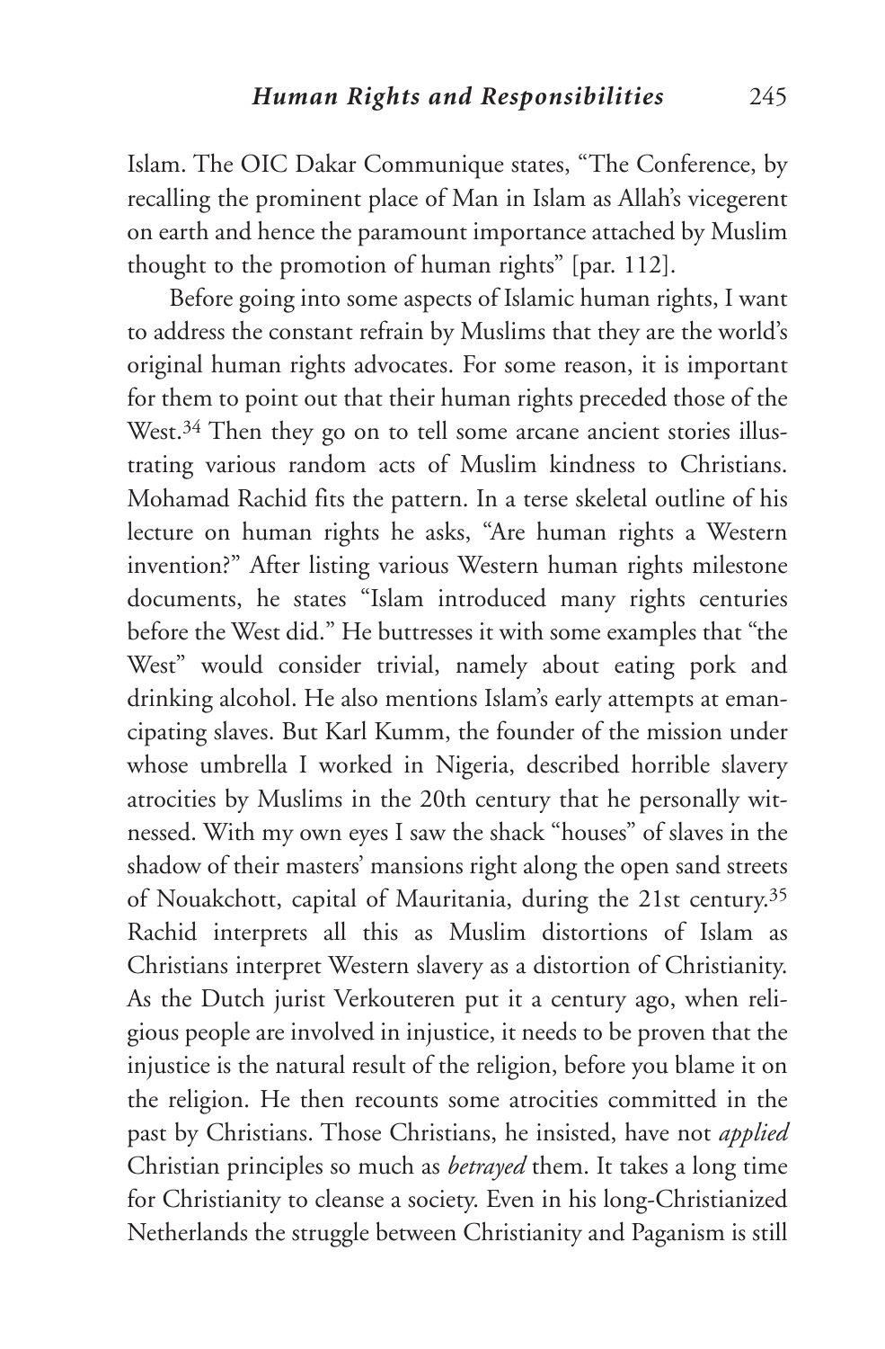Islam. The OIC Dakar Communique states, "The Conference, by recalling the prominent place of Man in Islam as Allah's vicegerent on earth and hence the paramount importance attached by Muslim thought to the promotion of human rights" [par. 112].

Before going into some aspects of Islamic human rights, I want to address the constant refrain by Muslims that they are the world's original human rights advocates. For some reason, it is important for them to point out that their human rights preceded those of the West.[34] Then they go on to tell some arcane ancient stories illustrating various random acts of Muslim kindness to Christians. Mohamad Rachid fits the pattern. In a terse skeletal outline of his lecture on human rights he asks, "Are human rights a Western invention?" After listing various Western human rights milestone documents, he states "Islam introduced many rights centuries before the West did." He buttresses it with some examples that "the West" would consider trivial, namely about eating pork and drinking alcohol. He also mentions Islam's early attempts at emancipating slaves. But Karl Kumm, the founder of the mission under whose umbrella I worked in Nigeria, described horrible slavery atrocities by Muslims in the 20th century that he personally witnessed. With my own eyes I saw the shack "houses" of slaves in the shadow of their masters' mansions right along the open sand streets of Nouakchott, capital of Mauritania, during the 21st century.[35] Rachid interprets all this as Muslim distortions of Islam as Christians interpret Western slavery as a distortion of Christianity. As the Dutch jurist Verkouteren put it a century ago, when religious people are involved in injustice, it needs to be proven that the injustice is the natural result of the religion, before you blame it on the religion. He then recounts some atrocities committed in the past by Christians. Those Christians, he insisted, have not *applied* Christian principles so much as *betrayed* them. It takes a long time for Christianity to cleanse a society. Even in his long-Christianized Netherlands the struggle between Christianity and Paganism is still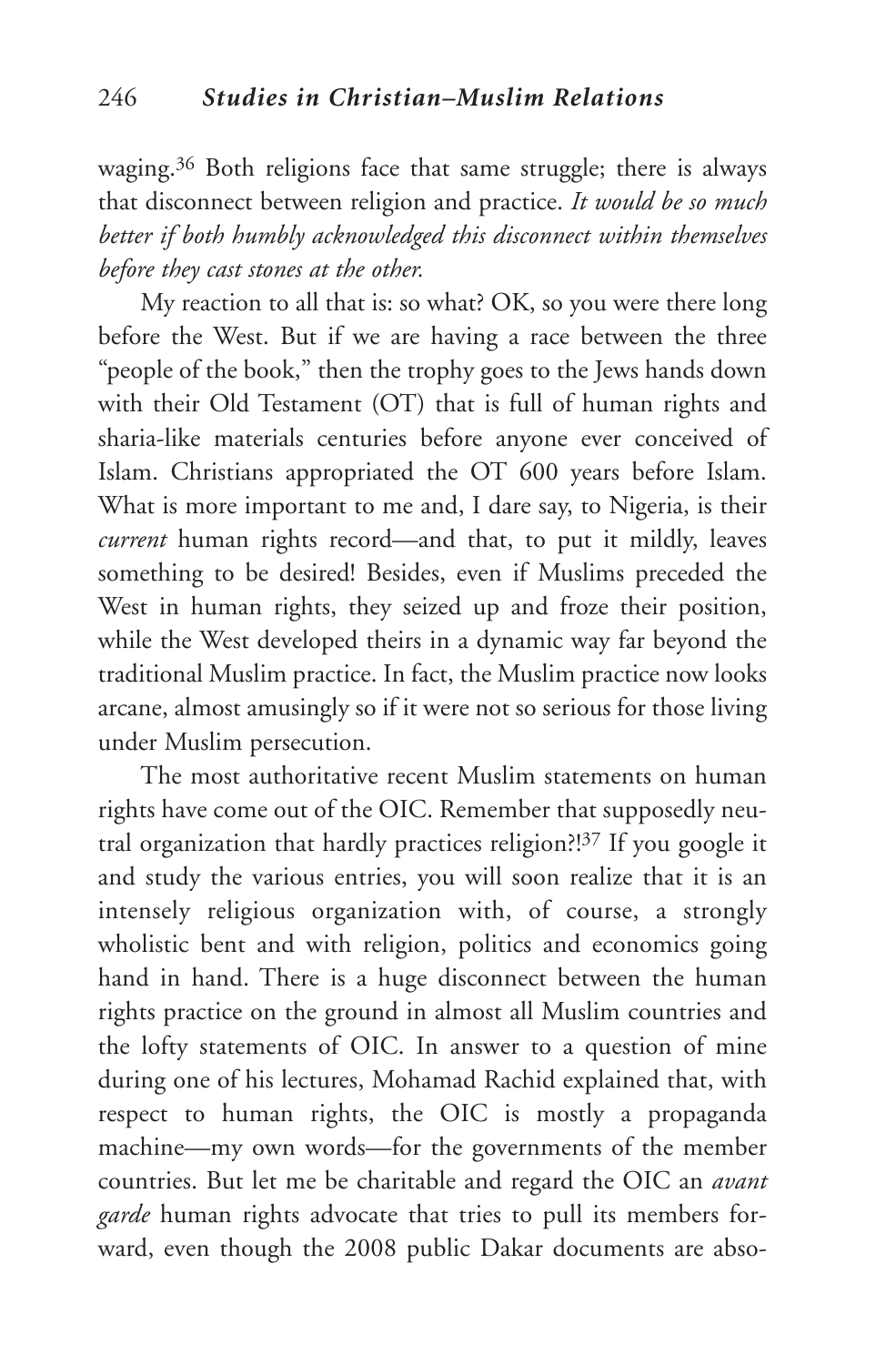waging.[36] Both religions face that same struggle; there is always that disconnect between religion and practice. *It would be so much better if both humbly acknowledged this disconnect within themselves before they cast stones at the other.*

My reaction to all that is: so what? OK, so you were there long before the West. But if we are having a race between the three "people of the book," then the trophy goes to the Jews hands down with their Old Testament (OT) that is full of human rights and sharia-like materials centuries before anyone ever conceived of Islam. Christians appropriated the OT 600 years before Islam. What is more important to me and, I dare say, to Nigeria, is their *current* human rights record—and that, to put it mildly, leaves something to be desired! Besides, even if Muslims preceded the West in human rights, they seized up and froze their position, while the West developed theirs in a dynamic way far beyond the traditional Muslim practice. In fact, the Muslim practice now looks arcane, almost amusingly so if it were not so serious for those living under Muslim persecution.

The most authoritative recent Muslim statements on human rights have come out of the OIC. Remember that supposedly neutral organization that hardly practices religion?![37] If you google it and study the various entries, you will soon realize that it is an intensely religious organization with, of course, a strongly wholistic bent and with religion, politics and economics going hand in hand. There is a huge disconnect between the human rights practice on the ground in almost all Muslim countries and the lofty statements of OIC. In answer to a question of mine during one of his lectures, Mohamad Rachid explained that, with respect to human rights, the OIC is mostly a propaganda machine—my own words—for the governments of the member countries. But let me be charitable and regard the OIC an *avant garde* human rights advocate that tries to pull its members forward, even though the 2008 public Dakar documents are abso-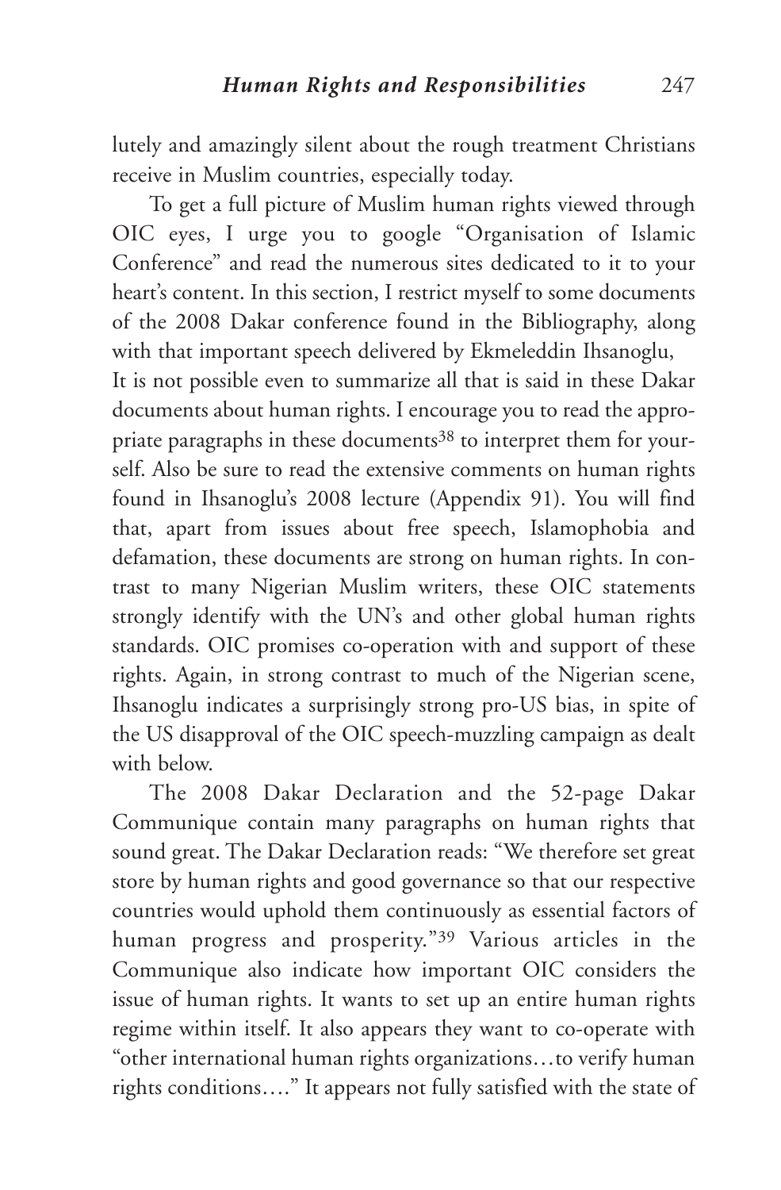lutely and amazingly silent about the rough treatment Christians receive in Muslim countries, especially today.

To get a full picture of Muslim human rights viewed through OIC eyes, I urge you to google "Organisation of Islamic Conference" and read the numerous sites dedicated to it to your heart's content. In this section, I restrict myself to some documents of the 2008 Dakar conference found in the Bibliography, along with that important speech delivered by Ekmeleddin Ihsanoglu, It is not possible even to summarize all that is said in these Dakar documents about human rights. I encourage you to read the appropriate paragraphs in these documents[38] to interpret them for yourself. Also be sure to read the extensive comments on human rights found in Ihsanoglu's 2008 lecture (Appendix 91). You will find that, apart from issues about free speech, Islamophobia and defamation, these documents are strong on human rights. In contrast to many Nigerian Muslim writers, these OIC statements strongly identify with the UN's and other global human rights standards. OIC promises co-operation with and support of these rights. Again, in strong contrast to much of the Nigerian scene, Ihsanoglu indicates a surprisingly strong pro-US bias, in spite of the US disapproval of the OIC speech-muzzling campaign as dealt with below.

The 2008 Dakar Declaration and the 52-page Dakar Communique contain many paragraphs on human rights that sound great. The Dakar Declaration reads: "We therefore set great store by human rights and good governance so that our respective countries would uphold them continuously as essential factors of human progress and prosperity."[39] Various articles in the Communique also indicate how important OIC considers the issue of human rights. It wants to set up an entire human rights regime within itself. It also appears they want to co-operate with "other international human rights organizations…to verify human rights conditions…." It appears not fully satisfied with the state of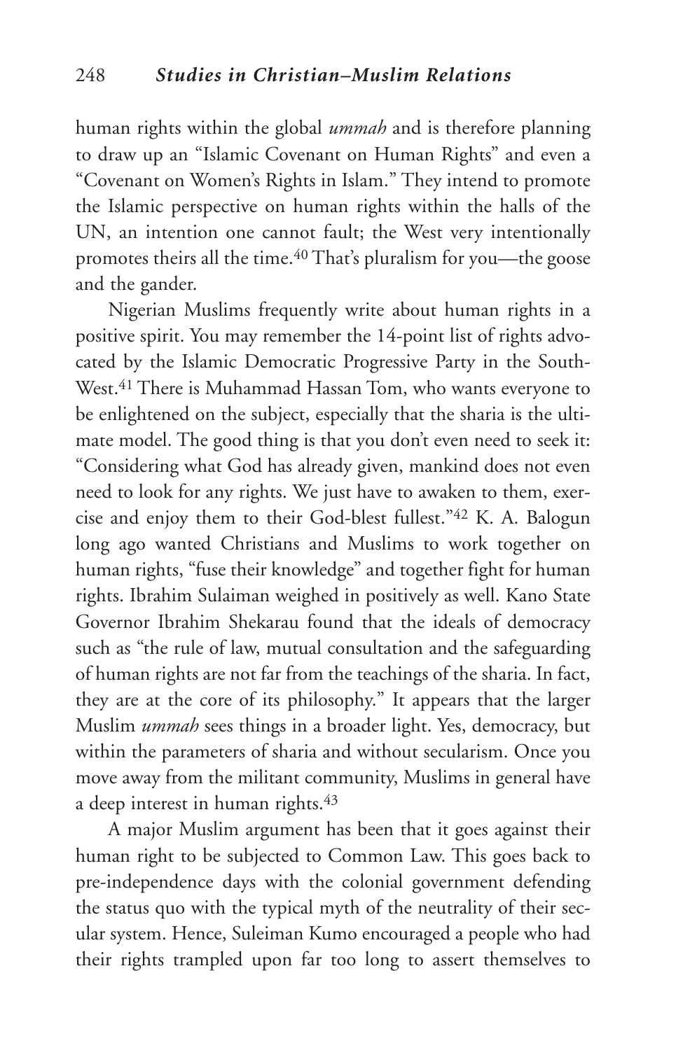human rights within the global *ummah* and is therefore planning to draw up an "Islamic Covenant on Human Rights" and even a "Covenant on Women's Rights in Islam." They intend to promote the Islamic perspective on human rights within the halls of the UN, an intention one cannot fault; the West very intentionally promotes theirs all the time.[40] That's pluralism for you—the goose and the gander.

Nigerian Muslims frequently write about human rights in a positive spirit. You may remember the 14-point list of rights advocated by the Islamic Democratic Progressive Party in the South-West.[41] There is Muhammad Hassan Tom, who wants everyone to be enlightened on the subject, especially that the sharia is the ultimate model. The good thing is that you don't even need to seek it: "Considering what God has already given, mankind does not even need to look for any rights. We just have to awaken to them, exercise and enjoy them to their God-blest fullest."[42] K. A. Balogun long ago wanted Christians and Muslims to work together on human rights, "fuse their knowledge" and together fight for human rights. Ibrahim Sulaiman weighed in positively as well. Kano State Governor Ibrahim Shekarau found that the ideals of democracy such as "the rule of law, mutual consultation and the safeguarding of human rights are not far from the teachings of the sharia. In fact, they are at the core of its philosophy." It appears that the larger Muslim *ummah* sees things in a broader light. Yes, democracy, but within the parameters of sharia and without secularism. Once you move away from the militant community, Muslims in general have a deep interest in human rights.[43]

A major Muslim argument has been that it goes against their human right to be subjected to Common Law. This goes back to pre-independence days with the colonial government defending the status quo with the typical myth of the neutrality of their secular system. Hence, Suleiman Kumo encouraged a people who had their rights trampled upon far too long to assert themselves to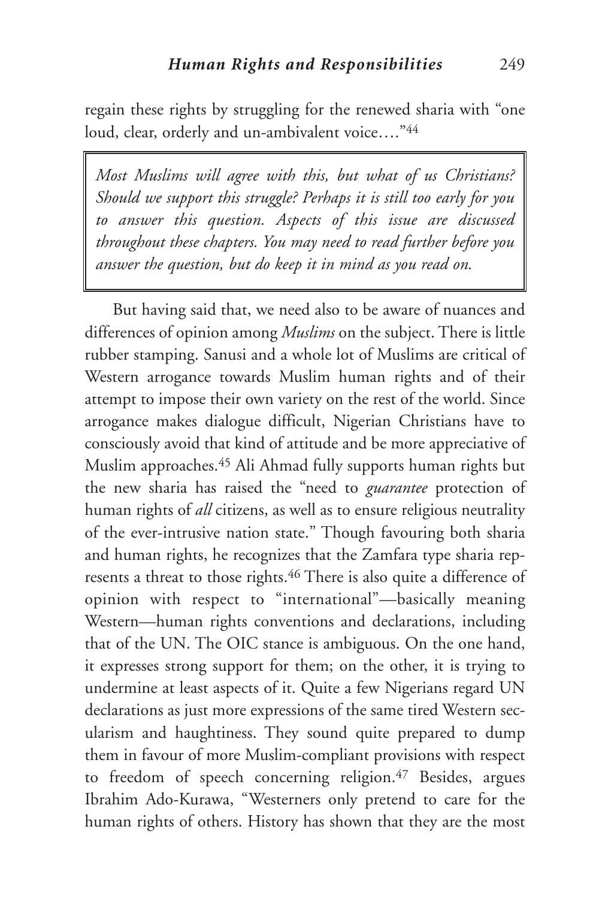regain these rights by struggling for the renewed sharia with "one loud, clear, orderly and un-ambivalent voice…."[44]

> *Most Muslims will agree with this, but what of us Christians? Should we support this struggle? Perhaps it is still too early for you to answer this question. Aspects of this issue are discussed throughout these chapters. You may need to read further before you answer the question, but do keep it in mind as you read on.*

But having said that, we need also to be aware of nuances and differences of opinion among *Muslims* on the subject. There is little rubber stamping. Sanusi and a whole lot of Muslims are critical of Western arrogance towards Muslim human rights and of their attempt to impose their own variety on the rest of the world. Since arrogance makes dialogue difficult, Nigerian Christians have to consciously avoid that kind of attitude and be more appreciative of Muslim approaches.[45] Ali Ahmad fully supports human rights but the new sharia has raised the "need to *guarantee* protection of human rights of *all* citizens, as well as to ensure religious neutrality of the ever-intrusive nation state." Though favouring both sharia and human rights, he recognizes that the Zamfara type sharia represents a threat to those rights.[46] There is also quite a difference of opinion with respect to "international"—basically meaning Western—human rights conventions and declarations, including that of the UN. The OIC stance is ambiguous. On the one hand, it expresses strong support for them; on the other, it is trying to undermine at least aspects of it. Quite a few Nigerians regard UN declarations as just more expressions of the same tired Western secularism and haughtiness. They sound quite prepared to dump them in favour of more Muslim-compliant provisions with respect to freedom of speech concerning religion.[47] Besides, argues Ibrahim Ado-Kurawa, "Westerners only pretend to care for the human rights of others. History has shown that they are the most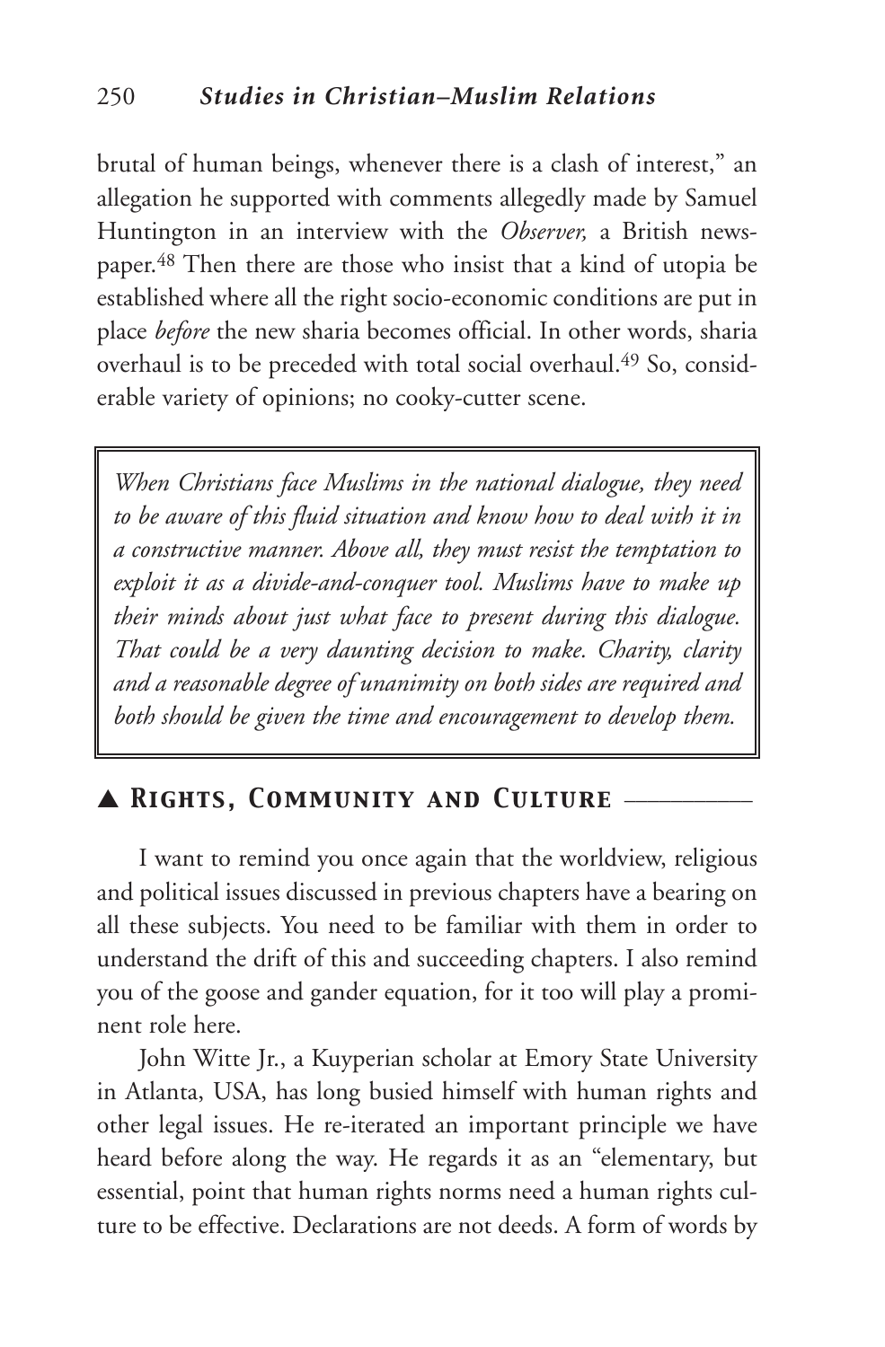brutal of human beings, whenever there is a clash of interest," an allegation he supported with comments allegedly made by Samuel Huntington in an interview with the *Observer,* a British newspaper.[48] Then there are those who insist that a kind of utopia be established where all the right socio-economic conditions are put in place *before* the new sharia becomes official. In other words, sharia overhaul is to be preceded with total social overhaul.[49] So, considerable variety of opinions; no cooky-cutter scene.

> *When Christians face Muslims in the national dialogue, they need to be aware of this fluid situation and know how to deal with it in a constructive manner. Above all, they must resist the temptation to exploit it as a divide-and-conquer tool. Muslims have to make up their minds about just what face to present during this dialogue. That could be a very daunting decision to make. Charity, clarity and a reasonable degree of unanimity on both sides are required and both should be given the time and encouragement to develop them.*

## ▲ *Rights, Community and Culture*

I want to remind you once again that the worldview, religious and political issues discussed in previous chapters have a bearing on all these subjects. You need to be familiar with them in order to understand the drift of this and succeeding chapters. I also remind you of the goose and gander equation, for it too will play a prominent role here.

John Witte Jr., a Kuyperian scholar at Emory State University in Atlanta, USA, has long busied himself with human rights and other legal issues. He re-iterated an important principle we have heard before along the way. He regards it as an "elementary, but essential, point that human rights norms need a human rights culture to be effective. Declarations are not deeds. A form of words by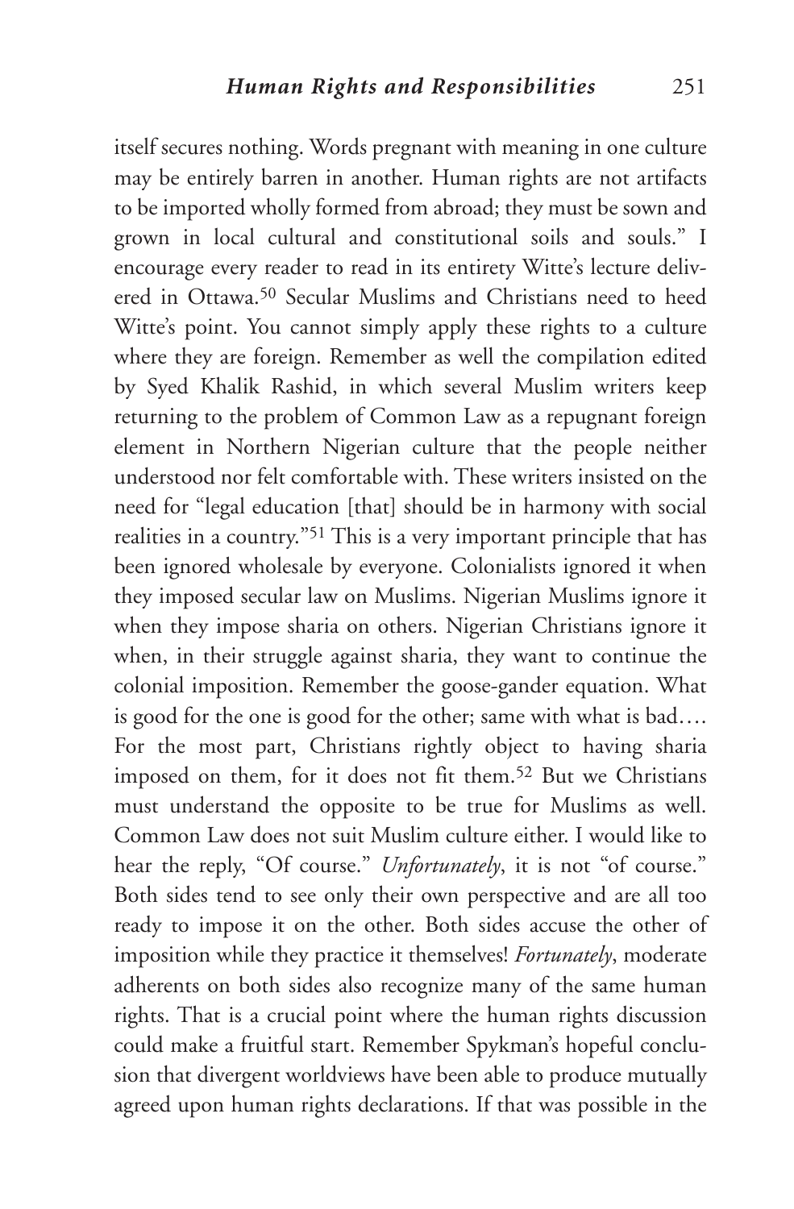itself secures nothing. Words pregnant with meaning in one culture may be entirely barren in another. Human rights are not artifacts to be imported wholly formed from abroad; they must be sown and grown in local cultural and constitutional soils and souls." I encourage every reader to read in its entirety Witte's lecture delivered in Ottawa.[50] Secular Muslims and Christians need to heed Witte's point. You cannot simply apply these rights to a culture where they are foreign. Remember as well the compilation edited by Syed Khalik Rashid, in which several Muslim writers keep returning to the problem of Common Law as a repugnant foreign element in Northern Nigerian culture that the people neither understood nor felt comfortable with. These writers insisted on the need for "legal education [that] should be in harmony with social realities in a country."[51] This is a very important principle that has been ignored wholesale by everyone. Colonialists ignored it when they imposed secular law on Muslims. Nigerian Muslims ignore it when they impose sharia on others. Nigerian Christians ignore it when, in their struggle against sharia, they want to continue the colonial imposition. Remember the goose-gander equation. What is good for the one is good for the other; same with what is bad…. For the most part, Christians rightly object to having sharia imposed on them, for it does not fit them.[52] But we Christians must understand the opposite to be true for Muslims as well. Common Law does not suit Muslim culture either. I would like to hear the reply, "Of course." *Unfortunately*, it is not "of course." Both sides tend to see only their own perspective and are all too ready to impose it on the other. Both sides accuse the other of imposition while they practice it themselves! *Fortunately*, moderate adherents on both sides also recognize many of the same human rights. That is a crucial point where the human rights discussion could make a fruitful start. Remember Spykman's hopeful conclusion that divergent worldviews have been able to produce mutually agreed upon human rights declarations. If that was possible in the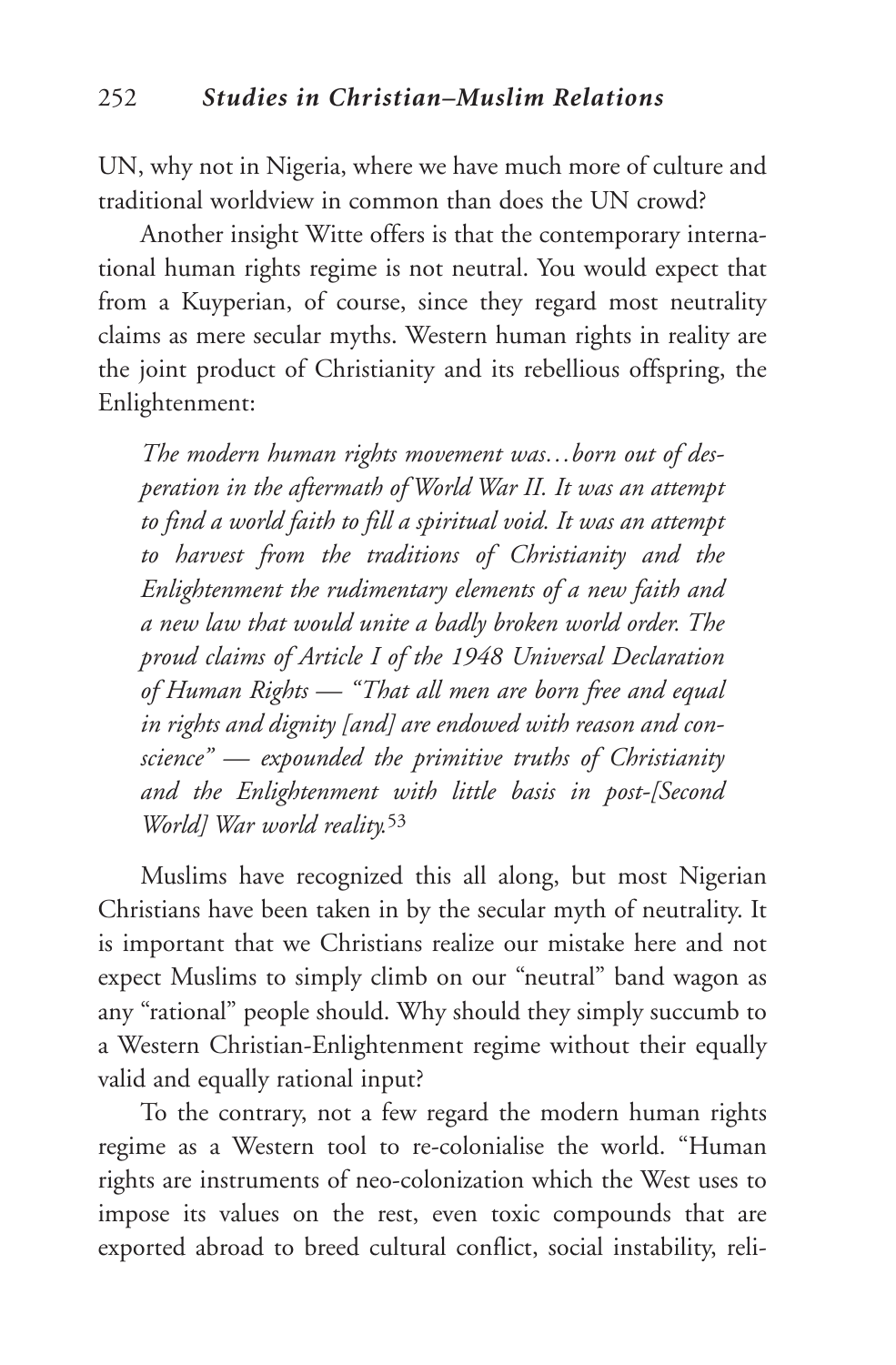UN, why not in Nigeria, where we have much more of culture and traditional worldview in common than does the UN crowd?

Another insight Witte offers is that the contemporary international human rights regime is not neutral. You would expect that from a Kuyperian, of course, since they regard most neutrality claims as mere secular myths. Western human rights in reality are the joint product of Christianity and its rebellious offspring, the Enlightenment:

> *The modern human rights movement was…born out of desperation in the aftermath of World War II. It was an attempt to find a world faith to fill a spiritual void. It was an attempt to harvest from the traditions of Christianity and the Enlightenment the rudimentary elements of a new faith and a new law that would unite a badly broken world order. The proud claims of Article I of the 1948 Universal Declaration of Human Rights — "That all men are born free and equal in rights and dignity [and] are endowed with reason and conscience" — expounded the primitive truths of Christianity and the Enlightenment with little basis in post-[Second World] War world reality.*[53]

Muslims have recognized this all along, but most Nigerian Christians have been taken in by the secular myth of neutrality. It is important that we Christians realize our mistake here and not expect Muslims to simply climb on our "neutral" band wagon as any "rational" people should. Why should they simply succumb to a Western Christian-Enlightenment regime without their equally valid and equally rational input?

To the contrary, not a few regard the modern human rights regime as a Western tool to re-colonialise the world. "Human rights are instruments of neo-colonization which the West uses to impose its values on the rest, even toxic compounds that are exported abroad to breed cultural conflict, social instability, reli-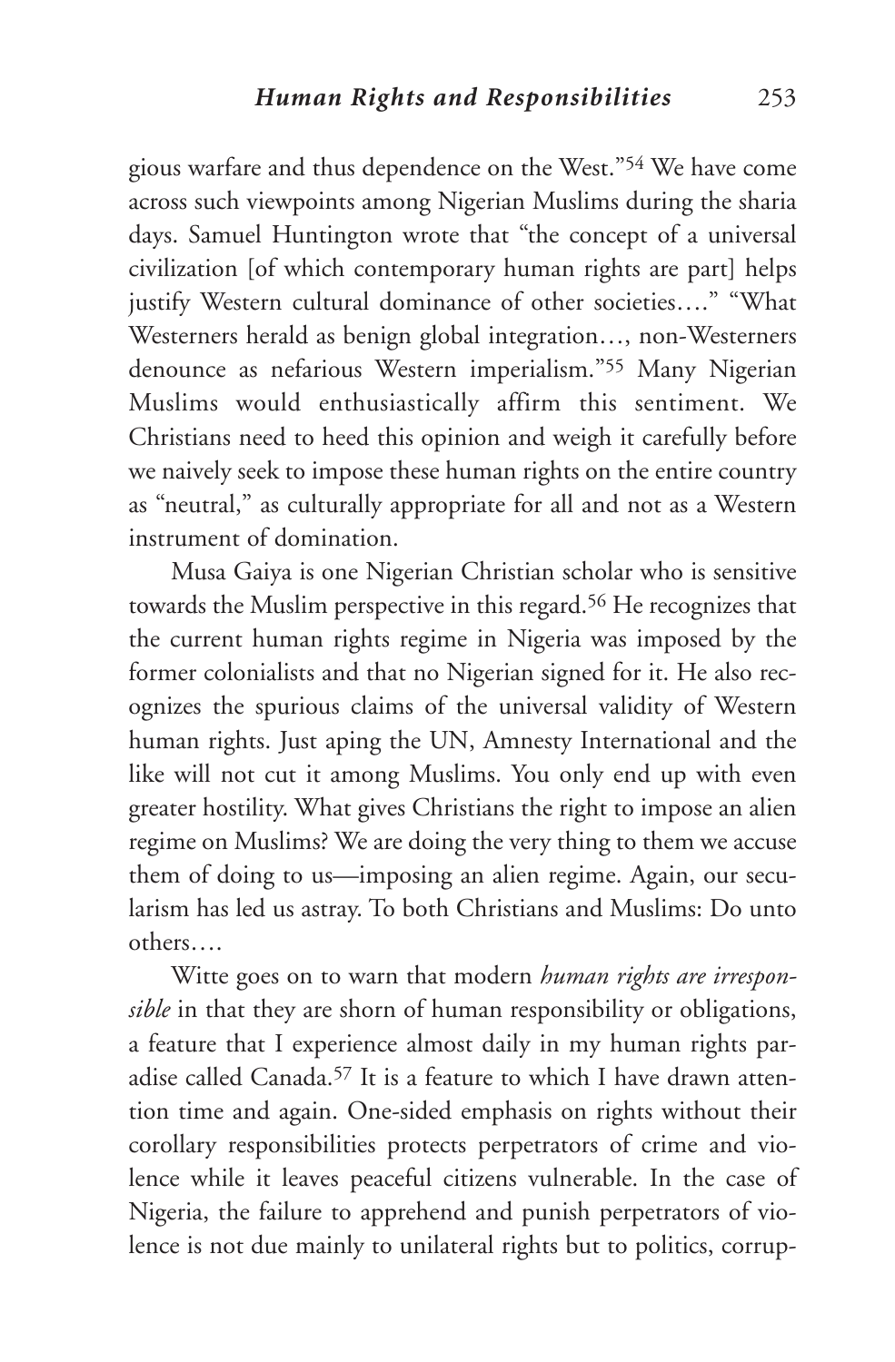gious warfare and thus dependence on the West."[54] We have come across such viewpoints among Nigerian Muslims during the sharia days. Samuel Huntington wrote that "the concept of a universal civilization [of which contemporary human rights are part] helps justify Western cultural dominance of other societies…." "What Westerners herald as benign global integration…, non-Westerners denounce as nefarious Western imperialism."[55] Many Nigerian Muslims would enthusiastically affirm this sentiment. We Christians need to heed this opinion and weigh it carefully before we naively seek to impose these human rights on the entire country as "neutral," as culturally appropriate for all and not as a Western instrument of domination.

Musa Gaiya is one Nigerian Christian scholar who is sensitive towards the Muslim perspective in this regard.[56] He recognizes that the current human rights regime in Nigeria was imposed by the former colonialists and that no Nigerian signed for it. He also recognizes the spurious claims of the universal validity of Western human rights. Just aping the UN, Amnesty International and the like will not cut it among Muslims. You only end up with even greater hostility. What gives Christians the right to impose an alien regime on Muslims? We are doing the very thing to them we accuse them of doing to us—imposing an alien regime. Again, our secularism has led us astray. To both Christians and Muslims: Do unto others….

Witte goes on to warn that modern *human rights are irresponsible* in that they are shorn of human responsibility or obligations, a feature that I experience almost daily in my human rights paradise called Canada.[57] It is a feature to which I have drawn attention time and again. One-sided emphasis on rights without their corollary responsibilities protects perpetrators of crime and violence while it leaves peaceful citizens vulnerable. In the case of Nigeria, the failure to apprehend and punish perpetrators of violence is not due mainly to unilateral rights but to politics, corrup-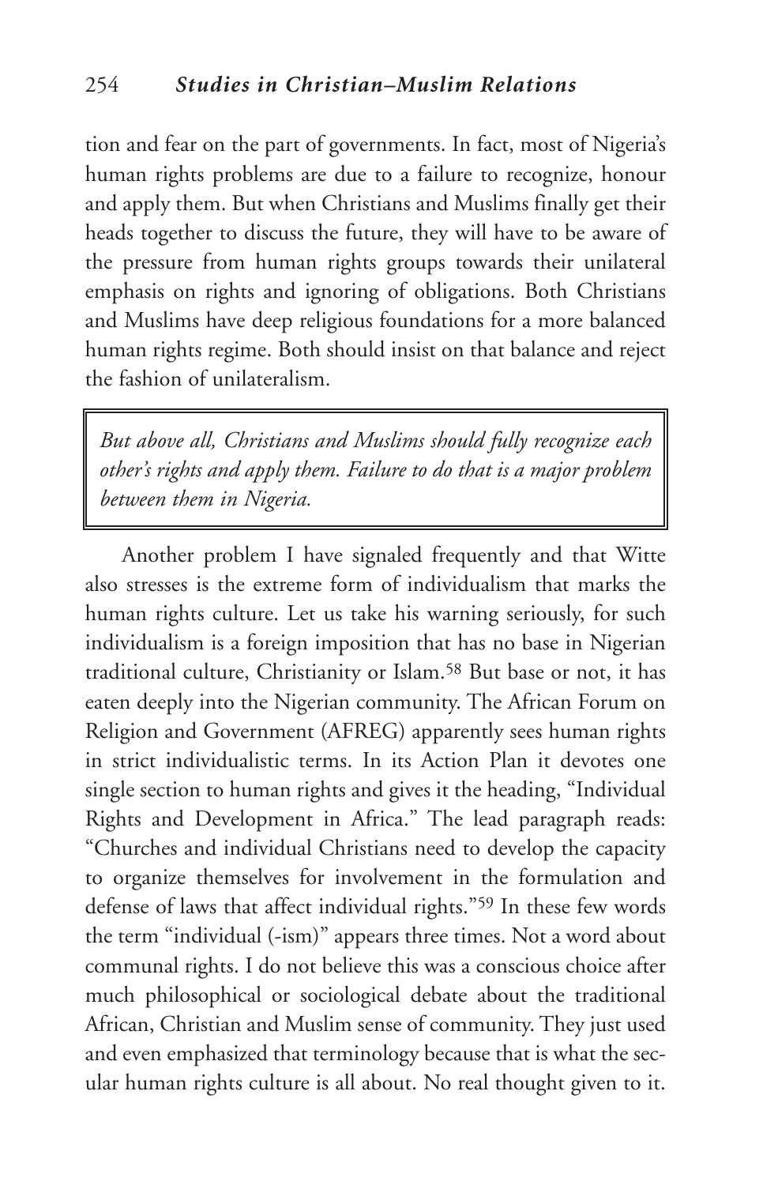tion and fear on the part of governments. In fact, most of Nigeria's human rights problems are due to a failure to recognize, honour and apply them. But when Christians and Muslims finally get their heads together to discuss the future, they will have to be aware of the pressure from human rights groups towards their unilateral emphasis on rights and ignoring of obligations. Both Christians and Muslims have deep religious foundations for a more balanced human rights regime. Both should insist on that balance and reject the fashion of unilateralism.

> *But above all, Christians and Muslims should fully recognize each other's rights and apply them. Failure to do that is a major problem between them in Nigeria.*

Another problem I have signaled frequently and that Witte also stresses is the extreme form of individualism that marks the human rights culture. Let us take his warning seriously, for such individualism is a foreign imposition that has no base in Nigerian traditional culture, Christianity or Islam.[58] But base or not, it has eaten deeply into the Nigerian community. The African Forum on Religion and Government (AFREG) apparently sees human rights in strict individualistic terms. In its Action Plan it devotes one single section to human rights and gives it the heading, "Individual Rights and Development in Africa." The lead paragraph reads: "Churches and individual Christians need to develop the capacity to organize themselves for involvement in the formulation and defense of laws that affect individual rights."[59] In these few words the term "individual (-ism)" appears three times. Not a word about communal rights. I do not believe this was a conscious choice after much philosophical or sociological debate about the traditional African, Christian and Muslim sense of community. They just used and even emphasized that terminology because that is what the secular human rights culture is all about. No real thought given to it.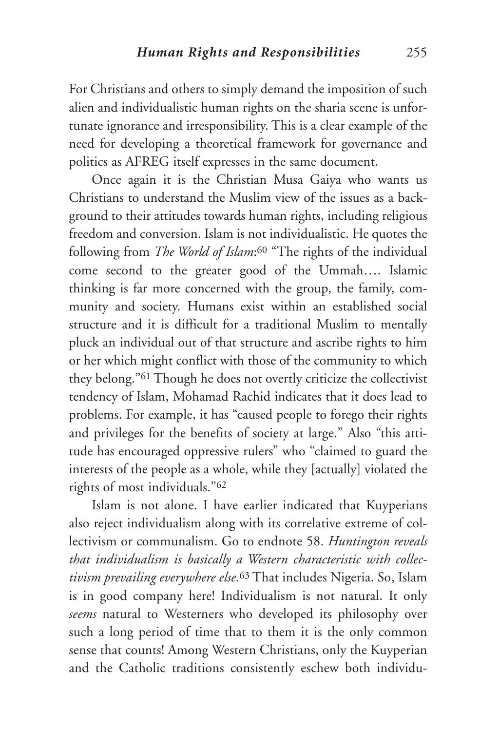For Christians and others to simply demand the imposition of such alien and individualistic human rights on the sharia scene is unfortunate ignorance and irresponsibility. This is a clear example of the need for developing a theoretical framework for governance and politics as AFREG itself expresses in the same document.

Once again it is the Christian Musa Gaiya who wants us Christians to understand the Muslim view of the issues as a background to their attitudes towards human rights, including religious freedom and conversion. Islam is not individualistic. He quotes the following from *The World of Islam*:[60] "The rights of the individual come second to the greater good of the Ummah…. Islamic thinking is far more concerned with the group, the family, community and society. Humans exist within an established social structure and it is difficult for a traditional Muslim to mentally pluck an individual out of that structure and ascribe rights to him or her which might conflict with those of the community to which they belong."[61] Though he does not overtly criticize the collectivist tendency of Islam, Mohamad Rachid indicates that it does lead to problems. For example, it has "caused people to forego their rights and privileges for the benefits of society at large." Also "this attitude has encouraged oppressive rulers" who "claimed to guard the interests of the people as a whole, while they [actually] violated the rights of most individuals."[62]

Islam is not alone. I have earlier indicated that Kuyperians also reject individualism along with its correlative extreme of collectivism or communalism. Go to endnote 58. *Huntington reveals that individualism is basically a Western characteristic with collectivism prevailing everywhere else*.[63] That includes Nigeria. So, Islam is in good company here! Individualism is not natural. It only *seems* natural to Westerners who developed its philosophy over such a long period of time that to them it is the only common sense that counts! Among Western Christians, only the Kuyperian and the Catholic traditions consistently eschew both individu-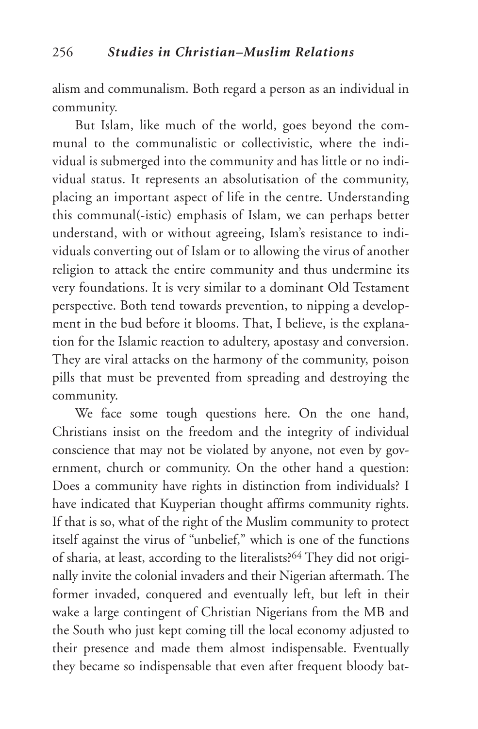alism and communalism. Both regard a person as an individual in community.

But Islam, like much of the world, goes beyond the communal to the communalistic or collectivistic, where the individual is submerged into the community and has little or no individual status. It represents an absolutisation of the community, placing an important aspect of life in the centre. Understanding this communal(-istic) emphasis of Islam, we can perhaps better understand, with or without agreeing, Islam's resistance to individuals converting out of Islam or to allowing the virus of another religion to attack the entire community and thus undermine its very foundations. It is very similar to a dominant Old Testament perspective. Both tend towards prevention, to nipping a development in the bud before it blooms. That, I believe, is the explanation for the Islamic reaction to adultery, apostasy and conversion. They are viral attacks on the harmony of the community, poison pills that must be prevented from spreading and destroying the community.

We face some tough questions here. On the one hand, Christians insist on the freedom and the integrity of individual conscience that may not be violated by anyone, not even by government, church or community. On the other hand a question: Does a community have rights in distinction from individuals? I have indicated that Kuyperian thought affirms community rights. If that is so, what of the right of the Muslim community to protect itself against the virus of "unbelief," which is one of the functions of sharia, at least, according to the literalists?[64] They did not originally invite the colonial invaders and their Nigerian aftermath. The former invaded, conquered and eventually left, but left in their wake a large contingent of Christian Nigerians from the MB and the South who just kept coming till the local economy adjusted to their presence and made them almost indispensable. Eventually they became so indispensable that even after frequent bloody bat-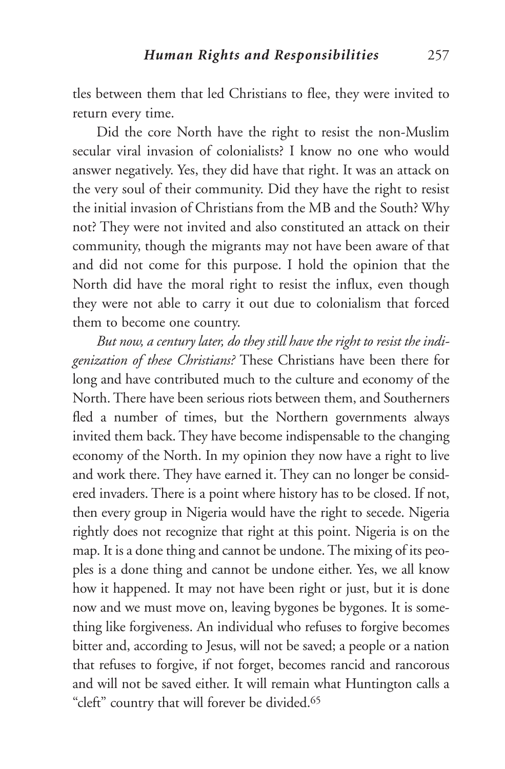tles between them that led Christians to flee, they were invited to return every time.

Did the core North have the right to resist the non-Muslim secular viral invasion of colonialists? I know no one who would answer negatively. Yes, they did have that right. It was an attack on the very soul of their community. Did they have the right to resist the initial invasion of Christians from the MB and the South? Why not? They were not invited and also constituted an attack on their community, though the migrants may not have been aware of that and did not come for this purpose. I hold the opinion that the North did have the moral right to resist the influx, even though they were not able to carry it out due to colonialism that forced them to become one country.

*But now, a century later, do they still have the right to resist the indigenization of these Christians?* These Christians have been there for long and have contributed much to the culture and economy of the North. There have been serious riots between them, and Southerners fled a number of times, but the Northern governments always invited them back. They have become indispensable to the changing economy of the North. In my opinion they now have a right to live and work there. They have earned it. They can no longer be considered invaders. There is a point where history has to be closed. If not, then every group in Nigeria would have the right to secede. Nigeria rightly does not recognize that right at this point. Nigeria is on the map. It is a done thing and cannot be undone. The mixing of its peoples is a done thing and cannot be undone either. Yes, we all know how it happened. It may not have been right or just, but it is done now and we must move on, leaving bygones be bygones. It is something like forgiveness. An individual who refuses to forgive becomes bitter and, according to Jesus, will not be saved; a people or a nation that refuses to forgive, if not forget, becomes rancid and rancorous and will not be saved either. It will remain what Huntington calls a "cleft" country that will forever be divided.[65]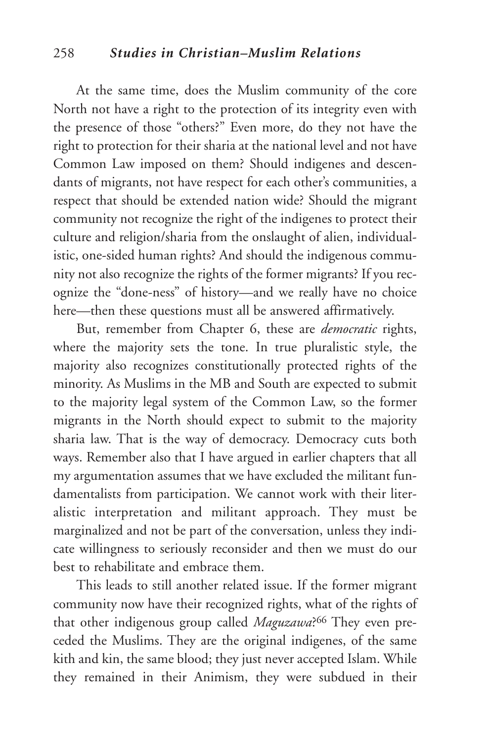At the same time, does the Muslim community of the core North not have a right to the protection of its integrity even with the presence of those "others?" Even more, do they not have the right to protection for their sharia at the national level and not have Common Law imposed on them? Should indigenes and descendants of migrants, not have respect for each other's communities, a respect that should be extended nation wide? Should the migrant community not recognize the right of the indigenes to protect their culture and religion/sharia from the onslaught of alien, individualistic, one-sided human rights? And should the indigenous community not also recognize the rights of the former migrants? If you recognize the "done-ness" of history—and we really have no choice here—then these questions must all be answered affirmatively.

But, remember from Chapter 6, these are *democratic* rights, where the majority sets the tone. In true pluralistic style, the majority also recognizes constitutionally protected rights of the minority. As Muslims in the MB and South are expected to submit to the majority legal system of the Common Law, so the former migrants in the North should expect to submit to the majority sharia law. That is the way of democracy. Democracy cuts both ways. Remember also that I have argued in earlier chapters that all my argumentation assumes that we have excluded the militant fundamentalists from participation. We cannot work with their literalistic interpretation and militant approach. They must be marginalized and not be part of the conversation, unless they indicate willingness to seriously reconsider and then we must do our best to rehabilitate and embrace them.

This leads to still another related issue. If the former migrant community now have their recognized rights, what of the rights of that other indigenous group called *Maguzawa*?[66] They even preceded the Muslims. They are the original indigenes, of the same kith and kin, the same blood; they just never accepted Islam. While they remained in their Animism, they were subdued in their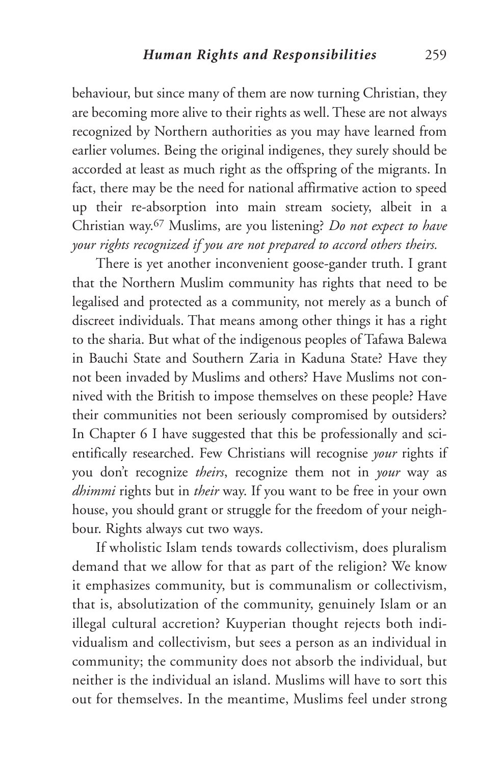behaviour, but since many of them are now turning Christian, they are becoming more alive to their rights as well. These are not always recognized by Northern authorities as you may have learned from earlier volumes. Being the original indigenes, they surely should be accorded at least as much right as the offspring of the migrants. In fact, there may be the need for national affirmative action to speed up their re-absorption into main stream society, albeit in a Christian way.[67] Muslims, are you listening? *Do not expect to have your rights recognized if you are not prepared to accord others theirs.*

There is yet another inconvenient goose-gander truth. I grant that the Northern Muslim community has rights that need to be legalised and protected as a community, not merely as a bunch of discreet individuals. That means among other things it has a right to the sharia. But what of the indigenous peoples of Tafawa Balewa in Bauchi State and Southern Zaria in Kaduna State? Have they not been invaded by Muslims and others? Have Muslims not connived with the British to impose themselves on these people? Have their communities not been seriously compromised by outsiders? In Chapter 6 I have suggested that this be professionally and scientifically researched. Few Christians will recognise *your* rights if you don't recognize *theirs*, recognize them not in *your* way as *dhimmi* rights but in *their* way. If you want to be free in your own house, you should grant or struggle for the freedom of your neighbour. Rights always cut two ways.

If wholistic Islam tends towards collectivism, does pluralism demand that we allow for that as part of the religion? We know it emphasizes community, but is communalism or collectivism, that is, absolutization of the community, genuinely Islam or an illegal cultural accretion? Kuyperian thought rejects both individualism and collectivism, but sees a person as an individual in community; the community does not absorb the individual, but neither is the individual an island. Muslims will have to sort this out for themselves. In the meantime, Muslims feel under strong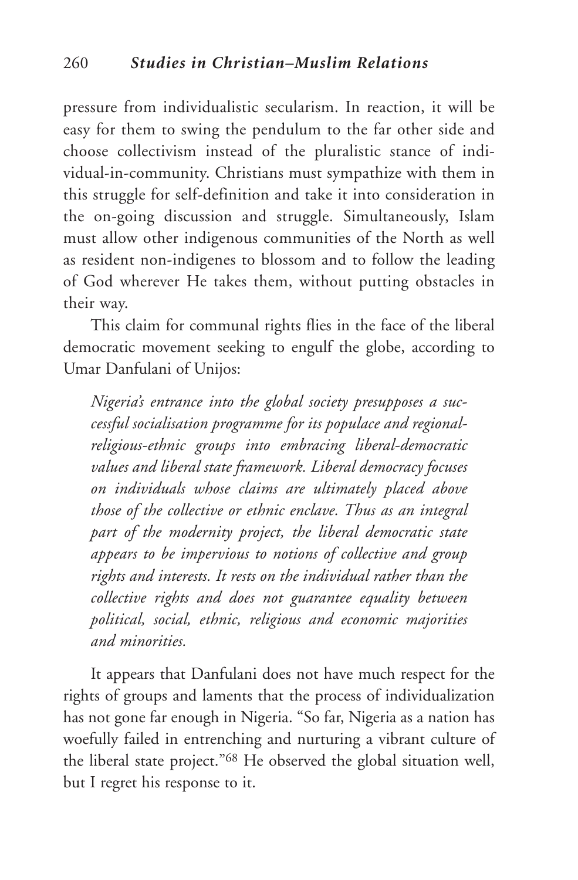pressure from individualistic secularism. In reaction, it will be easy for them to swing the pendulum to the far other side and choose collectivism instead of the pluralistic stance of individual-in-community. Christians must sympathize with them in this struggle for self-definition and take it into consideration in the on-going discussion and struggle. Simultaneously, Islam must allow other indigenous communities of the North as well as resident non-indigenes to blossom and to follow the leading of God wherever He takes them, without putting obstacles in their way.

This claim for communal rights flies in the face of the liberal democratic movement seeking to engulf the globe, according to Umar Danfulani of Unijos:

> *Nigeria's entrance into the global society presupposes a successful socialisation programme for its populace and regional-religious-ethnic groups into embracing liberal-democratic values and liberal state framework. Liberal democracy focuses on individuals whose claims are ultimately placed above those of the collective or ethnic enclave. Thus as an integral part of the modernity project, the liberal democratic state appears to be impervious to notions of collective and group rights and interests. It rests on the individual rather than the collective rights and does not guarantee equality between political, social, ethnic, religious and economic majorities and minorities.*

It appears that Danfulani does not have much respect for the rights of groups and laments that the process of individualization has not gone far enough in Nigeria. "So far, Nigeria as a nation has woefully failed in entrenching and nurturing a vibrant culture of the liberal state project."[68] He observed the global situation well, but I regret his response to it.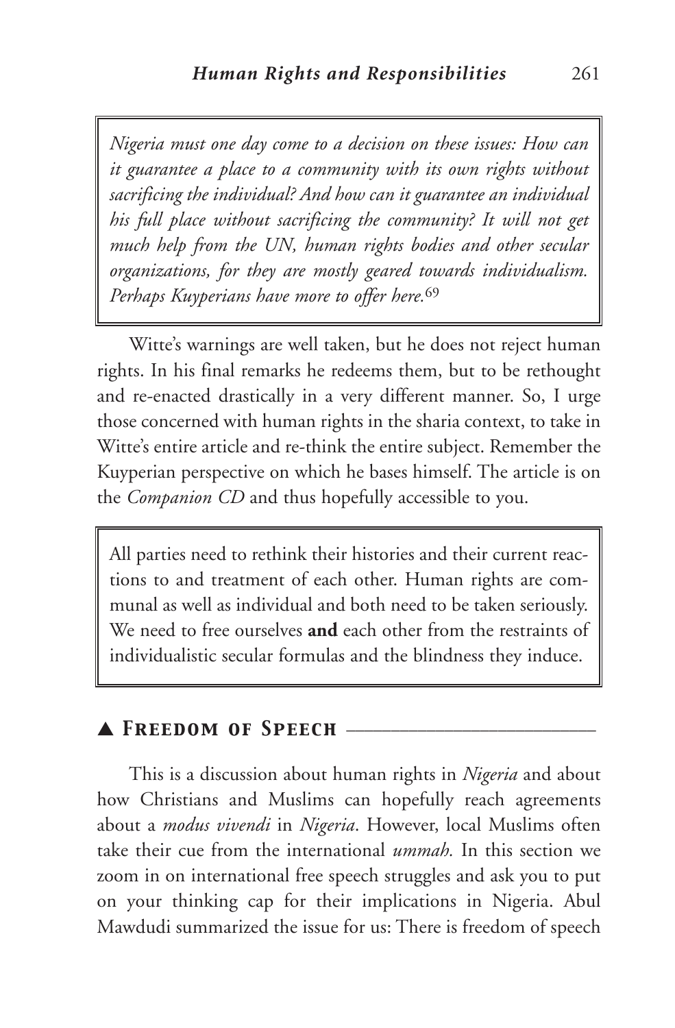*Nigeria must one day come to a decision on these issues: How can it guarantee a place to a community with its own rights without sacrificing the individual? And how can it guarantee an individual his full place without sacrificing the community? It will not get much help from the UN, human rights bodies and other secular organizations, for they are mostly geared towards individualism. Perhaps Kuyperians have more to offer here.*[69]

Witte's warnings are well taken, but he does not reject human rights. In his final remarks he redeems them, but to be rethought and re-enacted drastically in a very different manner. So, I urge those concerned with human rights in the sharia context, to take in Witte's entire article and re-think the entire subject. Remember the Kuyperian perspective on which he bases himself. The article is on the *Companion CD* and thus hopefully accessible to you.

All parties need to rethink their histories and their current reactions to and treatment of each other. Human rights are communal as well as individual and both need to be taken seriously. We need to free ourselves **and** each other from the restraints of individualistic secular formulas and the blindness they induce.

## ▲ Freedom of Speech

This is a discussion about human rights in *Nigeria* and about how Christians and Muslims can hopefully reach agreements about a *modus vivendi* in *Nigeria*. However, local Muslims often take their cue from the international *ummah.* In this section we zoom in on international free speech struggles and ask you to put on your thinking cap for their implications in Nigeria. Abul Mawdudi summarized the issue for us: There is freedom of speech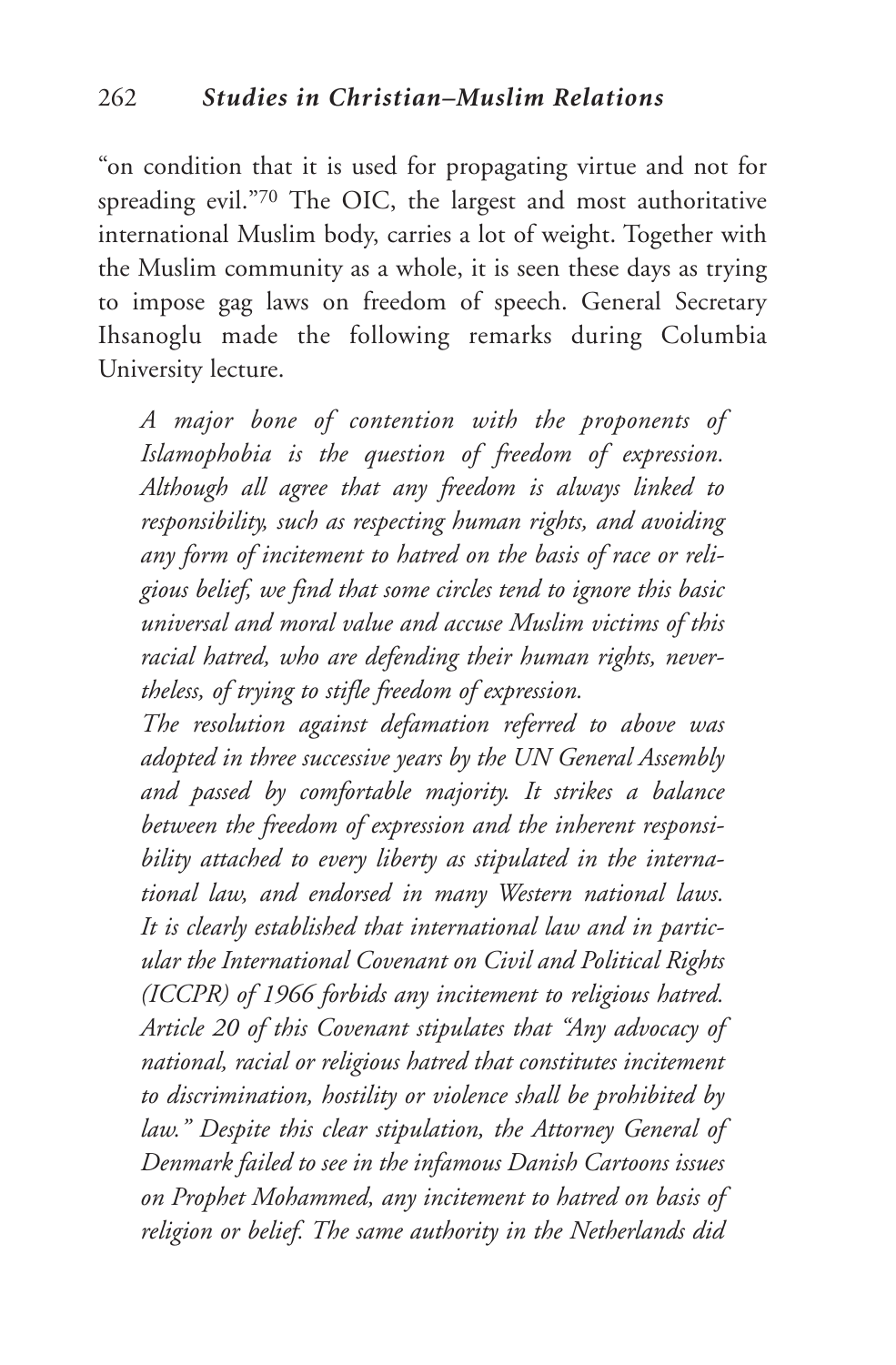"on condition that it is used for propagating virtue and not for spreading evil."[70] The OIC, the largest and most authoritative international Muslim body, carries a lot of weight. Together with the Muslim community as a whole, it is seen these days as trying to impose gag laws on freedom of speech. General Secretary Ihsanoglu made the following remarks during Columbia University lecture.

> *A major bone of contention with the proponents of Islamophobia is the question of freedom of expression. Although all agree that any freedom is always linked to responsibility, such as respecting human rights, and avoiding any form of incitement to hatred on the basis of race or religious belief, we find that some circles tend to ignore this basic universal and moral value and accuse Muslim victims of this racial hatred, who are defending their human rights, nevertheless, of trying to stifle freedom of expression.*
>
> *The resolution against defamation referred to above was adopted in three successive years by the UN General Assembly and passed by comfortable majority. It strikes a balance between the freedom of expression and the inherent responsibility attached to every liberty as stipulated in the international law, and endorsed in many Western national laws. It is clearly established that international law and in particular the International Covenant on Civil and Political Rights (ICCPR) of 1966 forbids any incitement to religious hatred. Article 20 of this Covenant stipulates that "Any advocacy of national, racial or religious hatred that constitutes incitement to discrimination, hostility or violence shall be prohibited by law." Despite this clear stipulation, the Attorney General of Denmark failed to see in the infamous Danish Cartoons issues on Prophet Mohammed, any incitement to hatred on basis of religion or belief. The same authority in the Netherlands did*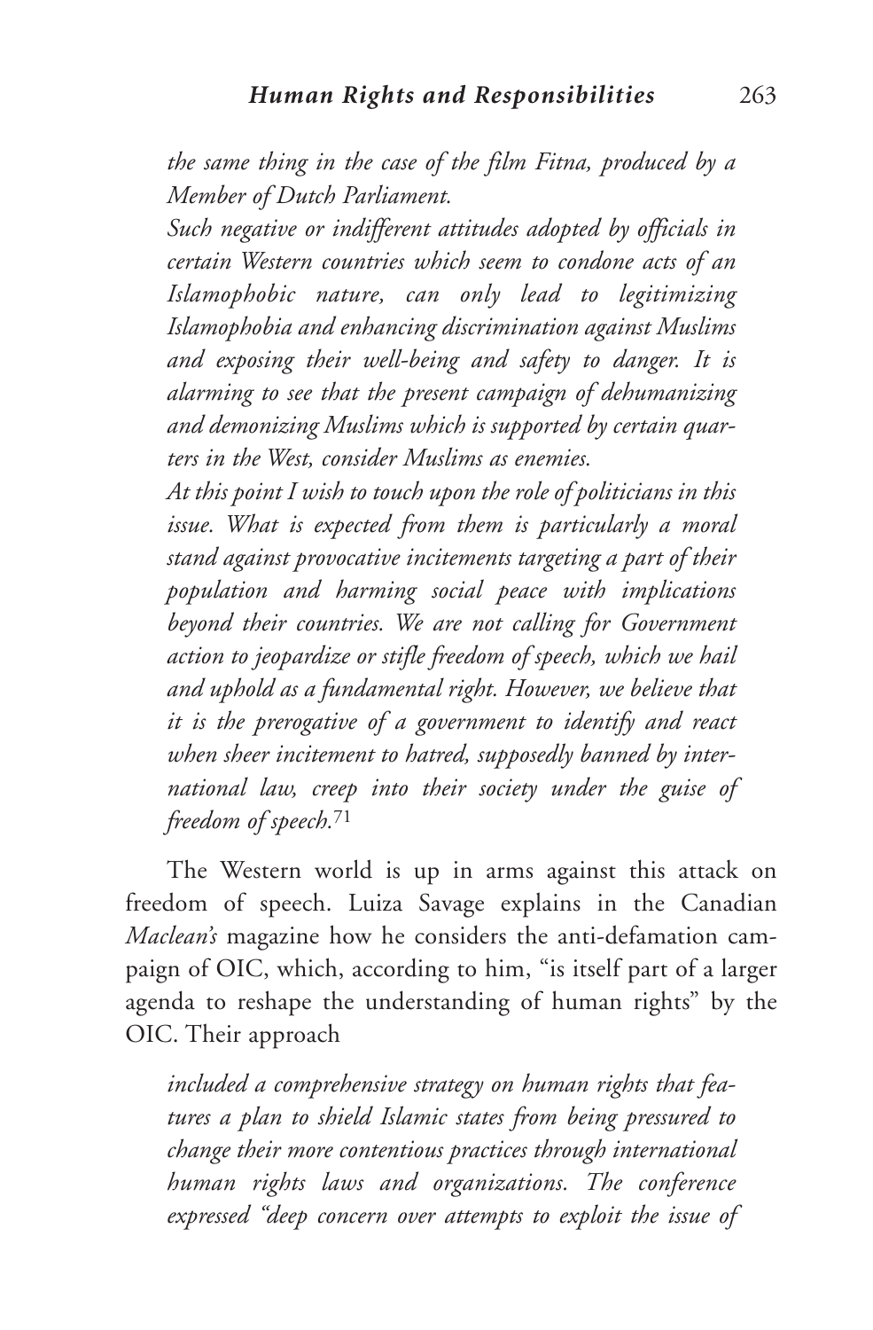*the same thing in the case of the film Fitna, produced by a Member of Dutch Parliament.*

*Such negative or indifferent attitudes adopted by officials in certain Western countries which seem to condone acts of an Islamophobic nature, can only lead to legitimizing Islamophobia and enhancing discrimination against Muslims and exposing their well-being and safety to danger. It is alarming to see that the present campaign of dehumanizing and demonizing Muslims which is supported by certain quarters in the West, consider Muslims as enemies.*

*At this point I wish to touch upon the role of politicians in this issue. What is expected from them is particularly a moral stand against provocative incitements targeting a part of their population and harming social peace with implications beyond their countries. We are not calling for Government action to jeopardize or stifle freedom of speech, which we hail and uphold as a fundamental right. However, we believe that it is the prerogative of a government to identify and react when sheer incitement to hatred, supposedly banned by international law, creep into their society under the guise of freedom of speech.*[71]

The Western world is up in arms against this attack on freedom of speech. Luiza Savage explains in the Canadian *Maclean's* magazine how he considers the anti-defamation campaign of OIC, which, according to him, "is itself part of a larger agenda to reshape the understanding of human rights" by the OIC. Their approach

*included a comprehensive strategy on human rights that features a plan to shield Islamic states from being pressured to change their more contentious practices through international human rights laws and organizations. The conference expressed "deep concern over attempts to exploit the issue of*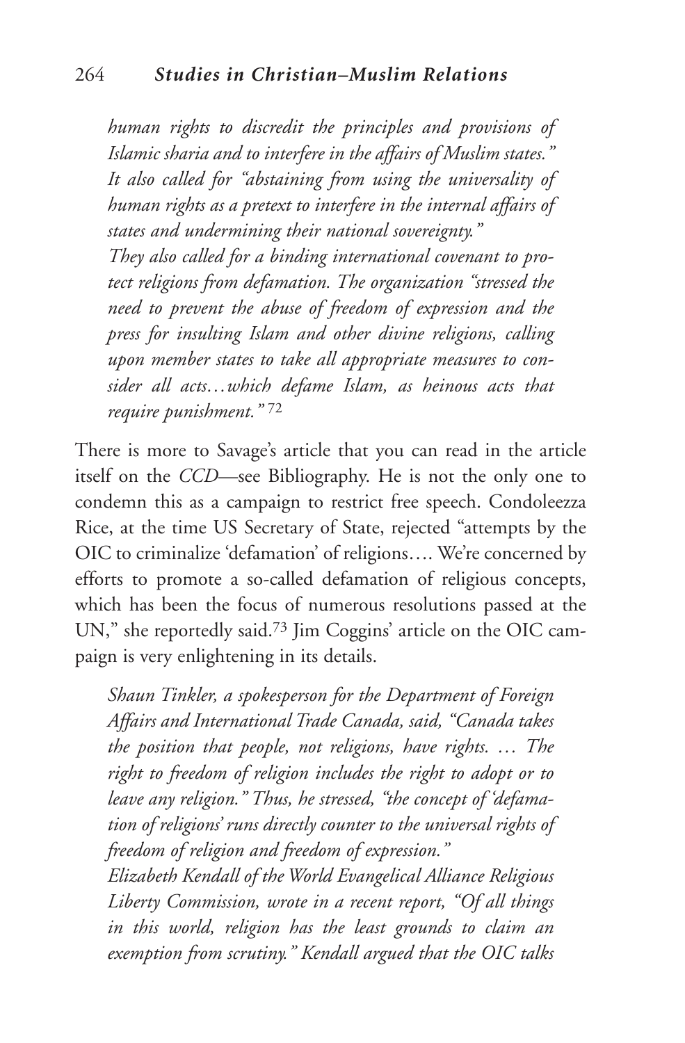*human rights to discredit the principles and provisions of Islamic sharia and to interfere in the affairs of Muslim states." It also called for "abstaining from using the universality of human rights as a pretext to interfere in the internal affairs of states and undermining their national sovereignty."*

*They also called for a binding international covenant to protect religions from defamation. The organization "stressed the need to prevent the abuse of freedom of expression and the press for insulting Islam and other divine religions, calling upon member states to take all appropriate measures to consider all acts…which defame Islam, as heinous acts that require punishment."* [72]

There is more to Savage's article that you can read in the article itself on the *CCD*—see Bibliography. He is not the only one to condemn this as a campaign to restrict free speech. Condoleezza Rice, at the time US Secretary of State, rejected "attempts by the OIC to criminalize 'defamation' of religions…. We're concerned by efforts to promote a so-called defamation of religious concepts, which has been the focus of numerous resolutions passed at the UN," she reportedly said.[73] Jim Coggins' article on the OIC campaign is very enlightening in its details.

*Shaun Tinkler, a spokesperson for the Department of Foreign Affairs and International Trade Canada, said, "Canada takes the position that people, not religions, have rights. … The right to freedom of religion includes the right to adopt or to leave any religion." Thus, he stressed, "the concept of 'defamation of religions' runs directly counter to the universal rights of freedom of religion and freedom of expression."*

*Elizabeth Kendall of the World Evangelical Alliance Religious Liberty Commission, wrote in a recent report, "Of all things in this world, religion has the least grounds to claim an exemption from scrutiny." Kendall argued that the OIC talks*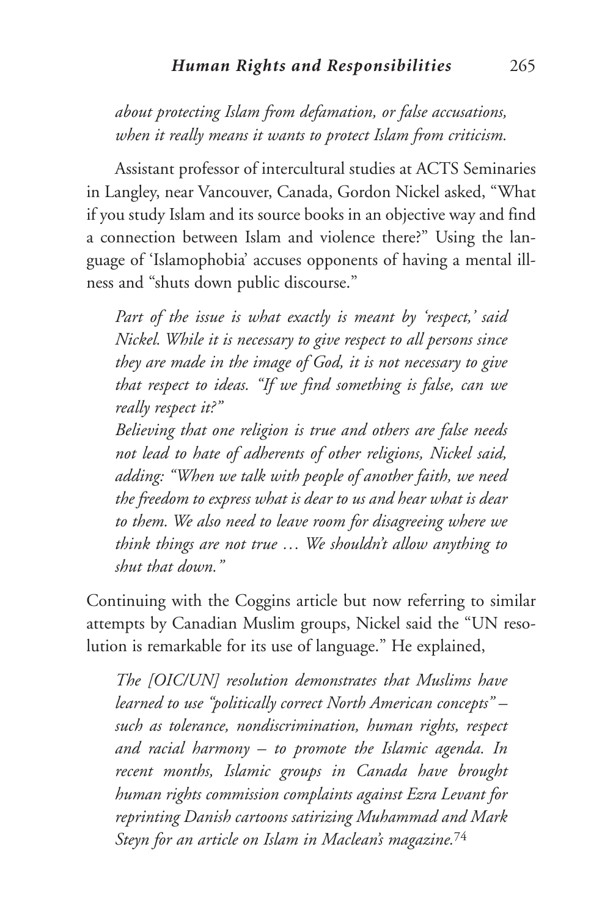*about protecting Islam from defamation, or false accusations, when it really means it wants to protect Islam from criticism.*

Assistant professor of intercultural studies at ACTS Seminaries in Langley, near Vancouver, Canada, Gordon Nickel asked, "What if you study Islam and its source books in an objective way and find a connection between Islam and violence there?" Using the language of 'Islamophobia' accuses opponents of having a mental illness and "shuts down public discourse."

> *Part of the issue is what exactly is meant by 'respect,' said Nickel. While it is necessary to give respect to all persons since they are made in the image of God, it is not necessary to give that respect to ideas. "If we find something is false, can we really respect it?"*
>
> *Believing that one religion is true and others are false needs not lead to hate of adherents of other religions, Nickel said, adding: "When we talk with people of another faith, we need the freedom to express what is dear to us and hear what is dear to them. We also need to leave room for disagreeing where we think things are not true … We shouldn't allow anything to shut that down."*

Continuing with the Coggins article but now referring to similar attempts by Canadian Muslim groups, Nickel said the "UN resolution is remarkable for its use of language." He explained,

> *The [OIC/UN] resolution demonstrates that Muslims have learned to use "politically correct North American concepts" – such as tolerance, nondiscrimination, human rights, respect and racial harmony – to promote the Islamic agenda. In recent months, Islamic groups in Canada have brought human rights commission complaints against Ezra Levant for reprinting Danish cartoons satirizing Muhammad and Mark Steyn for an article on Islam in Maclean's magazine.*[74]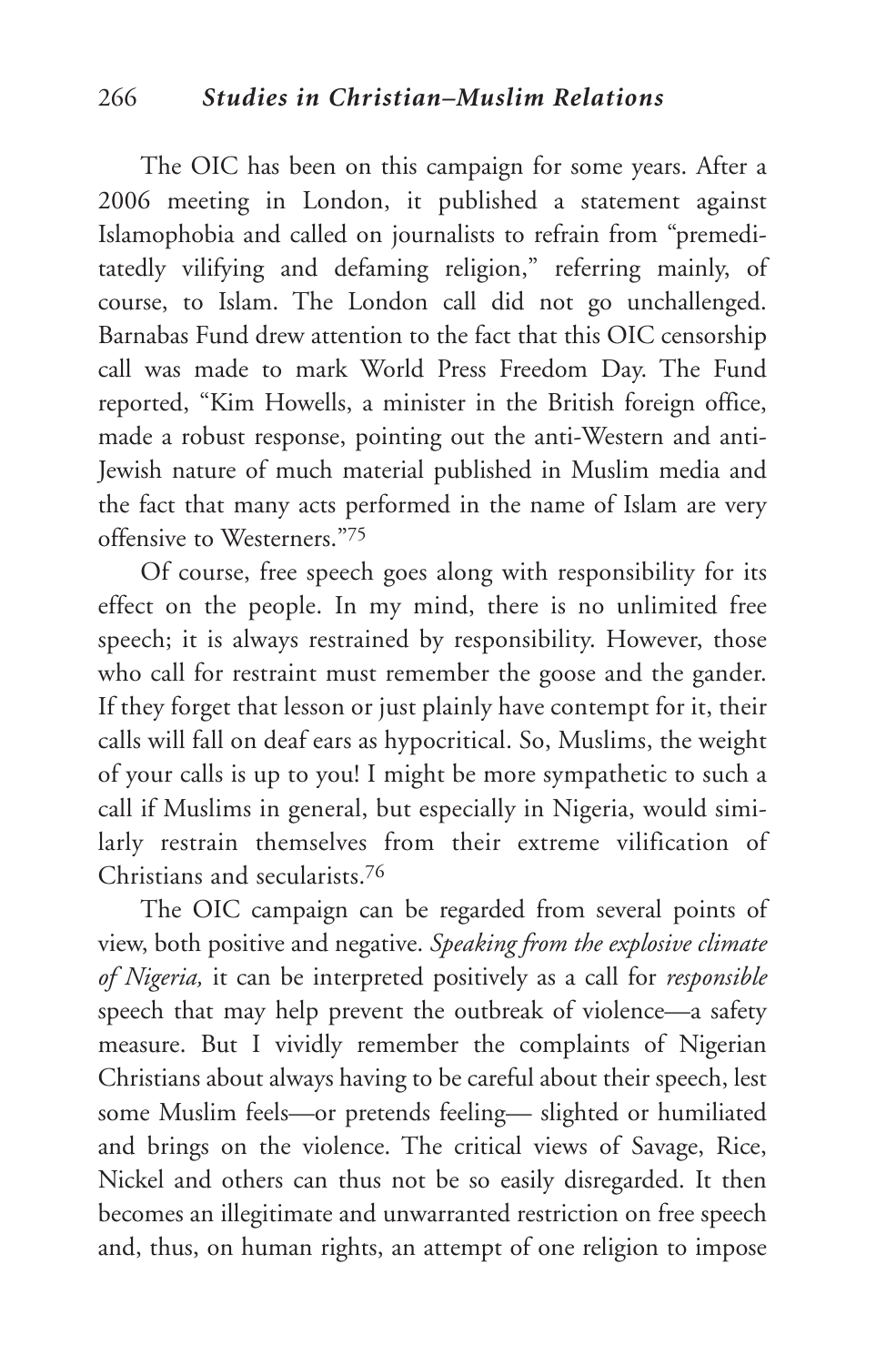The OIC has been on this campaign for some years. After a 2006 meeting in London, it published a statement against Islamophobia and called on journalists to refrain from "premeditatedly vilifying and defaming religion," referring mainly, of course, to Islam. The London call did not go unchallenged. Barnabas Fund drew attention to the fact that this OIC censorship call was made to mark World Press Freedom Day. The Fund reported, "Kim Howells, a minister in the British foreign office, made a robust response, pointing out the anti-Western and anti-Jewish nature of much material published in Muslim media and the fact that many acts performed in the name of Islam are very offensive to Westerners."[75]

Of course, free speech goes along with responsibility for its effect on the people. In my mind, there is no unlimited free speech; it is always restrained by responsibility. However, those who call for restraint must remember the goose and the gander. If they forget that lesson or just plainly have contempt for it, their calls will fall on deaf ears as hypocritical. So, Muslims, the weight of your calls is up to you! I might be more sympathetic to such a call if Muslims in general, but especially in Nigeria, would similarly restrain themselves from their extreme vilification of Christians and secularists.[76]

The OIC campaign can be regarded from several points of view, both positive and negative. *Speaking from the explosive climate of Nigeria,* it can be interpreted positively as a call for *responsible* speech that may help prevent the outbreak of violence—a safety measure. But I vividly remember the complaints of Nigerian Christians about always having to be careful about their speech, lest some Muslim feels—or pretends feeling— slighted or humiliated and brings on the violence. The critical views of Savage, Rice, Nickel and others can thus not be so easily disregarded. It then becomes an illegitimate and unwarranted restriction on free speech and, thus, on human rights, an attempt of one religion to impose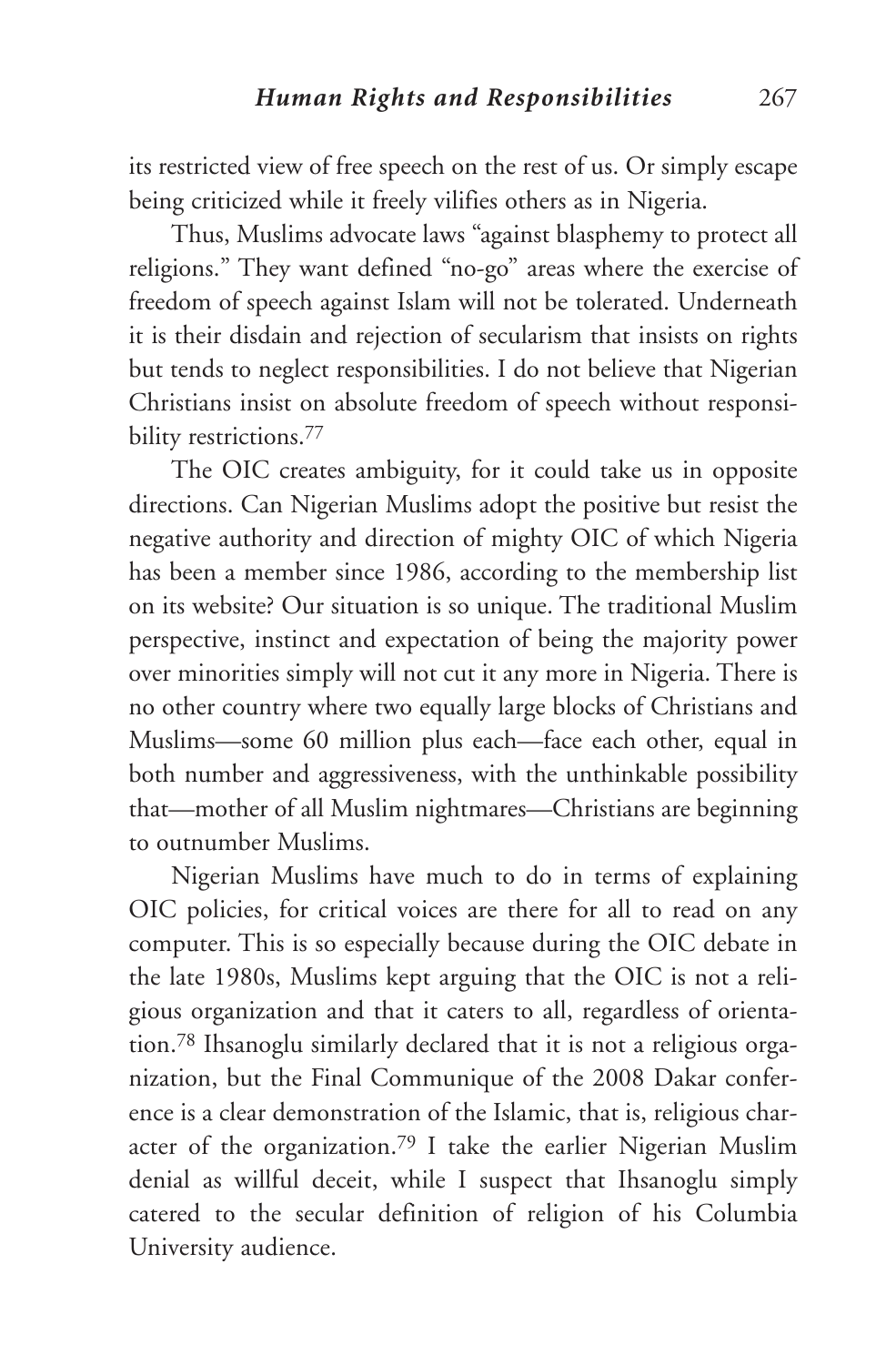its restricted view of free speech on the rest of us. Or simply escape being criticized while it freely vilifies others as in Nigeria.

Thus, Muslims advocate laws "against blasphemy to protect all religions." They want defined "no-go" areas where the exercise of freedom of speech against Islam will not be tolerated. Underneath it is their disdain and rejection of secularism that insists on rights but tends to neglect responsibilities. I do not believe that Nigerian Christians insist on absolute freedom of speech without responsibility restrictions.[77]

The OIC creates ambiguity, for it could take us in opposite directions. Can Nigerian Muslims adopt the positive but resist the negative authority and direction of mighty OIC of which Nigeria has been a member since 1986, according to the membership list on its website? Our situation is so unique. The traditional Muslim perspective, instinct and expectation of being the majority power over minorities simply will not cut it any more in Nigeria. There is no other country where two equally large blocks of Christians and Muslims—some 60 million plus each—face each other, equal in both number and aggressiveness, with the unthinkable possibility that—mother of all Muslim nightmares—Christians are beginning to outnumber Muslims.

Nigerian Muslims have much to do in terms of explaining OIC policies, for critical voices are there for all to read on any computer. This is so especially because during the OIC debate in the late 1980s, Muslims kept arguing that the OIC is not a religious organization and that it caters to all, regardless of orientation.[78] Ihsanoglu similarly declared that it is not a religious organization, but the Final Communique of the 2008 Dakar conference is a clear demonstration of the Islamic, that is, religious character of the organization.[79] I take the earlier Nigerian Muslim denial as willful deceit, while I suspect that Ihsanoglu simply catered to the secular definition of religion of his Columbia University audience.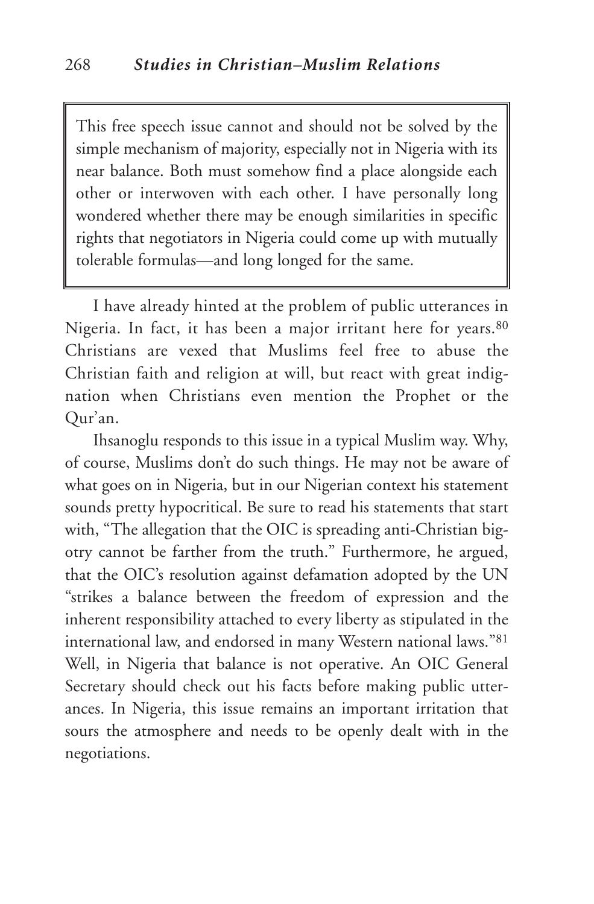> This free speech issue cannot and should not be solved by the simple mechanism of majority, especially not in Nigeria with its near balance. Both must somehow find a place alongside each other or interwoven with each other. I have personally long wondered whether there may be enough similarities in specific rights that negotiators in Nigeria could come up with mutually tolerable formulas—and long longed for the same.

I have already hinted at the problem of public utterances in Nigeria. In fact, it has been a major irritant here for years.[80] Christians are vexed that Muslims feel free to abuse the Christian faith and religion at will, but react with great indignation when Christians even mention the Prophet or the Qur'an.

Ihsanoglu responds to this issue in a typical Muslim way. Why, of course, Muslims don't do such things. He may not be aware of what goes on in Nigeria, but in our Nigerian context his statement sounds pretty hypocritical. Be sure to read his statements that start with, "The allegation that the OIC is spreading anti-Christian bigotry cannot be farther from the truth." Furthermore, he argued, that the OIC's resolution against defamation adopted by the UN "strikes a balance between the freedom of expression and the inherent responsibility attached to every liberty as stipulated in the international law, and endorsed in many Western national laws."[81] Well, in Nigeria that balance is not operative. An OIC General Secretary should check out his facts before making public utterances. In Nigeria, this issue remains an important irritation that sours the atmosphere and needs to be openly dealt with in the negotiations.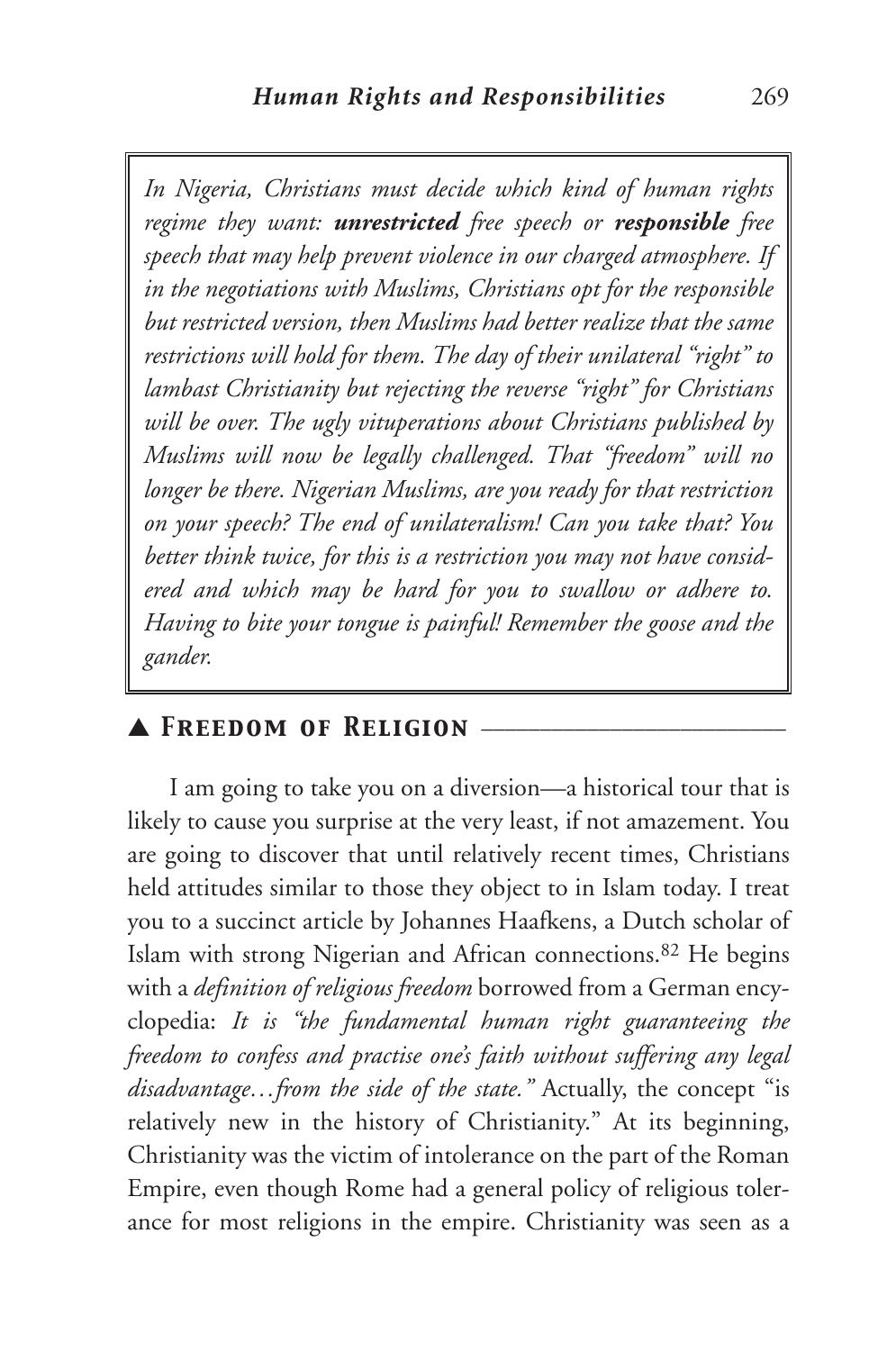*In Nigeria, Christians must decide which kind of human rights regime they want: **unrestricted** free speech or **responsible** free speech that may help prevent violence in our charged atmosphere. If in the negotiations with Muslims, Christians opt for the responsible but restricted version, then Muslims had better realize that the same restrictions will hold for them. The day of their unilateral "right" to lambast Christianity but rejecting the reverse "right" for Christians will be over. The ugly vituperations about Christians published by Muslims will now be legally challenged. That "freedom" will no longer be there. Nigerian Muslims, are you ready for that restriction on your speech? The end of unilateralism! Can you take that? You better think twice, for this is a restriction you may not have considered and which may be hard for you to swallow or adhere to. Having to bite your tongue is painful! Remember the goose and the gander.*

## ▲ Freedom of Religion

I am going to take you on a diversion—a historical tour that is likely to cause you surprise at the very least, if not amazement. You are going to discover that until relatively recent times, Christians held attitudes similar to those they object to in Islam today. I treat you to a succinct article by Johannes Haafkens, a Dutch scholar of Islam with strong Nigerian and African connections.[82] He begins with a *definition of religious freedom* borrowed from a German encyclopedia: *It is "the fundamental human right guaranteeing the freedom to confess and practise one's faith without suffering any legal disadvantage…from the side of the state."* Actually, the concept "is relatively new in the history of Christianity." At its beginning, Christianity was the victim of intolerance on the part of the Roman Empire, even though Rome had a general policy of religious tolerance for most religions in the empire. Christianity was seen as a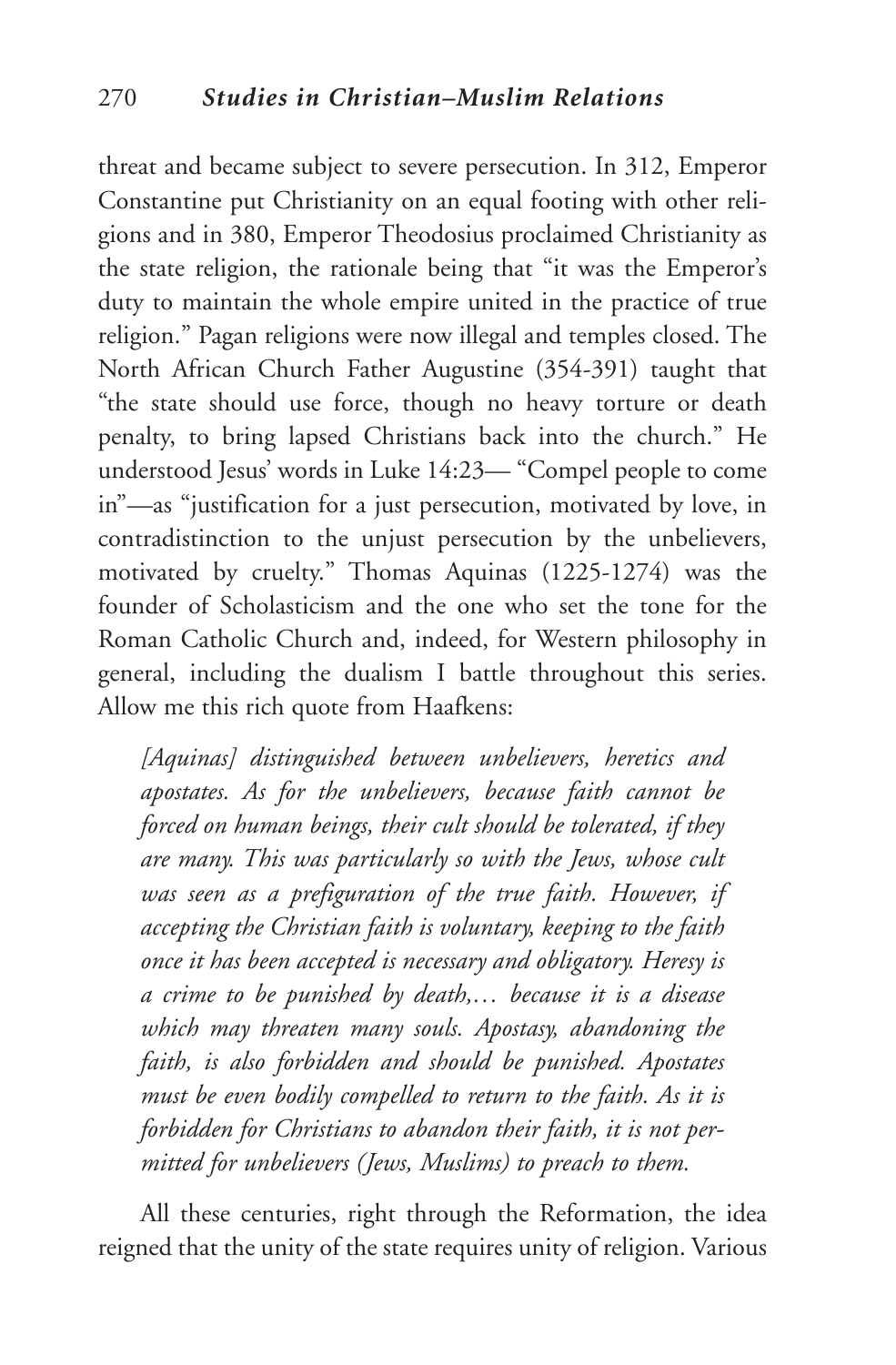threat and became subject to severe persecution. In 312, Emperor Constantine put Christianity on an equal footing with other religions and in 380, Emperor Theodosius proclaimed Christianity as the state religion, the rationale being that "it was the Emperor's duty to maintain the whole empire united in the practice of true religion." Pagan religions were now illegal and temples closed. The North African Church Father Augustine (354-391) taught that "the state should use force, though no heavy torture or death penalty, to bring lapsed Christians back into the church." He understood Jesus' words in Luke 14:23— "Compel people to come in"—as "justification for a just persecution, motivated by love, in contradistinction to the unjust persecution by the unbelievers, motivated by cruelty." Thomas Aquinas (1225-1274) was the founder of Scholasticism and the one who set the tone for the Roman Catholic Church and, indeed, for Western philosophy in general, including the dualism I battle throughout this series. Allow me this rich quote from Haafkens:

> *[Aquinas] distinguished between unbelievers, heretics and apostates. As for the unbelievers, because faith cannot be forced on human beings, their cult should be tolerated, if they are many. This was particularly so with the Jews, whose cult was seen as a prefiguration of the true faith. However, if accepting the Christian faith is voluntary, keeping to the faith once it has been accepted is necessary and obligatory. Heresy is a crime to be punished by death,… because it is a disease which may threaten many souls. Apostasy, abandoning the faith, is also forbidden and should be punished. Apostates must be even bodily compelled to return to the faith. As it is forbidden for Christians to abandon their faith, it is not permitted for unbelievers (Jews, Muslims) to preach to them.*

All these centuries, right through the Reformation, the idea reigned that the unity of the state requires unity of religion. Various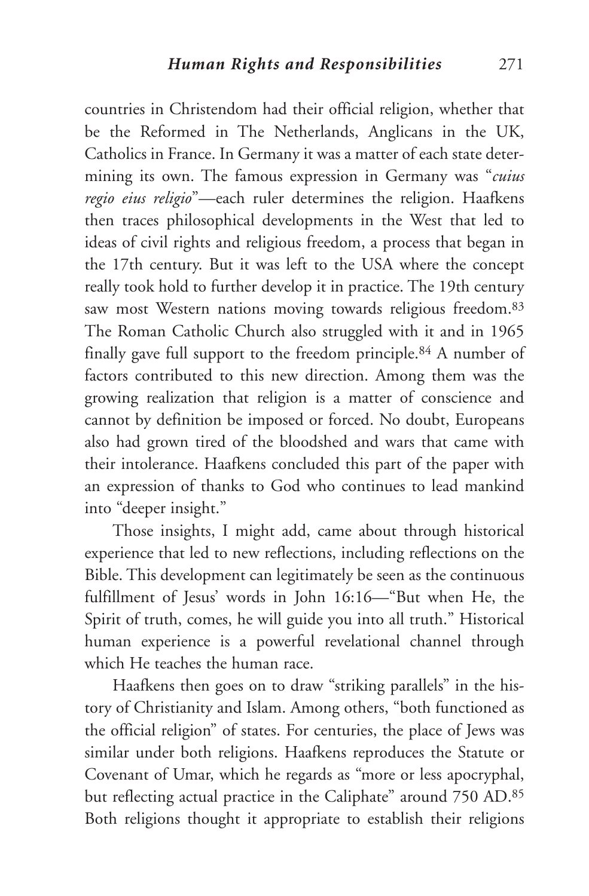countries in Christendom had their official religion, whether that be the Reformed in The Netherlands, Anglicans in the UK, Catholics in France. In Germany it was a matter of each state determining its own. The famous expression in Germany was "*cuius regio eius religio*"—each ruler determines the religion. Haafkens then traces philosophical developments in the West that led to ideas of civil rights and religious freedom, a process that began in the 17th century. But it was left to the USA where the concept really took hold to further develop it in practice. The 19th century saw most Western nations moving towards religious freedom.[83] The Roman Catholic Church also struggled with it and in 1965 finally gave full support to the freedom principle.[84] A number of factors contributed to this new direction. Among them was the growing realization that religion is a matter of conscience and cannot by definition be imposed or forced. No doubt, Europeans also had grown tired of the bloodshed and wars that came with their intolerance. Haafkens concluded this part of the paper with an expression of thanks to God who continues to lead mankind into "deeper insight."

Those insights, I might add, came about through historical experience that led to new reflections, including reflections on the Bible. This development can legitimately be seen as the continuous fulfillment of Jesus' words in John 16:16—"But when He, the Spirit of truth, comes, he will guide you into all truth." Historical human experience is a powerful revelational channel through which He teaches the human race.

Haafkens then goes on to draw "striking parallels" in the history of Christianity and Islam. Among others, "both functioned as the official religion" of states. For centuries, the place of Jews was similar under both religions. Haafkens reproduces the Statute or Covenant of Umar, which he regards as "more or less apocryphal, but reflecting actual practice in the Caliphate" around 750 AD.[85] Both religions thought it appropriate to establish their religions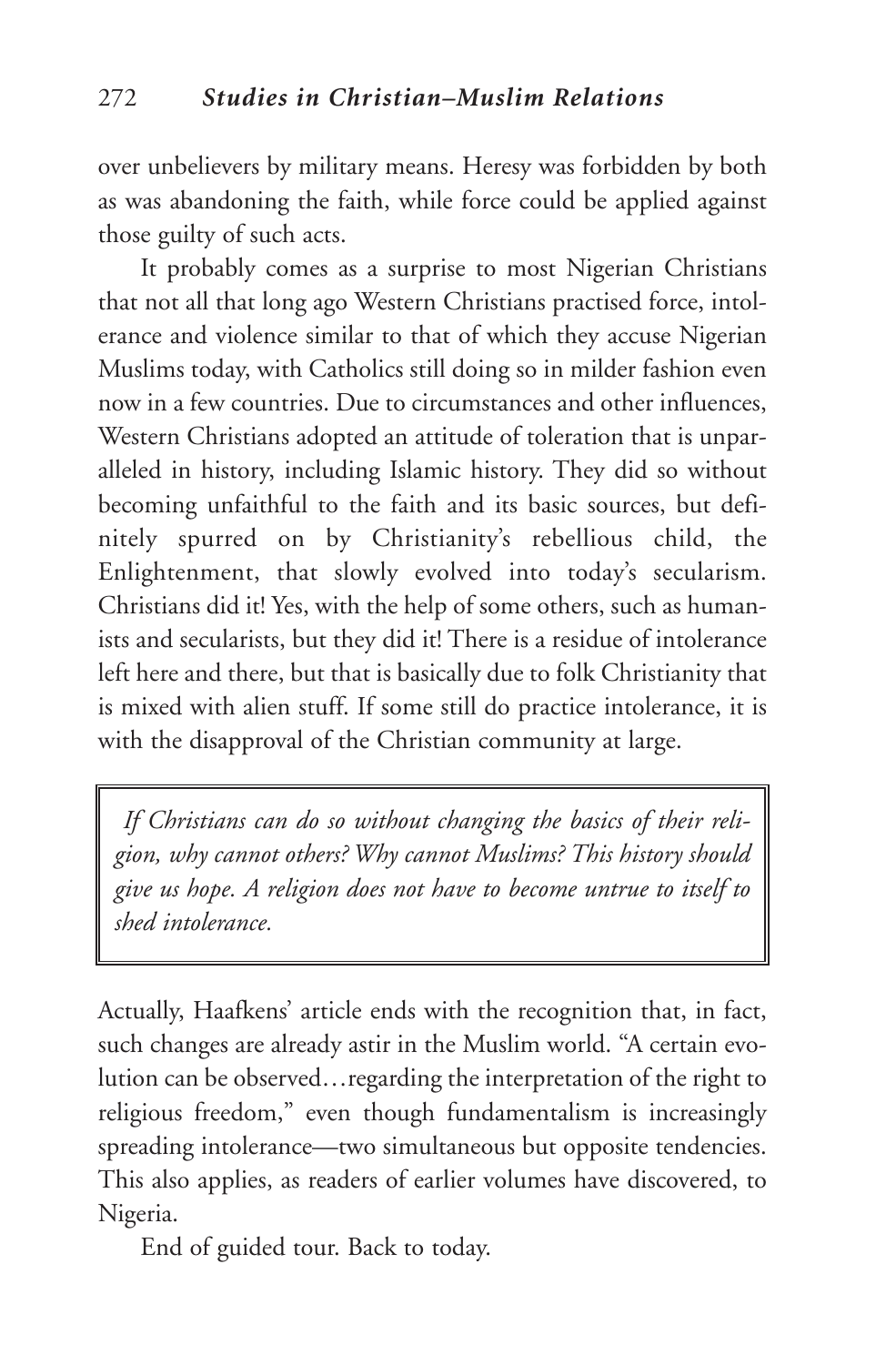over unbelievers by military means. Heresy was forbidden by both as was abandoning the faith, while force could be applied against those guilty of such acts.

It probably comes as a surprise to most Nigerian Christians that not all that long ago Western Christians practised force, intolerance and violence similar to that of which they accuse Nigerian Muslims today, with Catholics still doing so in milder fashion even now in a few countries. Due to circumstances and other influences, Western Christians adopted an attitude of toleration that is unparalleled in history, including Islamic history. They did so without becoming unfaithful to the faith and its basic sources, but definitely spurred on by Christianity's rebellious child, the Enlightenment, that slowly evolved into today's secularism. Christians did it! Yes, with the help of some others, such as humanists and secularists, but they did it! There is a residue of intolerance left here and there, but that is basically due to folk Christianity that is mixed with alien stuff. If some still do practice intolerance, it is with the disapproval of the Christian community at large.

> *If Christians can do so without changing the basics of their religion, why cannot others? Why cannot Muslims? This history should give us hope. A religion does not have to become untrue to itself to shed intolerance.*

Actually, Haafkens' article ends with the recognition that, in fact, such changes are already astir in the Muslim world. "A certain evolution can be observed…regarding the interpretation of the right to religious freedom," even though fundamentalism is increasingly spreading intolerance—two simultaneous but opposite tendencies. This also applies, as readers of earlier volumes have discovered, to Nigeria.

End of guided tour. Back to today.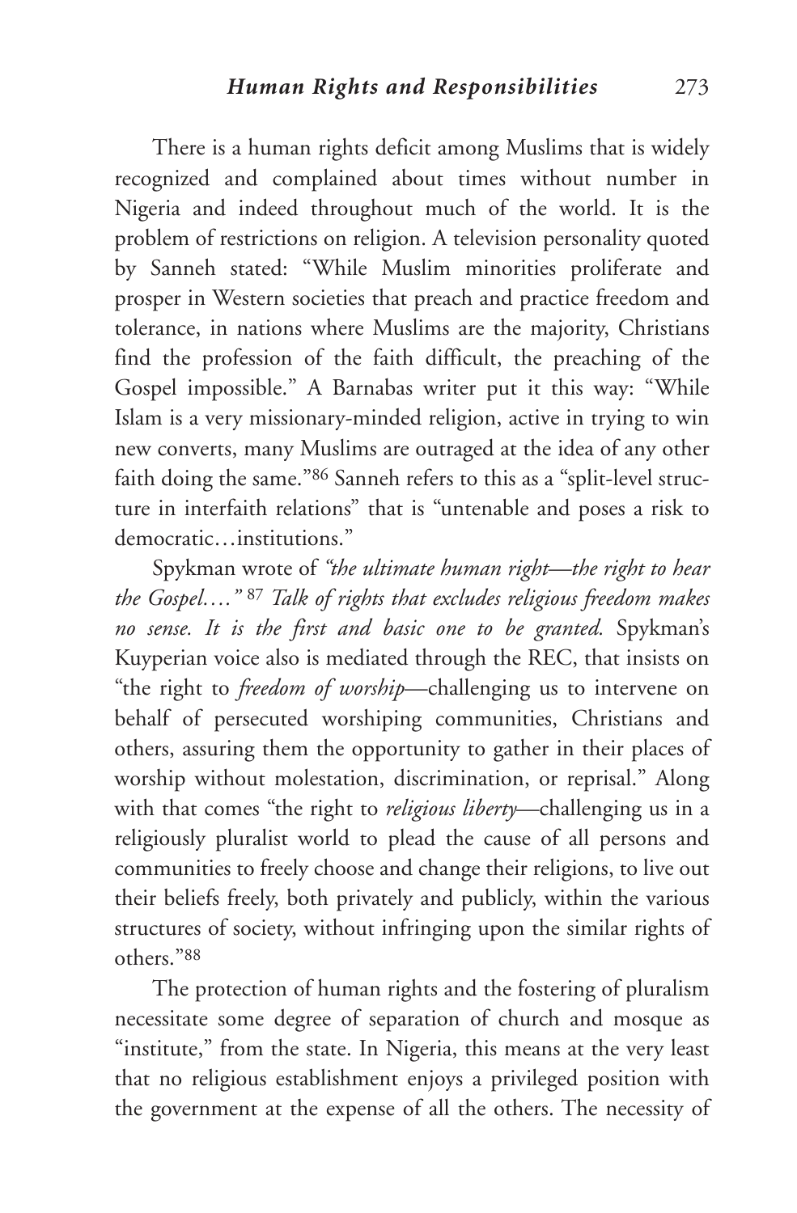There is a human rights deficit among Muslims that is widely recognized and complained about times without number in Nigeria and indeed throughout much of the world. It is the problem of restrictions on religion. A television personality quoted by Sanneh stated: "While Muslim minorities proliferate and prosper in Western societies that preach and practice freedom and tolerance, in nations where Muslims are the majority, Christians find the profession of the faith difficult, the preaching of the Gospel impossible." A Barnabas writer put it this way: "While Islam is a very missionary-minded religion, active in trying to win new converts, many Muslims are outraged at the idea of any other faith doing the same."[86] Sanneh refers to this as a "split-level structure in interfaith relations" that is "untenable and poses a risk to democratic…institutions."

Spykman wrote of *"the ultimate human right—the right to hear the Gospel…."* [87] *Talk of rights that excludes religious freedom makes no sense. It is the first and basic one to be granted.* Spykman's Kuyperian voice also is mediated through the REC, that insists on "the right to *freedom of worship*—challenging us to intervene on behalf of persecuted worshiping communities, Christians and others, assuring them the opportunity to gather in their places of worship without molestation, discrimination, or reprisal." Along with that comes "the right to *religious liberty*—challenging us in a religiously pluralist world to plead the cause of all persons and communities to freely choose and change their religions, to live out their beliefs freely, both privately and publicly, within the various structures of society, without infringing upon the similar rights of others."[88]

The protection of human rights and the fostering of pluralism necessitate some degree of separation of church and mosque as "institute," from the state. In Nigeria, this means at the very least that no religious establishment enjoys a privileged position with the government at the expense of all the others. The necessity of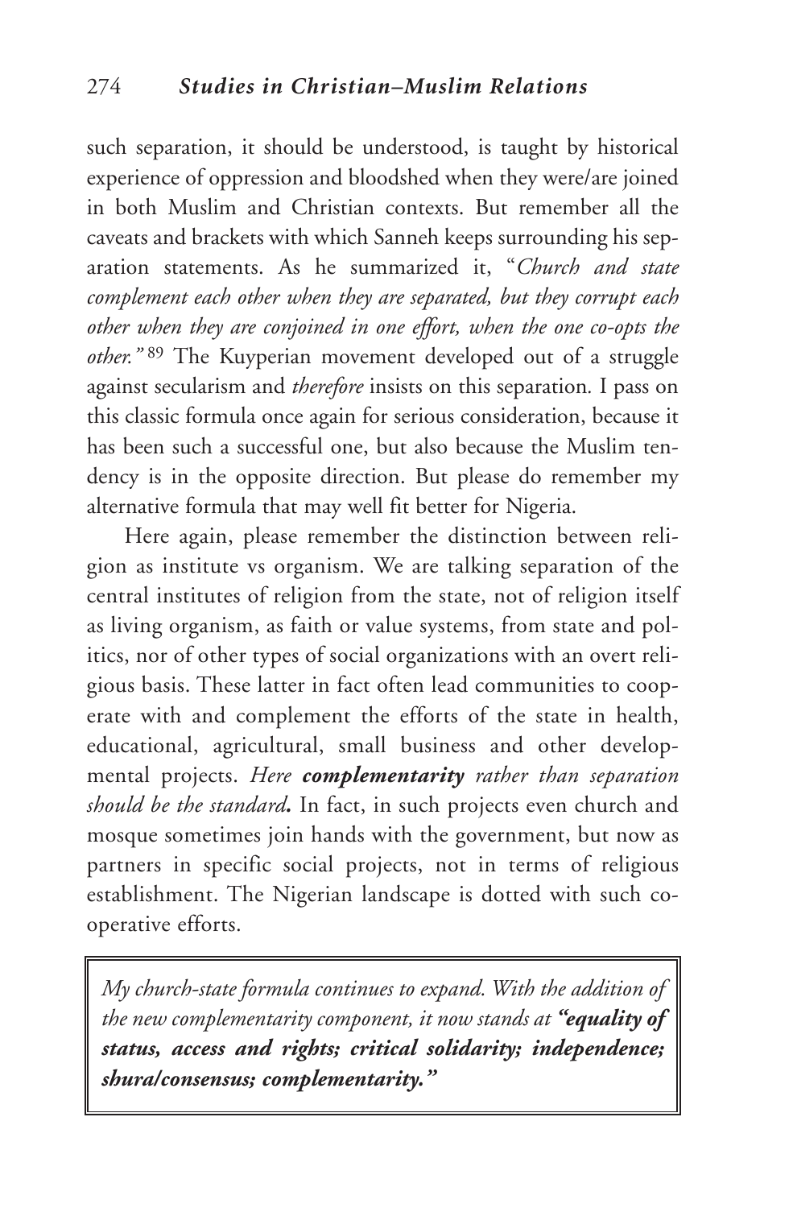such separation, it should be understood, is taught by historical experience of oppression and bloodshed when they were/are joined in both Muslim and Christian contexts. But remember all the caveats and brackets with which Sanneh keeps surrounding his separation statements. As he summarized it, "*Church and state complement each other when they are separated, but they corrupt each other when they are conjoined in one effort, when the one co-opts the other.*"[89] The Kuyperian movement developed out of a struggle against secularism and *therefore* insists on this separation. I pass on this classic formula once again for serious consideration, because it has been such a successful one, but also because the Muslim tendency is in the opposite direction. But please do remember my alternative formula that may well fit better for Nigeria.

Here again, please remember the distinction between religion as institute vs organism. We are talking separation of the central institutes of religion from the state, not of religion itself as living organism, as faith or value systems, from state and politics, nor of other types of social organizations with an overt religious basis. These latter in fact often lead communities to cooperate with and complement the efforts of the state in health, educational, agricultural, small business and other developmental projects. *Here* ***complementarity*** *rather than separation should be the standard.* In fact, in such projects even church and mosque sometimes join hands with the government, but now as partners in specific social projects, not in terms of religious establishment. The Nigerian landscape is dotted with such cooperative efforts.

> *My church-state formula continues to expand. With the addition of the new complementarity component, it now stands at* ***"equality of status, access and rights; critical solidarity; independence; shura/consensus; complementarity."***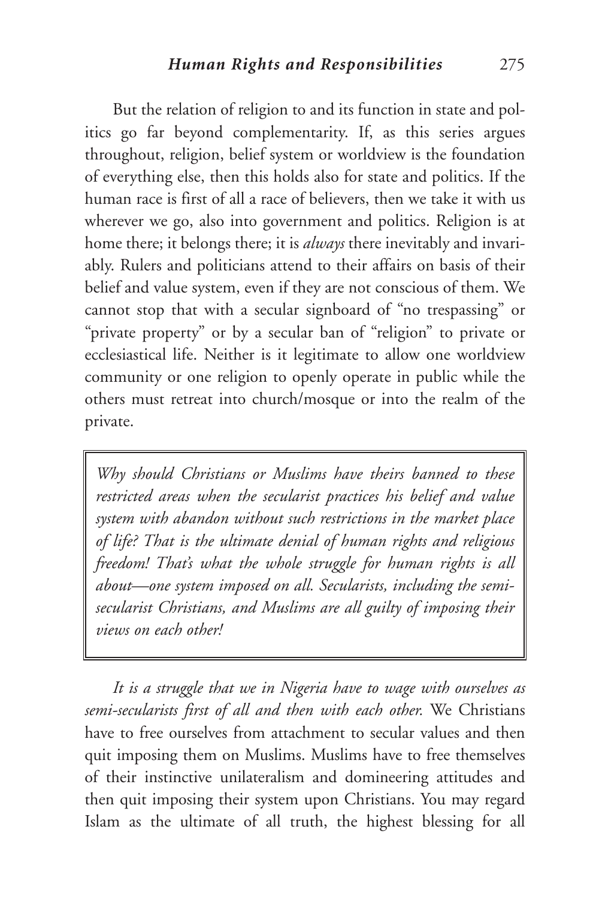But the relation of religion to and its function in state and politics go far beyond complementarity. If, as this series argues throughout, religion, belief system or worldview is the foundation of everything else, then this holds also for state and politics. If the human race is first of all a race of believers, then we take it with us wherever we go, also into government and politics. Religion is at home there; it belongs there; it is *always* there inevitably and invariably. Rulers and politicians attend to their affairs on basis of their belief and value system, even if they are not conscious of them. We cannot stop that with a secular signboard of "no trespassing" or "private property" or by a secular ban of "religion" to private or ecclesiastical life. Neither is it legitimate to allow one worldview community or one religion to openly operate in public while the others must retreat into church/mosque or into the realm of the private.

> *Why should Christians or Muslims have theirs banned to these restricted areas when the secularist practices his belief and value system with abandon without such restrictions in the market place of life? That is the ultimate denial of human rights and religious freedom! That's what the whole struggle for human rights is all about—one system imposed on all. Secularists, including the semi-secularist Christians, and Muslims are all guilty of imposing their views on each other!*

*It is a struggle that we in Nigeria have to wage with ourselves as semi-secularists first of all and then with each other.* We Christians have to free ourselves from attachment to secular values and then quit imposing them on Muslims. Muslims have to free themselves of their instinctive unilateralism and domineering attitudes and then quit imposing their system upon Christians. You may regard Islam as the ultimate of all truth, the highest blessing for all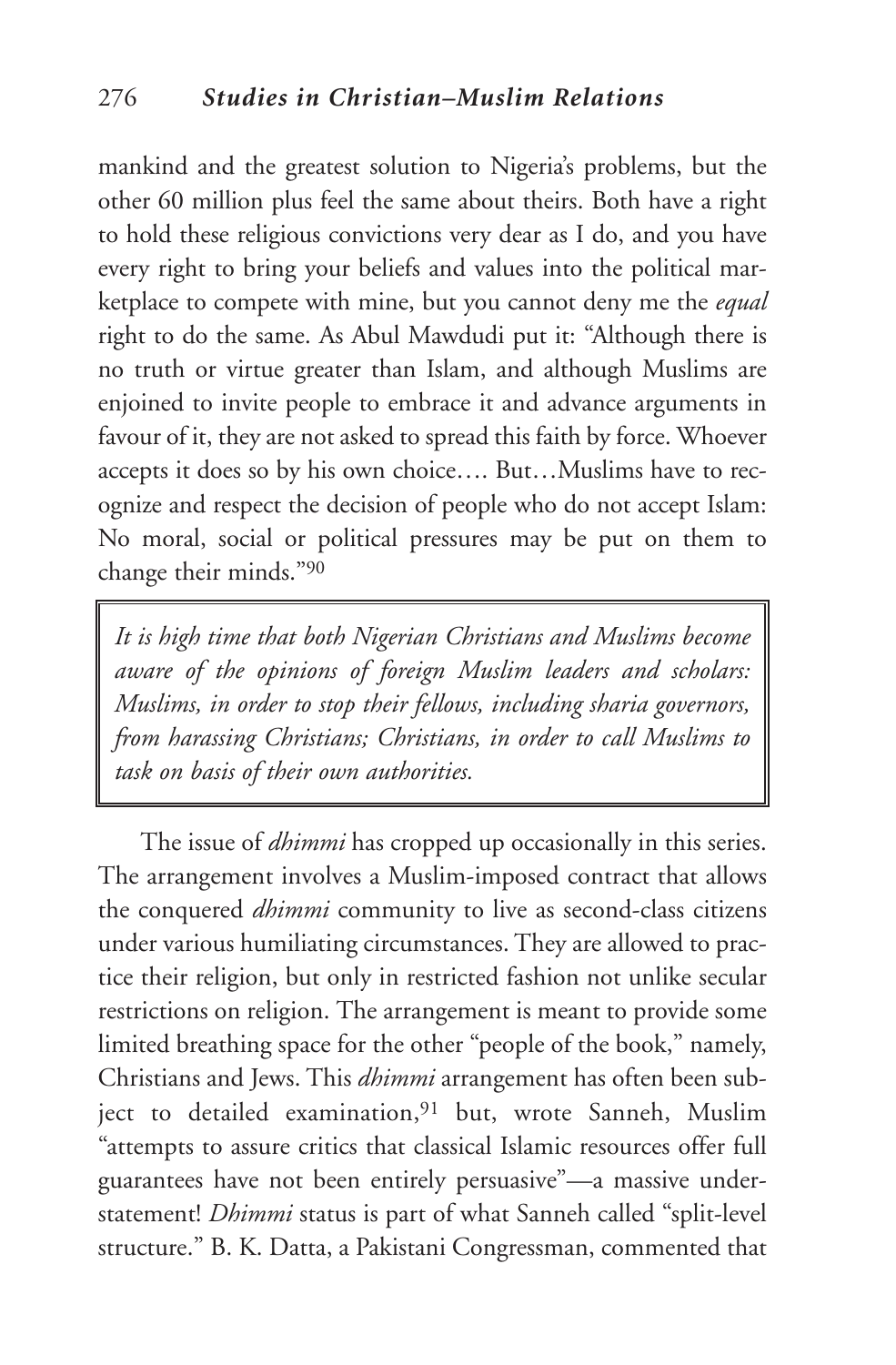mankind and the greatest solution to Nigeria's problems, but the other 60 million plus feel the same about theirs. Both have a right to hold these religious convictions very dear as I do, and you have every right to bring your beliefs and values into the political marketplace to compete with mine, but you cannot deny me the *equal* right to do the same. As Abul Mawdudi put it: "Although there is no truth or virtue greater than Islam, and although Muslims are enjoined to invite people to embrace it and advance arguments in favour of it, they are not asked to spread this faith by force. Whoever accepts it does so by his own choice…. But…Muslims have to recognize and respect the decision of people who do not accept Islam: No moral, social or political pressures may be put on them to change their minds."[90]

> *It is high time that both Nigerian Christians and Muslims become aware of the opinions of foreign Muslim leaders and scholars: Muslims, in order to stop their fellows, including sharia governors, from harassing Christians; Christians, in order to call Muslims to task on basis of their own authorities.*

The issue of *dhimmi* has cropped up occasionally in this series. The arrangement involves a Muslim-imposed contract that allows the conquered *dhimmi* community to live as second-class citizens under various humiliating circumstances. They are allowed to practice their religion, but only in restricted fashion not unlike secular restrictions on religion. The arrangement is meant to provide some limited breathing space for the other "people of the book," namely, Christians and Jews. This *dhimmi* arrangement has often been subject to detailed examination,[91] but, wrote Sanneh, Muslim "attempts to assure critics that classical Islamic resources offer full guarantees have not been entirely persuasive"—a massive understatement! *Dhimmi* status is part of what Sanneh called "split-level structure." B. K. Datta, a Pakistani Congressman, commented that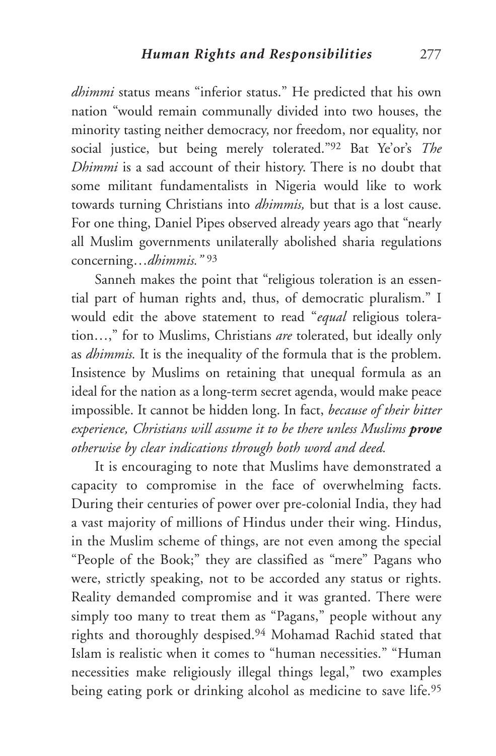*dhimmi* status means "inferior status." He predicted that his own nation "would remain communally divided into two houses, the minority tasting neither democracy, nor freedom, nor equality, nor social justice, but being merely tolerated."[92] Bat Ye'or's *The Dhimmi* is a sad account of their history. There is no doubt that some militant fundamentalists in Nigeria would like to work towards turning Christians into *dhimmis,* but that is a lost cause. For one thing, Daniel Pipes observed already years ago that "nearly all Muslim governments unilaterally abolished sharia regulations concerning…*dhimmis."* [93]

Sanneh makes the point that "religious toleration is an essential part of human rights and, thus, of democratic pluralism." I would edit the above statement to read "*equal* religious toleration…," for to Muslims, Christians *are* tolerated, but ideally only as *dhimmis.* It is the inequality of the formula that is the problem. Insistence by Muslims on retaining that unequal formula as an ideal for the nation as a long-term secret agenda, would make peace impossible. It cannot be hidden long. In fact, *because of their bitter experience, Christians will assume it to be there unless Muslims* ***prove*** *otherwise by clear indications through both word and deed.*

It is encouraging to note that Muslims have demonstrated a capacity to compromise in the face of overwhelming facts. During their centuries of power over pre-colonial India, they had a vast majority of millions of Hindus under their wing. Hindus, in the Muslim scheme of things, are not even among the special "People of the Book;" they are classified as "mere" Pagans who were, strictly speaking, not to be accorded any status or rights. Reality demanded compromise and it was granted. There were simply too many to treat them as "Pagans," people without any rights and thoroughly despised.[94] Mohamad Rachid stated that Islam is realistic when it comes to "human necessities." "Human necessities make religiously illegal things legal," two examples being eating pork or drinking alcohol as medicine to save life.[95]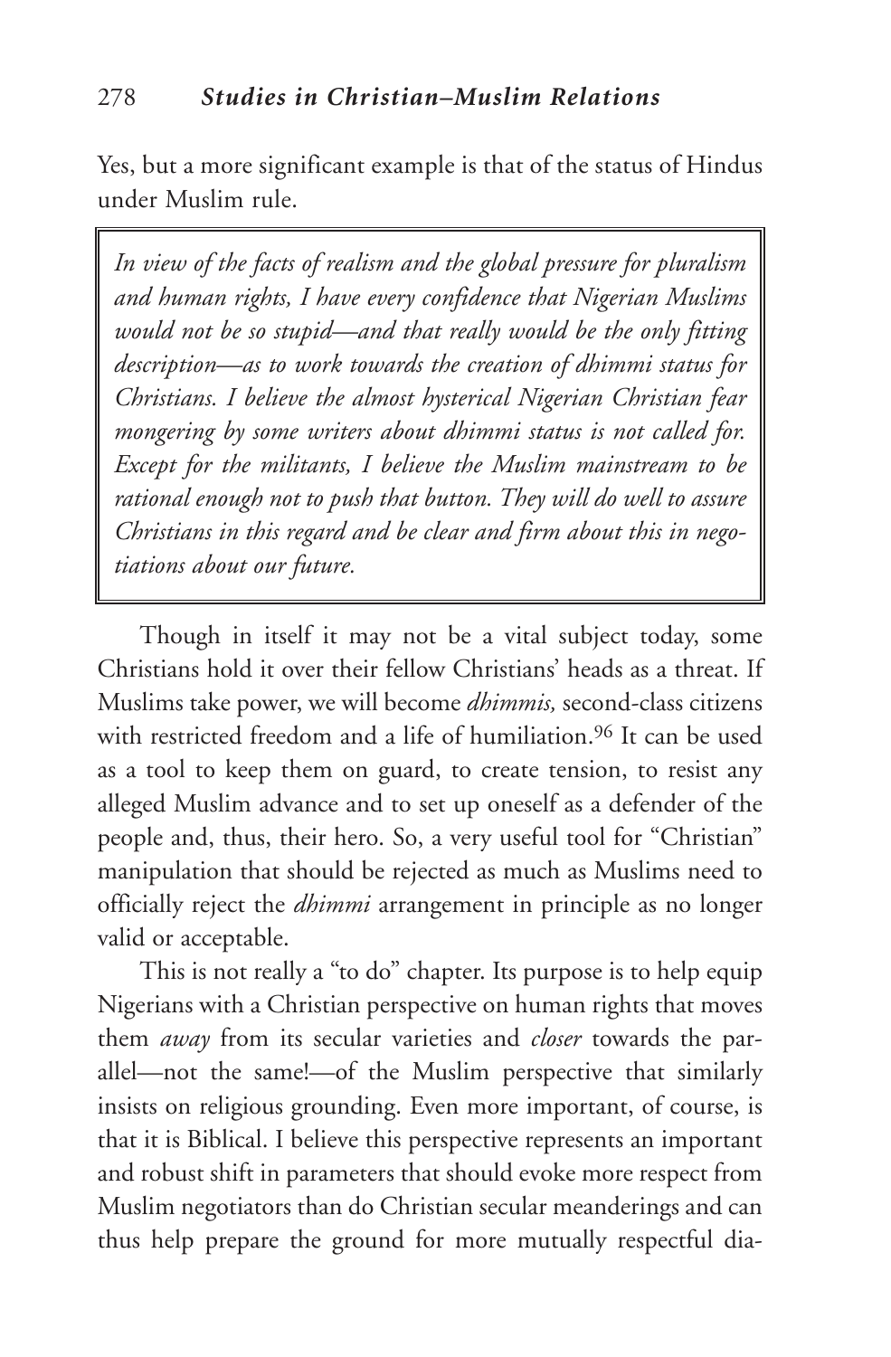Yes, but a more significant example is that of the status of Hindus under Muslim rule.

> *In view of the facts of realism and the global pressure for pluralism and human rights, I have every confidence that Nigerian Muslims would not be so stupid—and that really would be the only fitting description—as to work towards the creation of dhimmi status for Christians. I believe the almost hysterical Nigerian Christian fear mongering by some writers about dhimmi status is not called for. Except for the militants, I believe the Muslim mainstream to be rational enough not to push that button. They will do well to assure Christians in this regard and be clear and firm about this in negotiations about our future.*

Though in itself it may not be a vital subject today, some Christians hold it over their fellow Christians' heads as a threat. If Muslims take power, we will become *dhimmis,* second-class citizens with restricted freedom and a life of humiliation.[96] It can be used as a tool to keep them on guard, to create tension, to resist any alleged Muslim advance and to set up oneself as a defender of the people and, thus, their hero. So, a very useful tool for "Christian" manipulation that should be rejected as much as Muslims need to officially reject the *dhimmi* arrangement in principle as no longer valid or acceptable.

This is not really a "to do" chapter. Its purpose is to help equip Nigerians with a Christian perspective on human rights that moves them *away* from its secular varieties and *closer* towards the parallel—not the same!—of the Muslim perspective that similarly insists on religious grounding. Even more important, of course, is that it is Biblical. I believe this perspective represents an important and robust shift in parameters that should evoke more respect from Muslim negotiators than do Christian secular meanderings and can thus help prepare the ground for more mutually respectful dia-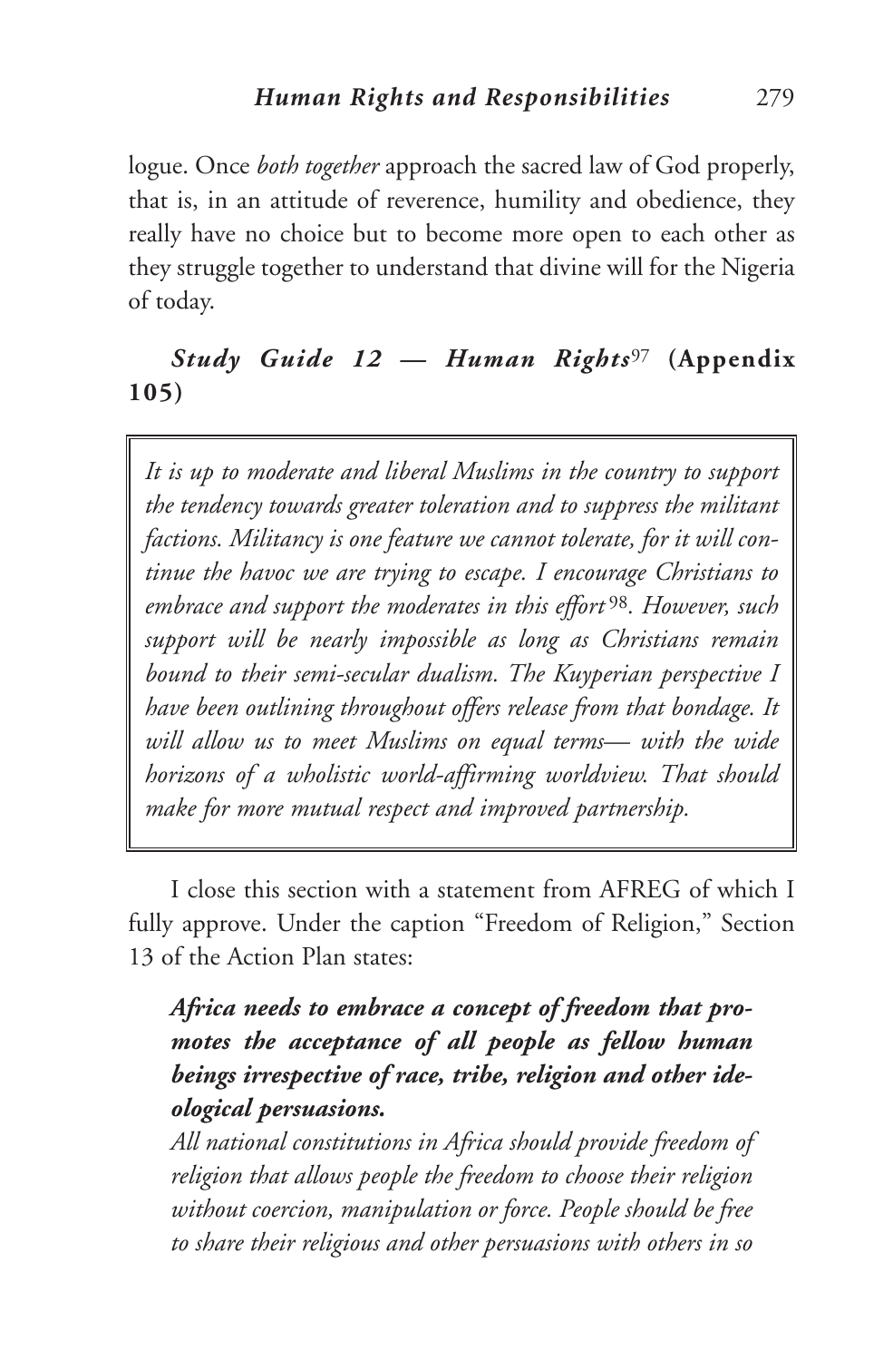logue. Once *both together* approach the sacred law of God properly, that is, in an attitude of reverence, humility and obedience, they really have no choice but to become more open to each other as they struggle together to understand that divine will for the Nigeria of today.

### *Study Guide 12 — Human Rights*[97] **(Appendix 105)**

> *It is up to moderate and liberal Muslims in the country to support the tendency towards greater toleration and to suppress the militant factions. Militancy is one feature we cannot tolerate, for it will continue the havoc we are trying to escape. I encourage Christians to embrace and support the moderates in this effort*[98]*. However, such support will be nearly impossible as long as Christians remain bound to their semi-secular dualism. The Kuyperian perspective I have been outlining throughout offers release from that bondage. It will allow us to meet Muslims on equal terms— with the wide horizons of a wholistic world-affirming worldview. That should make for more mutual respect and improved partnership.*

I close this section with a statement from AFREG of which I fully approve. Under the caption "Freedom of Religion," Section 13 of the Action Plan states:

> ***Africa needs to embrace a concept of freedom that promotes the acceptance of all people as fellow human beings irrespective of race, tribe, religion and other ideological persuasions.***
>
> *All national constitutions in Africa should provide freedom of religion that allows people the freedom to choose their religion without coercion, manipulation or force. People should be free to share their religious and other persuasions with others in so*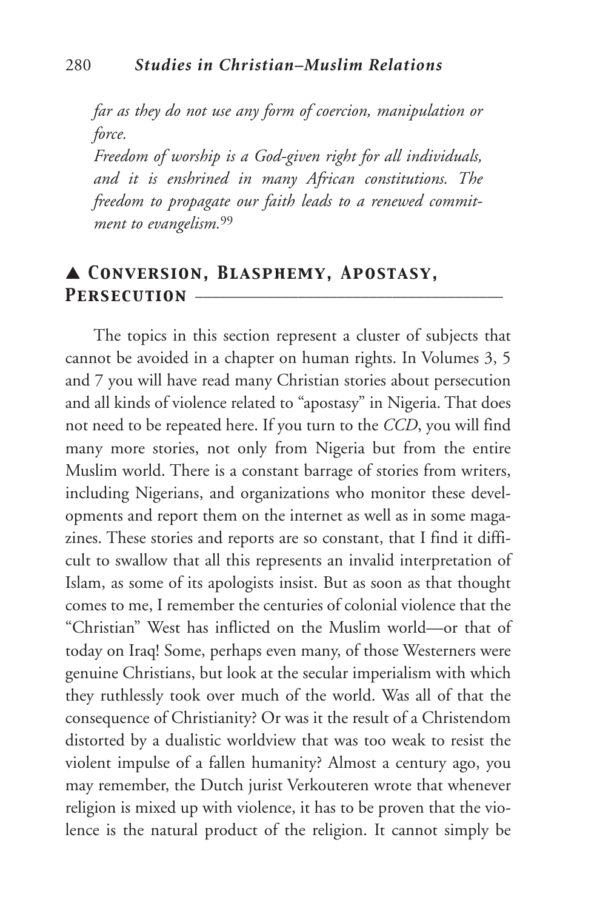*far as they do not use any form of coercion, manipulation or force.*

*Freedom of worship is a God-given right for all individuals, and it is enshrined in many African constitutions. The freedom to propagate our faith leads to a renewed commitment to evangelism.*[99]

## ▲ Conversion, Blasphemy, Apostasy, Persecution

The topics in this section represent a cluster of subjects that cannot be avoided in a chapter on human rights. In Volumes 3, 5 and 7 you will have read many Christian stories about persecution and all kinds of violence related to "apostasy" in Nigeria. That does not need to be repeated here. If you turn to the *CCD*, you will find many more stories, not only from Nigeria but from the entire Muslim world. There is a constant barrage of stories from writers, including Nigerians, and organizations who monitor these developments and report them on the internet as well as in some magazines. These stories and reports are so constant, that I find it difficult to swallow that all this represents an invalid interpretation of Islam, as some of its apologists insist. But as soon as that thought comes to me, I remember the centuries of colonial violence that the "Christian" West has inflicted on the Muslim world—or that of today on Iraq! Some, perhaps even many, of those Westerners were genuine Christians, but look at the secular imperialism with which they ruthlessly took over much of the world. Was all of that the consequence of Christianity? Or was it the result of a Christendom distorted by a dualistic worldview that was too weak to resist the violent impulse of a fallen humanity? Almost a century ago, you may remember, the Dutch jurist Verkouteren wrote that whenever religion is mixed up with violence, it has to be proven that the violence is the natural product of the religion. It cannot simply be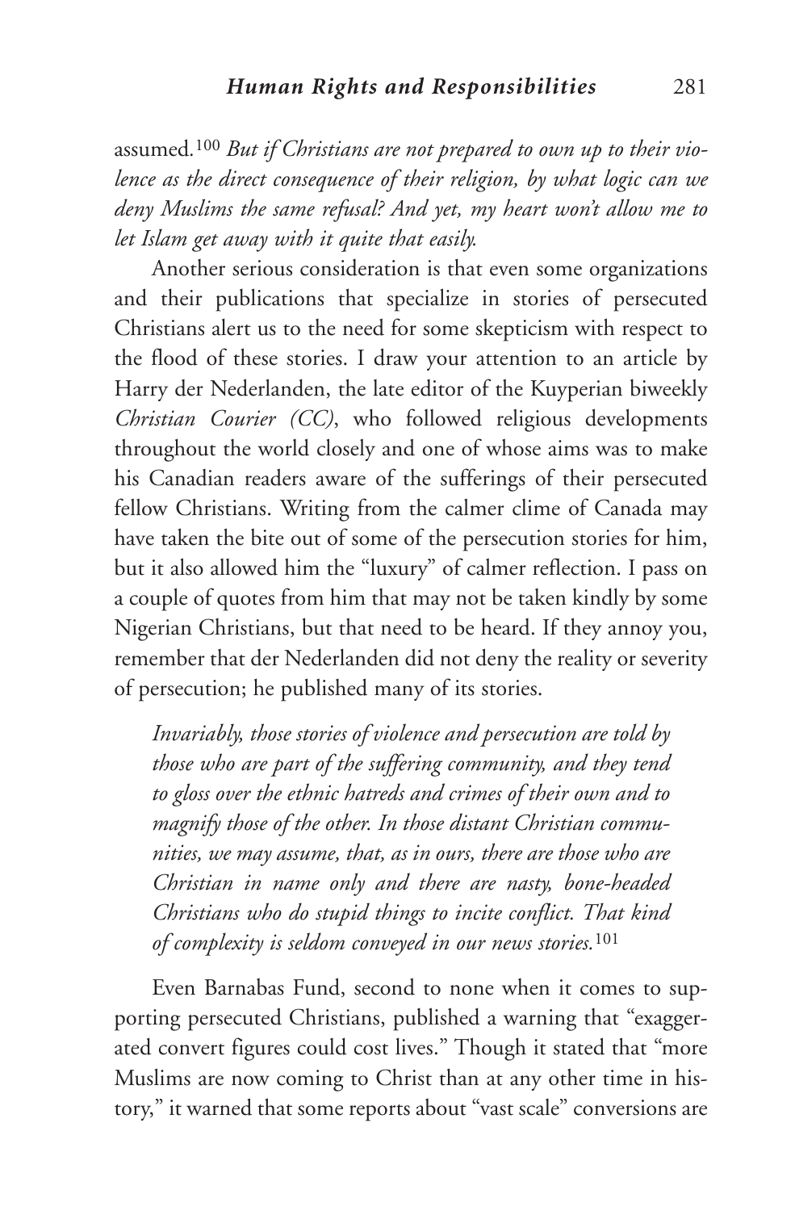assumed.[100] *But if Christians are not prepared to own up to their violence as the direct consequence of their religion, by what logic can we deny Muslims the same refusal? And yet, my heart won't allow me to let Islam get away with it quite that easily.*

Another serious consideration is that even some organizations and their publications that specialize in stories of persecuted Christians alert us to the need for some skepticism with respect to the flood of these stories. I draw your attention to an article by Harry der Nederlanden, the late editor of the Kuyperian biweekly *Christian Courier (CC)*, who followed religious developments throughout the world closely and one of whose aims was to make his Canadian readers aware of the sufferings of their persecuted fellow Christians. Writing from the calmer clime of Canada may have taken the bite out of some of the persecution stories for him, but it also allowed him the "luxury" of calmer reflection. I pass on a couple of quotes from him that may not be taken kindly by some Nigerian Christians, but that need to be heard. If they annoy you, remember that der Nederlanden did not deny the reality or severity of persecution; he published many of its stories.

> *Invariably, those stories of violence and persecution are told by those who are part of the suffering community, and they tend to gloss over the ethnic hatreds and crimes of their own and to magnify those of the other. In those distant Christian communities, we may assume, that, as in ours, there are those who are Christian in name only and there are nasty, bone-headed Christians who do stupid things to incite conflict. That kind of complexity is seldom conveyed in our news stories.*[101]

Even Barnabas Fund, second to none when it comes to supporting persecuted Christians, published a warning that "exaggerated convert figures could cost lives." Though it stated that "more Muslims are now coming to Christ than at any other time in history," it warned that some reports about "vast scale" conversions are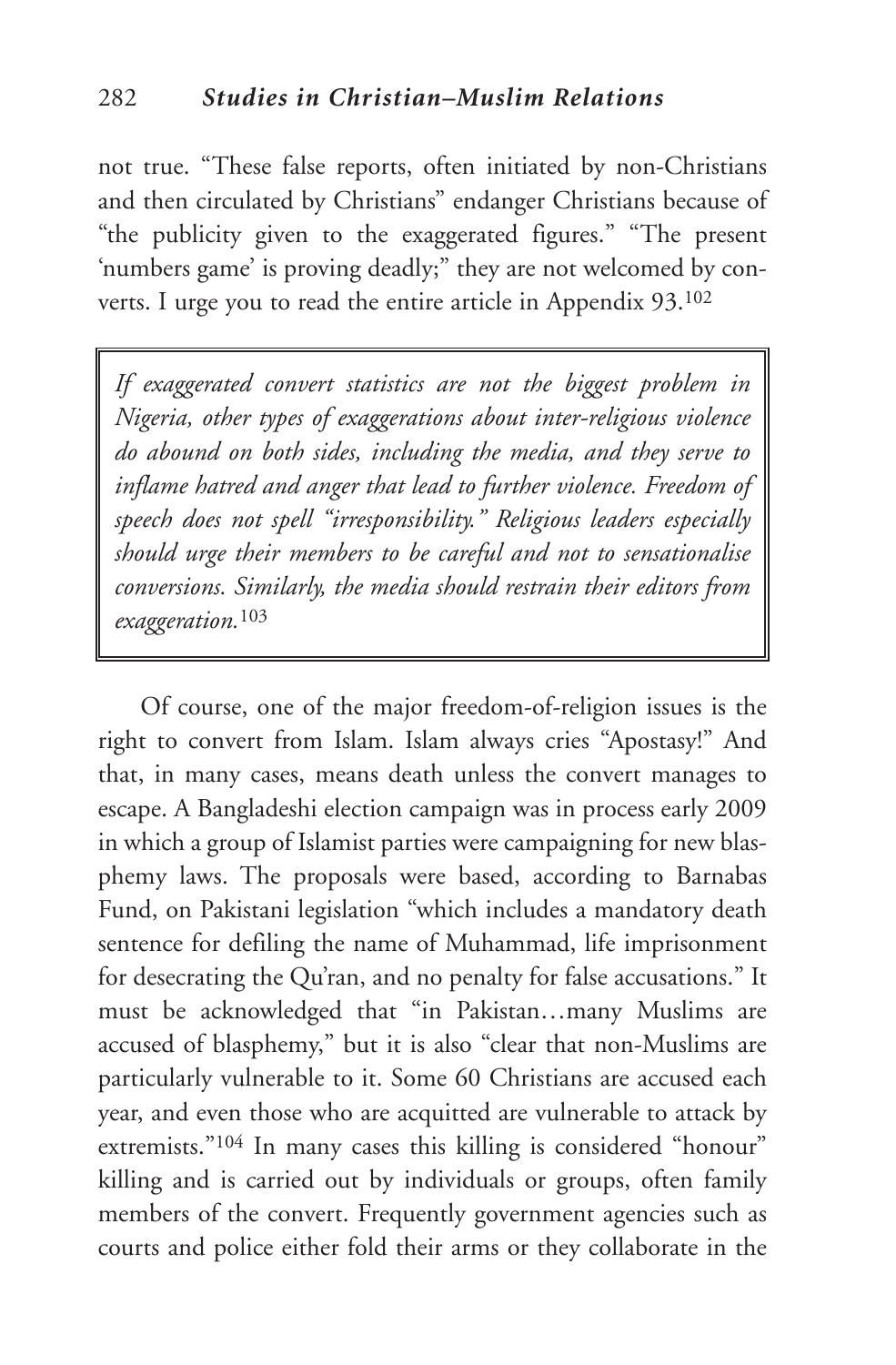not true. "These false reports, often initiated by non-Christians and then circulated by Christians" endanger Christians because of "the publicity given to the exaggerated figures." "The present 'numbers game' is proving deadly;" they are not welcomed by converts. I urge you to read the entire article in Appendix 93.[102]

> *If exaggerated convert statistics are not the biggest problem in Nigeria, other types of exaggerations about inter-religious violence do abound on both sides, including the media, and they serve to inflame hatred and anger that lead to further violence. Freedom of speech does not spell "irresponsibility." Religious leaders especially should urge their members to be careful and not to sensationalise conversions. Similarly, the media should restrain their editors from exaggeration.*[103]

Of course, one of the major freedom-of-religion issues is the right to convert from Islam. Islam always cries "Apostasy!" And that, in many cases, means death unless the convert manages to escape. A Bangladeshi election campaign was in process early 2009 in which a group of Islamist parties were campaigning for new blasphemy laws. The proposals were based, according to Barnabas Fund, on Pakistani legislation "which includes a mandatory death sentence for defiling the name of Muhammad, life imprisonment for desecrating the Qu'ran, and no penalty for false accusations." It must be acknowledged that "in Pakistan…many Muslims are accused of blasphemy," but it is also "clear that non-Muslims are particularly vulnerable to it. Some 60 Christians are accused each year, and even those who are acquitted are vulnerable to attack by extremists."[104] In many cases this killing is considered "honour" killing and is carried out by individuals or groups, often family members of the convert. Frequently government agencies such as courts and police either fold their arms or they collaborate in the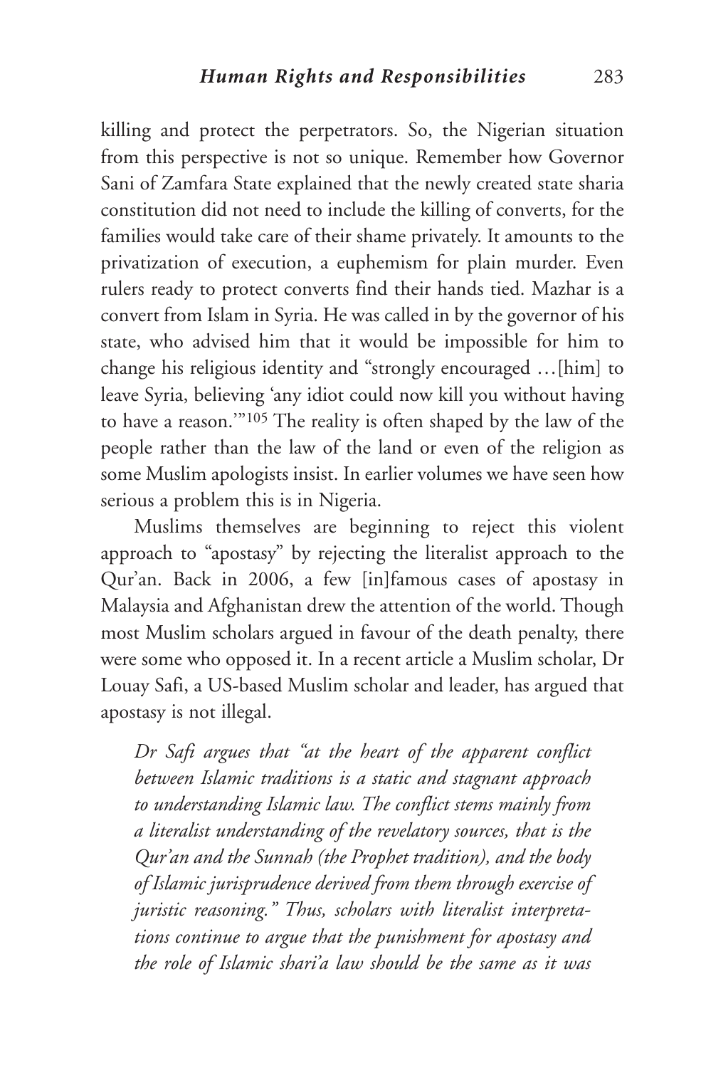killing and protect the perpetrators. So, the Nigerian situation from this perspective is not so unique. Remember how Governor Sani of Zamfara State explained that the newly created state sharia constitution did not need to include the killing of converts, for the families would take care of their shame privately. It amounts to the privatization of execution, a euphemism for plain murder. Even rulers ready to protect converts find their hands tied. Mazhar is a convert from Islam in Syria. He was called in by the governor of his state, who advised him that it would be impossible for him to change his religious identity and "strongly encouraged …[him] to leave Syria, believing 'any idiot could now kill you without having to have a reason.'"[105] The reality is often shaped by the law of the people rather than the law of the land or even of the religion as some Muslim apologists insist. In earlier volumes we have seen how serious a problem this is in Nigeria.

Muslims themselves are beginning to reject this violent approach to "apostasy" by rejecting the literalist approach to the Qur'an. Back in 2006, a few [in]famous cases of apostasy in Malaysia and Afghanistan drew the attention of the world. Though most Muslim scholars argued in favour of the death penalty, there were some who opposed it. In a recent article a Muslim scholar, Dr Louay Safi, a US-based Muslim scholar and leader, has argued that apostasy is not illegal.

*Dr Safi argues that "at the heart of the apparent conflict between Islamic traditions is a static and stagnant approach to understanding Islamic law. The conflict stems mainly from a literalist understanding of the revelatory sources, that is the Qur'an and the Sunnah (the Prophet tradition), and the body of Islamic jurisprudence derived from them through exercise of juristic reasoning." Thus, scholars with literalist interpretations continue to argue that the punishment for apostasy and the role of Islamic shari'a law should be the same as it was*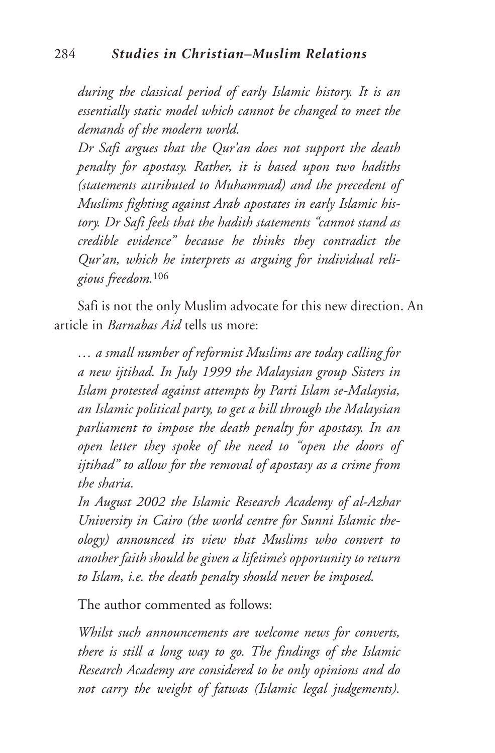*during the classical period of early Islamic history. It is an essentially static model which cannot be changed to meet the demands of the modern world.*

*Dr Safi argues that the Qur'an does not support the death penalty for apostasy. Rather, it is based upon two hadiths (statements attributed to Muhammad) and the precedent of Muslims fighting against Arab apostates in early Islamic history. Dr Safi feels that the hadith statements "cannot stand as credible evidence" because he thinks they contradict the Qur'an, which he interprets as arguing for individual religious freedom.*[106]

Safi is not the only Muslim advocate for this new direction. An article in *Barnabas Aid* tells us more:

*… a small number of reformist Muslims are today calling for a new ijtihad. In July 1999 the Malaysian group Sisters in Islam protested against attempts by Parti Islam se-Malaysia, an Islamic political party, to get a bill through the Malaysian parliament to impose the death penalty for apostasy. In an open letter they spoke of the need to "open the doors of ijtihad" to allow for the removal of apostasy as a crime from the sharia.*

*In August 2002 the Islamic Research Academy of al-Azhar University in Cairo (the world centre for Sunni Islamic theology) announced its view that Muslims who convert to another faith should be given a lifetime's opportunity to return to Islam, i.e. the death penalty should never be imposed.*

The author commented as follows:

*Whilst such announcements are welcome news for converts, there is still a long way to go. The findings of the Islamic Research Academy are considered to be only opinions and do not carry the weight of fatwas (Islamic legal judgements).*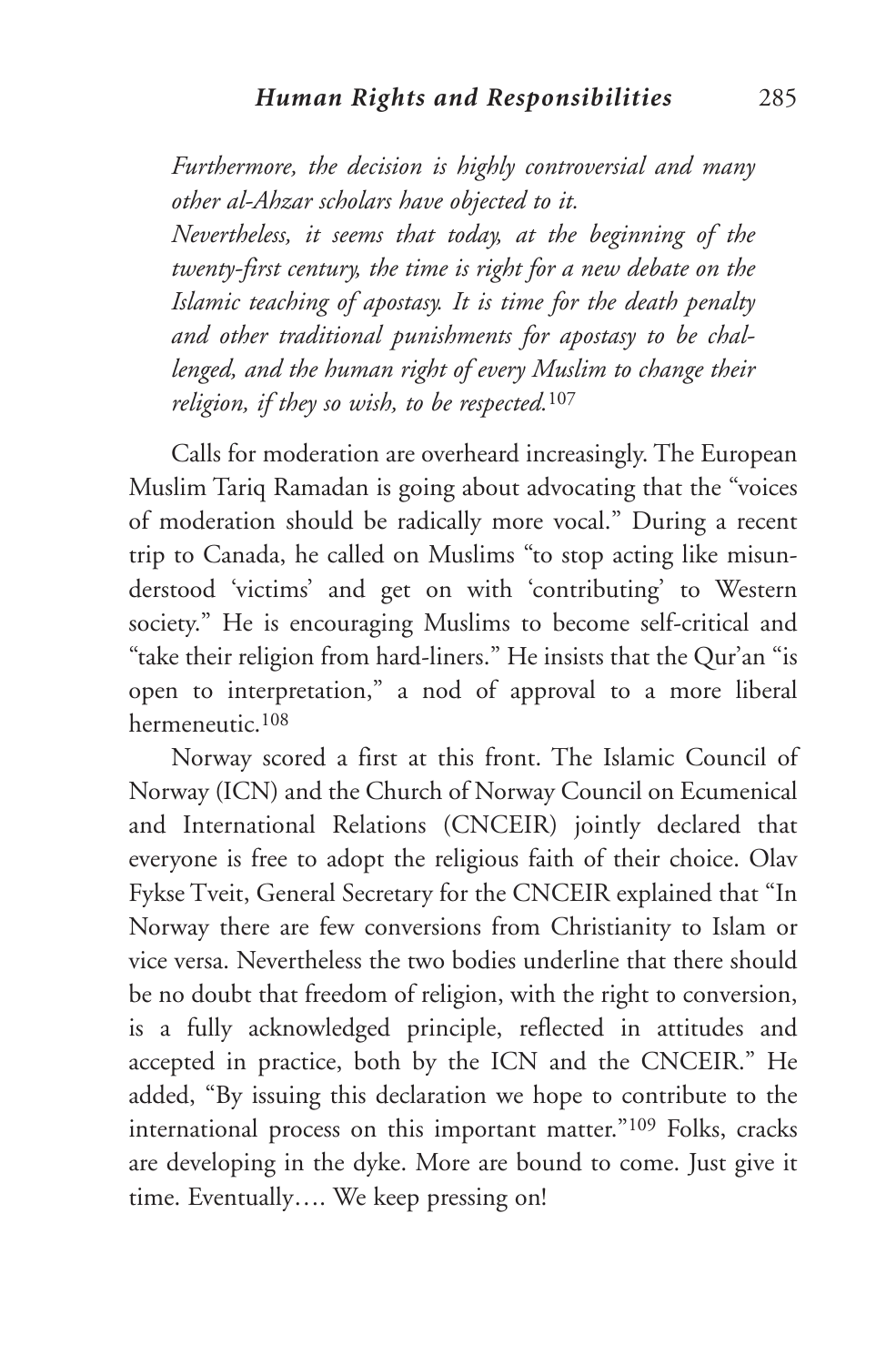*Furthermore, the decision is highly controversial and many other al-Ahzar scholars have objected to it.*

*Nevertheless, it seems that today, at the beginning of the twenty-first century, the time is right for a new debate on the Islamic teaching of apostasy. It is time for the death penalty and other traditional punishments for apostasy to be challenged, and the human right of every Muslim to change their religion, if they so wish, to be respected.*[107]

Calls for moderation are overheard increasingly. The European Muslim Tariq Ramadan is going about advocating that the "voices of moderation should be radically more vocal." During a recent trip to Canada, he called on Muslims "to stop acting like misunderstood 'victims' and get on with 'contributing' to Western society." He is encouraging Muslims to become self-critical and "take their religion from hard-liners." He insists that the Qur'an "is open to interpretation," a nod of approval to a more liberal hermeneutic.[108]

Norway scored a first at this front. The Islamic Council of Norway (ICN) and the Church of Norway Council on Ecumenical and International Relations (CNCEIR) jointly declared that everyone is free to adopt the religious faith of their choice. Olav Fykse Tveit, General Secretary for the CNCEIR explained that "In Norway there are few conversions from Christianity to Islam or vice versa. Nevertheless the two bodies underline that there should be no doubt that freedom of religion, with the right to conversion, is a fully acknowledged principle, reflected in attitudes and accepted in practice, both by the ICN and the CNCEIR." He added, "By issuing this declaration we hope to contribute to the international process on this important matter."[109] Folks, cracks are developing in the dyke. More are bound to come. Just give it time. Eventually…. We keep pressing on!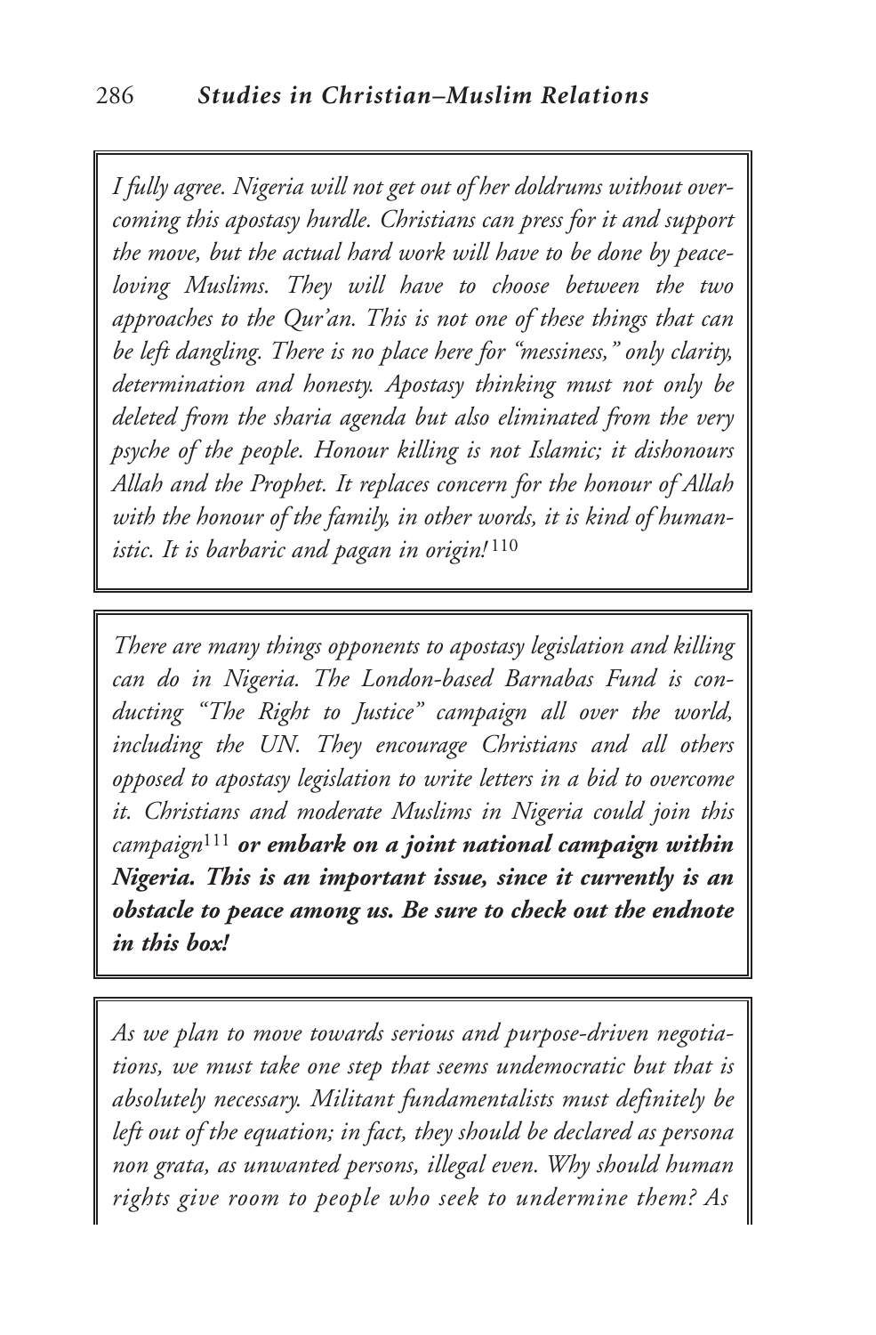*I fully agree. Nigeria will not get out of her doldrums without overcoming this apostasy hurdle. Christians can press for it and support the move, but the actual hard work will have to be done by peace-loving Muslims. They will have to choose between the two approaches to the Qur'an. This is not one of these things that can be left dangling. There is no place here for "messiness," only clarity, determination and honesty. Apostasy thinking must not only be deleted from the sharia agenda but also eliminated from the very psyche of the people. Honour killing is not Islamic; it dishonours Allah and the Prophet. It replaces concern for the honour of Allah with the honour of the family, in other words, it is kind of humanistic. It is barbaric and pagan in origin!*[110]

*There are many things opponents to apostasy legislation and killing can do in Nigeria. The London-based Barnabas Fund is conducting "The Right to Justice" campaign all over the world, including the UN. They encourage Christians and all others opposed to apostasy legislation to write letters in a bid to overcome it. Christians and moderate Muslims in Nigeria could join this campaign*[111] ***or embark on a joint national campaign within Nigeria. This is an important issue, since it currently is an obstacle to peace among us. Be sure to check out the endnote in this box!***

*As we plan to move towards serious and purpose-driven negotiations, we must take one step that seems undemocratic but that is absolutely necessary. Militant fundamentalists must definitely be left out of the equation; in fact, they should be declared as persona non grata, as unwanted persons, illegal even. Why should human rights give room to people who seek to undermine them? As*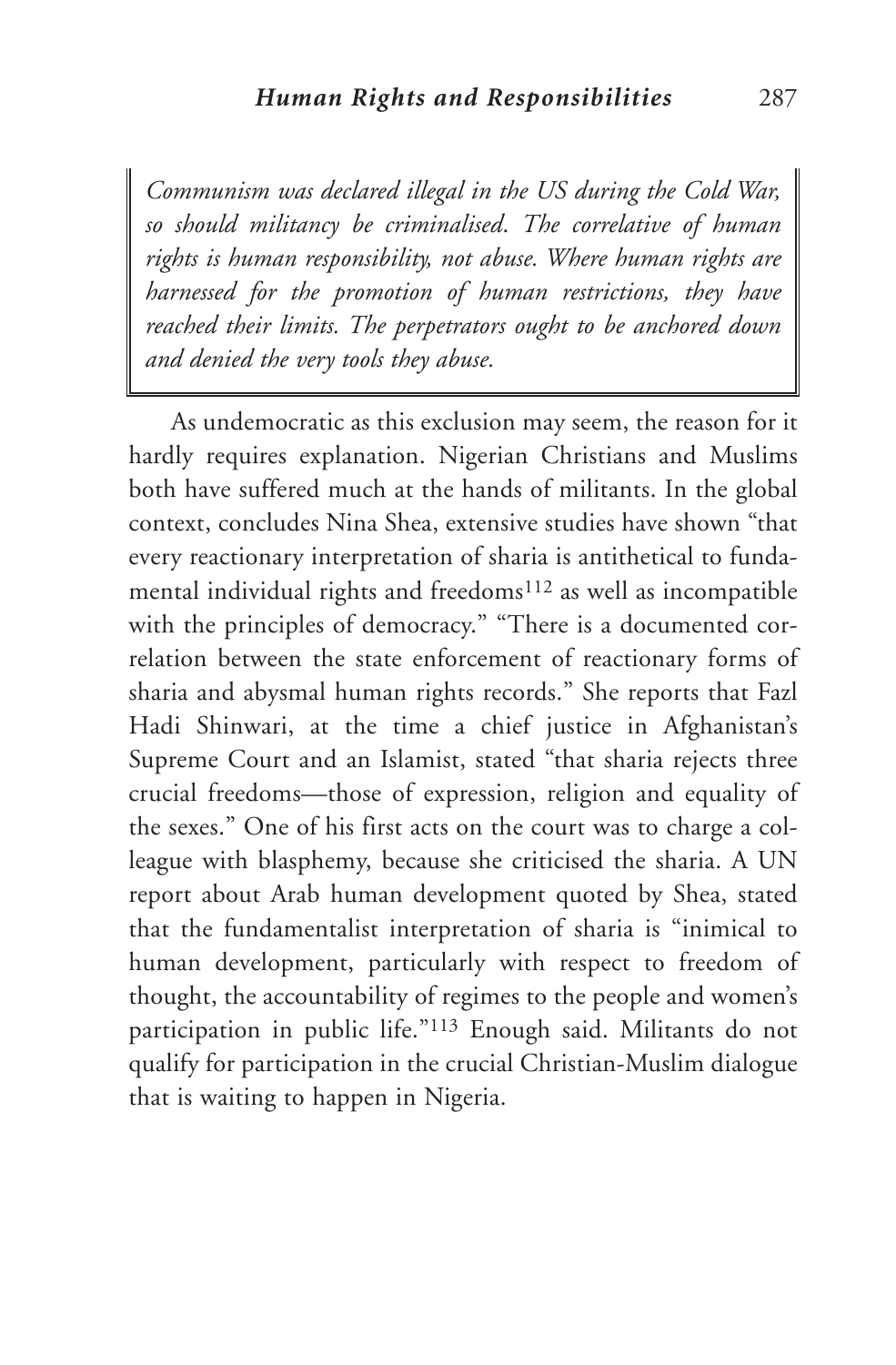> *Communism was declared illegal in the US during the Cold War, so should militancy be criminalised. The correlative of human rights is human responsibility, not abuse. Where human rights are harnessed for the promotion of human restrictions, they have reached their limits. The perpetrators ought to be anchored down and denied the very tools they abuse.*

As undemocratic as this exclusion may seem, the reason for it hardly requires explanation. Nigerian Christians and Muslims both have suffered much at the hands of militants. In the global context, concludes Nina Shea, extensive studies have shown "that every reactionary interpretation of sharia is antithetical to fundamental individual rights and freedoms[112] as well as incompatible with the principles of democracy." "There is a documented correlation between the state enforcement of reactionary forms of sharia and abysmal human rights records." She reports that Fazl Hadi Shinwari, at the time a chief justice in Afghanistan's Supreme Court and an Islamist, stated "that sharia rejects three crucial freedoms—those of expression, religion and equality of the sexes." One of his first acts on the court was to charge a colleague with blasphemy, because she criticised the sharia. A UN report about Arab human development quoted by Shea, stated that the fundamentalist interpretation of sharia is "inimical to human development, particularly with respect to freedom of thought, the accountability of regimes to the people and women's participation in public life."[113] Enough said. Militants do not qualify for participation in the crucial Christian-Muslim dialogue that is waiting to happen in Nigeria.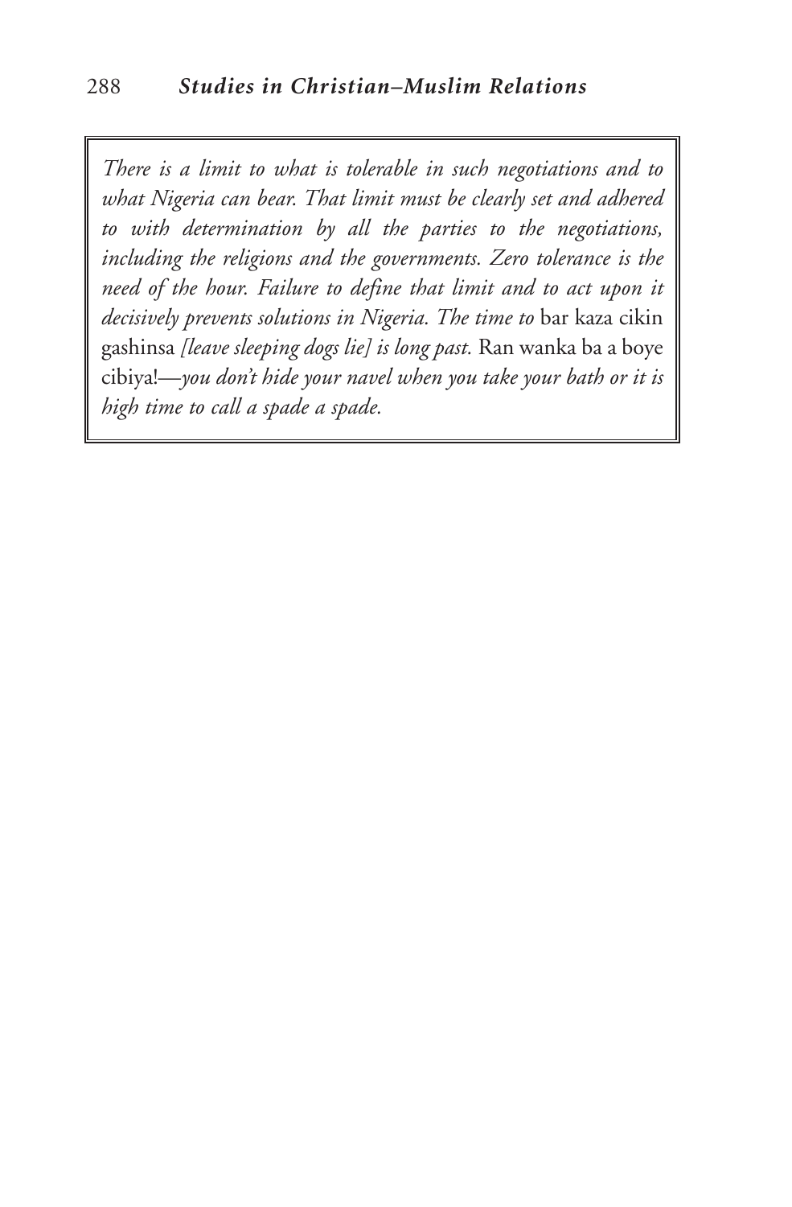*There is a limit to what is tolerable in such negotiations and to what Nigeria can bear. That limit must be clearly set and adhered to with determination by all the parties to the negotiations, including the religions and the governments. Zero tolerance is the need of the hour. Failure to define that limit and to act upon it decisively prevents solutions in Nigeria. The time to* bar kaza cikin gashinsa *[leave sleeping dogs lie] is long past.* Ran wanka ba a boye cibiya!—*you don't hide your navel when you take your bath or it is high time to call a spade a spade.*